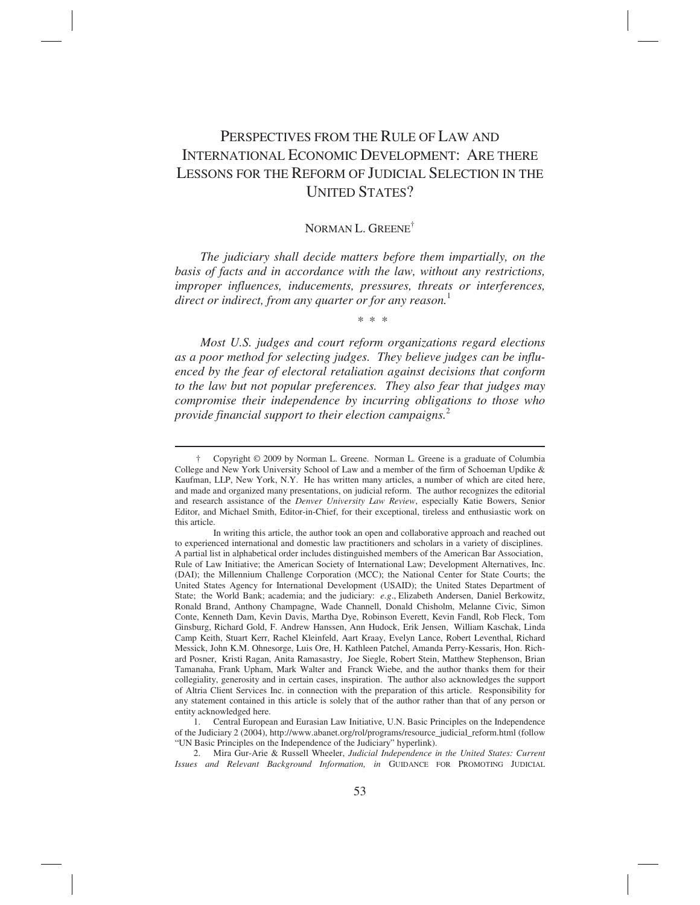# PERSPECTIVES FROM THE RULE OF LAW AND INTERNATIONAL ECONOMIC DEVELOPMENT: ARE THERE LESSONS FOR THE REFORM OF JUDICIAL SELECTION IN THE UNITED STATES?

NORMAN L. GREENE[†]

*The judiciary shall decide matters before them impartially, on the basis of facts and in accordance with the law, without any restrictions, improper influences, inducements, pressures, threats or interferences, direct or indirect, from any quarter or for any reason.*[1]

\* \* \*

*Most U.S. judges and court reform organizations regard elections as a poor method for selecting judges. They believe judges can be influenced by the fear of electoral retaliation against decisions that conform to the law but not popular preferences. They also fear that judges may compromise their independence by incurring obligations to those who provide financial support to their election campaigns.*[2]

---

† Copyright © 2009 by Norman L. Greene. Norman L. Greene is a graduate of Columbia College and New York University School of Law and a member of the firm of Schoeman Updike & Kaufman, LLP, New York, N.Y. He has written many articles, a number of which are cited here, and made and organized many presentations, on judicial reform. The author recognizes the editorial and research assistance of the *Denver University Law Review*, especially Katie Bowers, Senior Editor, and Michael Smith, Editor-in-Chief, for their exceptional, tireless and enthusiastic work on this article.

In writing this article, the author took an open and collaborative approach and reached out to experienced international and domestic law practitioners and scholars in a variety of disciplines. A partial list in alphabetical order includes distinguished members of the American Bar Association, Rule of Law Initiative; the American Society of International Law; Development Alternatives, Inc. (DAI); the Millennium Challenge Corporation (MCC); the National Center for State Courts; the United States Agency for International Development (USAID); the United States Department of State; the World Bank; academia; and the judiciary: *e.g.*, Elizabeth Andersen, Daniel Berkowitz, Ronald Brand, Anthony Champagne, Wade Channell, Donald Chisholm, Melanne Civic, Simon Conte, Kenneth Dam, Kevin Davis, Martha Dye, Robinson Everett, Kevin Fandl, Rob Fleck, Tom Ginsburg, Richard Gold, F. Andrew Hanssen, Ann Hudock, Erik Jensen, William Kaschak, Linda Camp Keith, Stuart Kerr, Rachel Kleinfeld, Aart Kraay, Evelyn Lance, Robert Leventhal, Richard Messick, John K.M. Ohnesorge, Luis Ore, H. Kathleen Patchel, Amanda Perry-Kessaris, Hon. Richard Posner, Kristi Ragan, Anita Ramasastry, Joe Siegle, Robert Stein, Matthew Stephenson, Brian Tamanaha, Frank Upham, Mark Walter and Franck Wiebe, and the author thanks them for their collegiality, generosity and in certain cases, inspiration. The author also acknowledges the support of Altria Client Services Inc. in connection with the preparation of this article. Responsibility for any statement contained in this article is solely that of the author rather than that of any person or entity acknowledged here.

1. Central European and Eurasian Law Initiative, U.N. Basic Principles on the Independence of the Judiciary 2 (2004), http://www.abanet.org/rol/programs/resource_judicial_reform.html (follow "UN Basic Principles on the Independence of the Judiciary" hyperlink).

2. Mira Gur-Arie & Russell Wheeler, *Judicial Independence in the United States: Current Issues and Relevant Background Information, in* GUIDANCE FOR PROMOTING JUDICIAL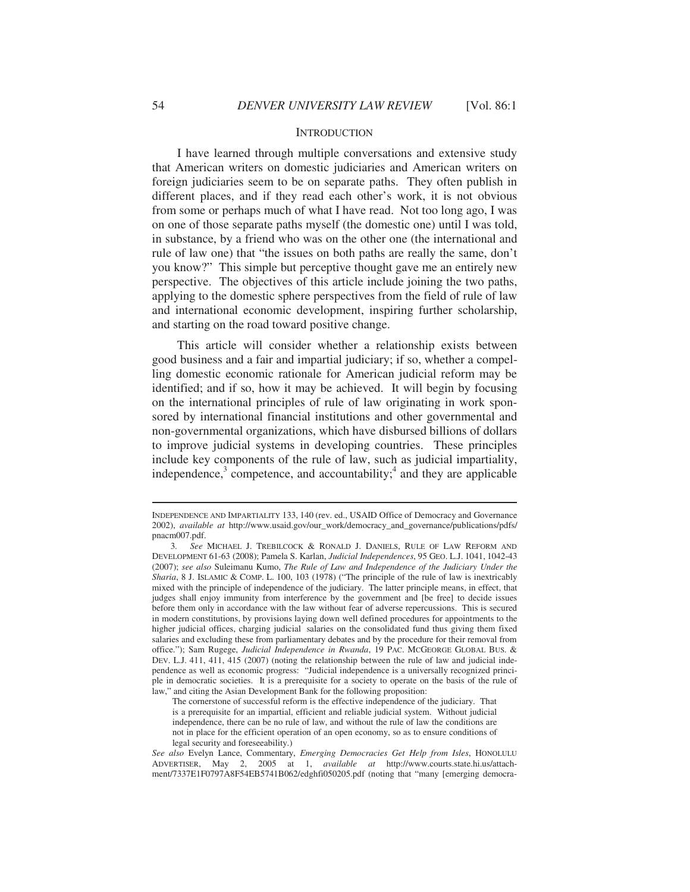## INTRODUCTION

I have learned through multiple conversations and extensive study that American writers on domestic judiciaries and American writers on foreign judiciaries seem to be on separate paths. They often publish in different places, and if they read each other's work, it is not obvious from some or perhaps much of what I have read. Not too long ago, I was on one of those separate paths myself (the domestic one) until I was told, in substance, by a friend who was on the other one (the international and rule of law one) that "the issues on both paths are really the same, don't you know?" This simple but perceptive thought gave me an entirely new perspective. The objectives of this article include joining the two paths, applying to the domestic sphere perspectives from the field of rule of law and international economic development, inspiring further scholarship, and starting on the road toward positive change.

This article will consider whether a relationship exists between good business and a fair and impartial judiciary; if so, whether a compelling domestic economic rationale for American judicial reform may be identified; and if so, how it may be achieved. It will begin by focusing on the international principles of rule of law originating in work sponsored by international financial institutions and other governmental and non-governmental organizations, which have disbursed billions of dollars to improve judicial systems in developing countries. These principles include key components of the rule of law, such as judicial impartiality, independence,[3] competence, and accountability;[4] and they are applicable

---

INDEPENDENCE AND IMPARTIALITY 133, 140 (rev. ed., USAID Office of Democracy and Governance 2002), *available at* http://www.usaid.gov/our_work/democracy_and_governance/publications/pdfs/pnacm007.pdf.

3. *See* MICHAEL J. TREBILCOCK & RONALD J. DANIELS, RULE OF LAW REFORM AND DEVELOPMENT 61-63 (2008); Pamela S. Karlan, *Judicial Independences*, 95 GEO. L.J. 1041, 1042-43 (2007); *see also* Suleimanu Kumo, *The Rule of Law and Independence of the Judiciary Under the Sharia*, 8 J. ISLAMIC & COMP. L. 100, 103 (1978) ("The principle of the rule of law is inextricably mixed with the principle of independence of the judiciary. The latter principle means, in effect, that judges shall enjoy immunity from interference by the government and [be free] to decide issues before them only in accordance with the law without fear of adverse repercussions. This is secured in modern constitutions, by provisions laying down well defined procedures for appointments to the higher judicial offices, charging judicial salaries on the consolidated fund thus giving them fixed salaries and excluding these from parliamentary debates and by the procedure for their removal from office."); Sam Rugege, *Judicial Independence in Rwanda*, 19 PAC. MCGEORGE GLOBAL BUS. & DEV. L.J. 411, 411, 415 (2007) (noting the relationship between the rule of law and judicial independence as well as economic progress: "Judicial independence is a universally recognized principle in democratic societies. It is a prerequisite for a society to operate on the basis of the rule of law," and citing the Asian Development Bank for the following proposition:

> The cornerstone of successful reform is the effective independence of the judiciary. That is a prerequisite for an impartial, efficient and reliable judicial system. Without judicial independence, there can be no rule of law, and without the rule of law the conditions are not in place for the efficient operation of an open economy, so as to ensure conditions of legal security and foreseeability.)

*See also* Evelyn Lance, Commentary, *Emerging Democracies Get Help from Isles*, HONOLULU ADVERTISER, May 2, 2005 at 1, *available at* http://www.courts.state.hi.us/attachment/7337E1F0797A8F54EB5741B062/edghfi050205.pdf (noting that "many [emerging democra-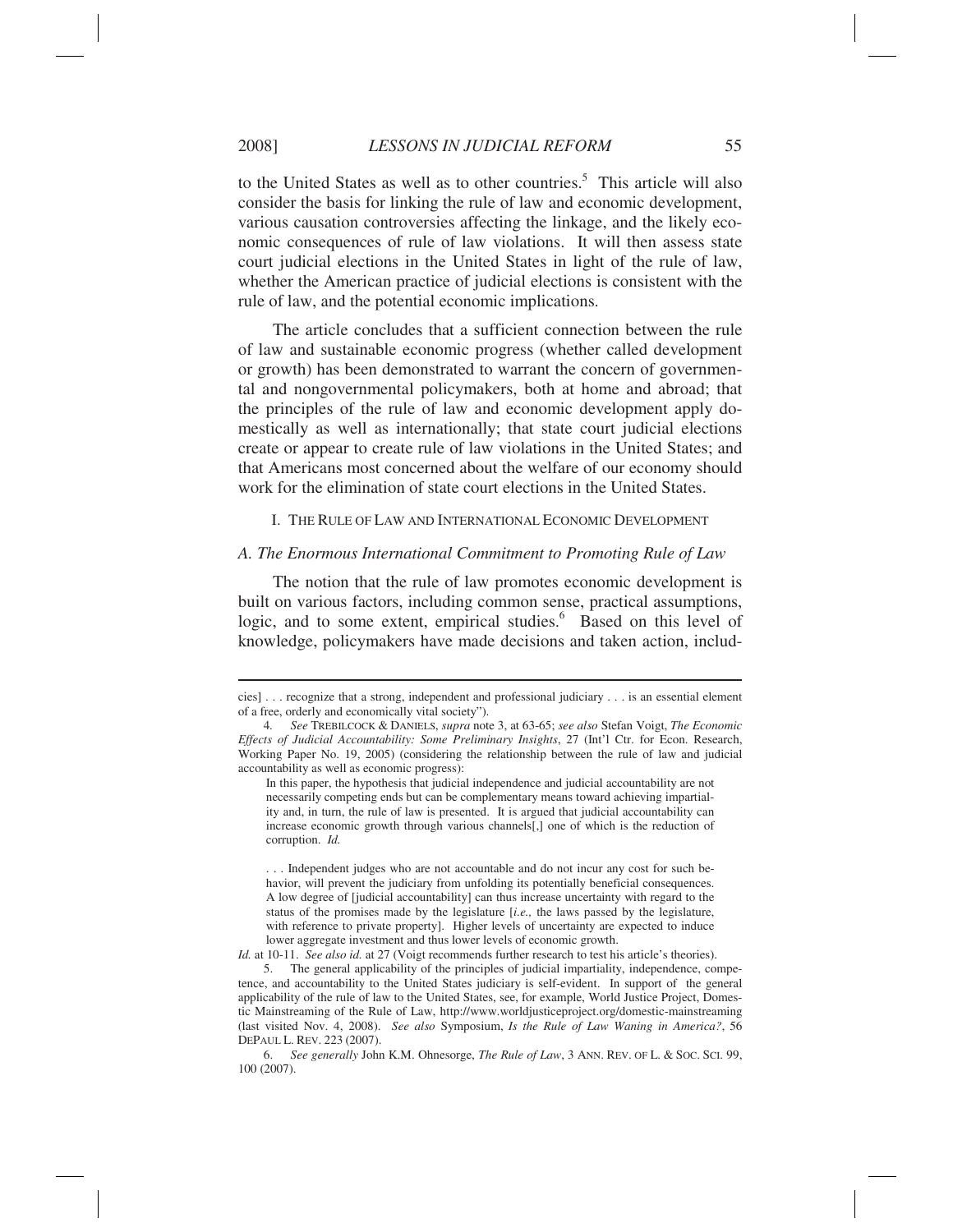to the United States as well as to other countries.[5] This article will also consider the basis for linking the rule of law and economic development, various causation controversies affecting the linkage, and the likely economic consequences of rule of law violations. It will then assess state court judicial elections in the United States in light of the rule of law, whether the American practice of judicial elections is consistent with the rule of law, and the potential economic implications.

The article concludes that a sufficient connection between the rule of law and sustainable economic progress (whether called development or growth) has been demonstrated to warrant the concern of governmental and nongovernmental policymakers, both at home and abroad; that the principles of the rule of law and economic development apply domestically as well as internationally; that state court judicial elections create or appear to create rule of law violations in the United States; and that Americans most concerned about the welfare of our economy should work for the elimination of state court elections in the United States.

## I. THE RULE OF LAW AND INTERNATIONAL ECONOMIC DEVELOPMENT

### *A. The Enormous International Commitment to Promoting Rule of Law*

The notion that the rule of law promotes economic development is built on various factors, including common sense, practical assumptions, logic, and to some extent, empirical studies.[6] Based on this level of knowledge, policymakers have made decisions and taken action, includ-

---

cies] . . . recognize that a strong, independent and professional judiciary . . . is an essential element of a free, orderly and economically vital society").

4. *See* TREBILCOCK & DANIELS, *supra* note 3, at 63-65; *see also* Stefan Voigt, *The Economic Effects of Judicial Accountability: Some Preliminary Insights*, 27 (Int'l Ctr. for Econ. Research, Working Paper No. 19, 2005) (considering the relationship between the rule of law and judicial accountability as well as economic progress):

> In this paper, the hypothesis that judicial independence and judicial accountability are not necessarily competing ends but can be complementary means toward achieving impartiality and, in turn, the rule of law is presented. It is argued that judicial accountability can increase economic growth through various channels[,] one of which is the reduction of corruption. *Id.*
>
> . . . Independent judges who are not accountable and do not incur any cost for such behavior, will prevent the judiciary from unfolding its potentially beneficial consequences. A low degree of [judicial accountability] can thus increase uncertainty with regard to the status of the promises made by the legislature [*i.e.*, the laws passed by the legislature, with reference to private property]. Higher levels of uncertainty are expected to induce lower aggregate investment and thus lower levels of economic growth.

*Id.* at 10-11. *See also id.* at 27 (Voigt recommends further research to test his article's theories).

5. The general applicability of the principles of judicial impartiality, independence, competence, and accountability to the United States judiciary is self-evident. In support of the general applicability of the rule of law to the United States, see, for example, World Justice Project, Domestic Mainstreaming of the Rule of Law, http://www.worldjusticeproject.org/domestic-mainstreaming (last visited Nov. 4, 2008). *See also* Symposium, *Is the Rule of Law Waning in America?*, 56 DEPAUL L. REV. 223 (2007).

6. *See generally* John K.M. Ohnesorge, *The Rule of Law*, 3 ANN. REV. OF L. & SOC. SCI. 99, 100 (2007).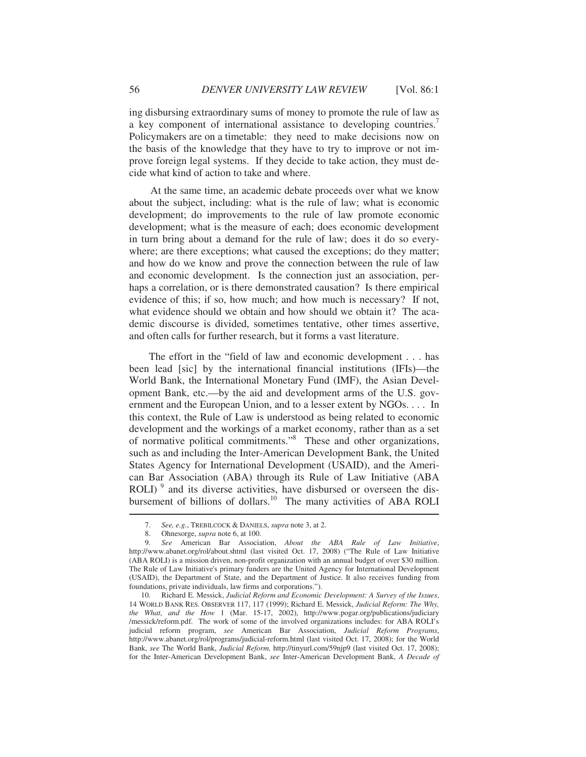ing disbursing extraordinary sums of money to promote the rule of law as a key component of international assistance to developing countries.[7] Policymakers are on a timetable: they need to make decisions now on the basis of the knowledge that they have to try to improve or not improve foreign legal systems. If they decide to take action, they must decide what kind of action to take and where.

At the same time, an academic debate proceeds over what we know about the subject, including: what is the rule of law; what is economic development; do improvements to the rule of law promote economic development; what is the measure of each; does economic development in turn bring about a demand for the rule of law; does it do so everywhere; are there exceptions; what caused the exceptions; do they matter; and how do we know and prove the connection between the rule of law and economic development. Is the connection just an association, perhaps a correlation, or is there demonstrated causation? Is there empirical evidence of this; if so, how much; and how much is necessary? If not, what evidence should we obtain and how should we obtain it? The academic discourse is divided, sometimes tentative, other times assertive, and often calls for further research, but it forms a vast literature.

The effort in the "field of law and economic development . . . has been lead [sic] by the international financial institutions (IFIs)—the World Bank, the International Monetary Fund (IMF), the Asian Development Bank, etc.—by the aid and development arms of the U.S. government and the European Union, and to a lesser extent by NGOs. . . . In this context, the Rule of Law is understood as being related to economic development and the workings of a market economy, rather than as a set of normative political commitments."[8] These and other organizations, such as and including the Inter-American Development Bank, the United States Agency for International Development (USAID), and the American Bar Association (ABA) through its Rule of Law Initiative (ABA ROLI)[9] and its diverse activities, have disbursed or overseen the disbursement of billions of dollars.[10] The many activities of ABA ROLI

---

7. *See, e.g.*, TREBILCOCK & DANIELS, *supra* note 3, at 2.

8. Ohnesorge, *supra* note 6, at 100.

9. *See* American Bar Association, *About the ABA Rule of Law Initiative*, http://www.abanet.org/rol/about.shtml (last visited Oct. 17, 2008) ("The Rule of Law Initiative (ABA ROLI) is a mission driven, non-profit organization with an annual budget of over $30 million. The Rule of Law Initiative's primary funders are the United Agency for International Development (USAID), the Department of State, and the Department of Justice. It also receives funding from foundations, private individuals, law firms and corporations.").

10. Richard E. Messick, *Judicial Reform and Economic Development: A Survey of the Issues*, 14 WORLD BANK RES. OBSERVER 117, 117 (1999); Richard E. Messick, *Judicial Reform: The Why, the What, and the How* 1 (Mar. 15-17, 2002), http://www.pogar.org/publications/judiciary/messick/reform.pdf. The work of some of the involved organizations includes: for ABA ROLI's judicial reform program, *see* American Bar Association, *Judicial Reform Programs*, http://www.abanet.org/rol/programs/judicial-reform.html (last visited Oct. 17, 2008); for the World Bank, *see* The World Bank, *Judicial Reform,* http://tinyurl.com/59njp9 (last visited Oct. 17, 2008); for the Inter-American Development Bank, *see* Inter-American Development Bank, *A Decade of*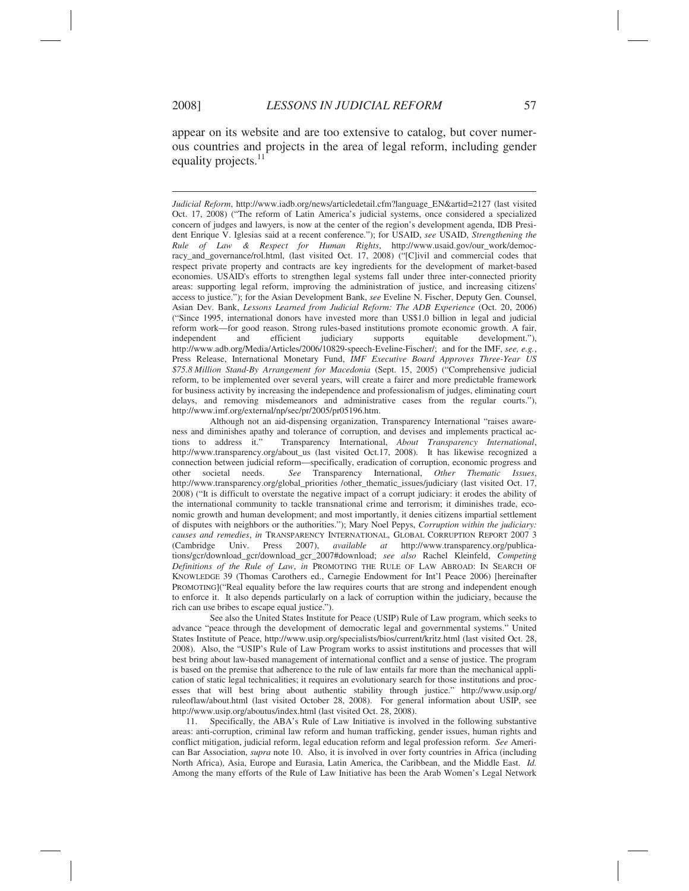appear on its website and are too extensive to catalog, but cover numerous countries and projects in the area of legal reform, including gender equality projects.[11]

---

*Judicial Reform*, http://www.iadb.org/news/articledetail.cfm?language_EN&artid=2127 (last visited Oct. 17, 2008) ("The reform of Latin America's judicial systems, once considered a specialized concern of judges and lawyers, is now at the center of the region's development agenda, IDB President Enrique V. Iglesias said at a recent conference."); for USAID, *see* USAID, *Strengthening the Rule of Law & Respect for Human Rights*, http://www.usaid.gov/our_work/democracy_and_governance/rol.html, (last visited Oct. 17, 2008) ("[C]ivil and commercial codes that respect private property and contracts are key ingredients for the development of market-based economies. USAID's efforts to strengthen legal systems fall under three inter-connected priority areas: supporting legal reform, improving the administration of justice, and increasing citizens' access to justice."); for the Asian Development Bank, *see* Eveline N. Fischer, Deputy Gen. Counsel, Asian Dev. Bank, *Lessons Learned from Judicial Reform: The ADB Experience* (Oct. 20, 2006) ("Since 1995, international donors have invested more than US$1.0 billion in legal and judicial reform work—for good reason. Strong rules-based institutions promote economic growth. A fair, independent and efficient judiciary supports equitable development."), http://www.adb.org/Media/Articles/2006/10829-speech-Eveline-Fischer/; and for the IMF, *see, e.g.*, Press Release, International Monetary Fund, *IMF Executive Board Approves Three-Year US $75.8 Million Stand-By Arrangement for Macedonia* (Sept. 15, 2005) ("Comprehensive judicial reform, to be implemented over several years, will create a fairer and more predictable framework for business activity by increasing the independence and professionalism of judges, eliminating court delays, and removing misdemeanors and administrative cases from the regular courts."), http://www.imf.org/external/np/sec/pr/2005/pr05196.htm.

Although not an aid-dispensing organization, Transparency International "raises awareness and diminishes apathy and tolerance of corruption, and devises and implements practical actions to address it." Transparency International, *About Transparency International*, http://www.transparency.org/about_us (last visited Oct.17, 2008). It has likewise recognized a connection between judicial reform—specifically, eradication of corruption, economic progress and other societal needs. *See* Transparency International, *Other Thematic Issues*, http://www.transparency.org/global_priorities /other_thematic_issues/judiciary (last visited Oct. 17, 2008) ("It is difficult to overstate the negative impact of a corrupt judiciary: it erodes the ability of the international community to tackle transnational crime and terrorism; it diminishes trade, economic growth and human development; and most importantly, it denies citizens impartial settlement of disputes with neighbors or the authorities."); Mary Noel Pepys, *Corruption within the judiciary: causes and remedies*, *in* TRANSPARENCY INTERNATIONAL, GLOBAL CORRUPTION REPORT 2007 3 (Cambridge Univ. Press 2007), *available at* http://www.transparency.org/publications/gcr/download_gcr/download_gcr_2007#download; *see also* Rachel Kleinfeld, *Competing Definitions of the Rule of Law*, *in* PROMOTING THE RULE OF LAW ABROAD: IN SEARCH OF KNOWLEDGE 39 (Thomas Carothers ed., Carnegie Endowment for Int'l Peace 2006) [hereinafter PROMOTING]("Real equality before the law requires courts that are strong and independent enough to enforce it. It also depends particularly on a lack of corruption within the judiciary, because the rich can use bribes to escape equal justice.").

See also the United States Institute for Peace (USIP) Rule of Law program, which seeks to advance "peace through the development of democratic legal and governmental systems." United States Institute of Peace, http://www.usip.org/specialists/bios/current/kritz.html (last visited Oct. 28, 2008). Also, the "USIP's Rule of Law Program works to assist institutions and processes that will best bring about law-based management of international conflict and a sense of justice. The program is based on the premise that adherence to the rule of law entails far more than the mechanical application of static legal technicalities; it requires an evolutionary search for those institutions and processes that will best bring about authentic stability through justice." http://www.usip.org/ruleoflaw/about.html (last visited October 28, 2008). For general information about USIP, see http://www.usip.org/aboutus/index.html (last visited Oct. 28, 2008).

11. Specifically, the ABA's Rule of Law Initiative is involved in the following substantive areas: anti-corruption, criminal law reform and human trafficking, gender issues, human rights and conflict mitigation, judicial reform, legal education reform and legal profession reform. *See* American Bar Association, *supra* note 10. Also, it is involved in over forty countries in Africa (including North Africa), Asia, Europe and Eurasia, Latin America, the Caribbean, and the Middle East. *Id.* Among the many efforts of the Rule of Law Initiative has been the Arab Women's Legal Network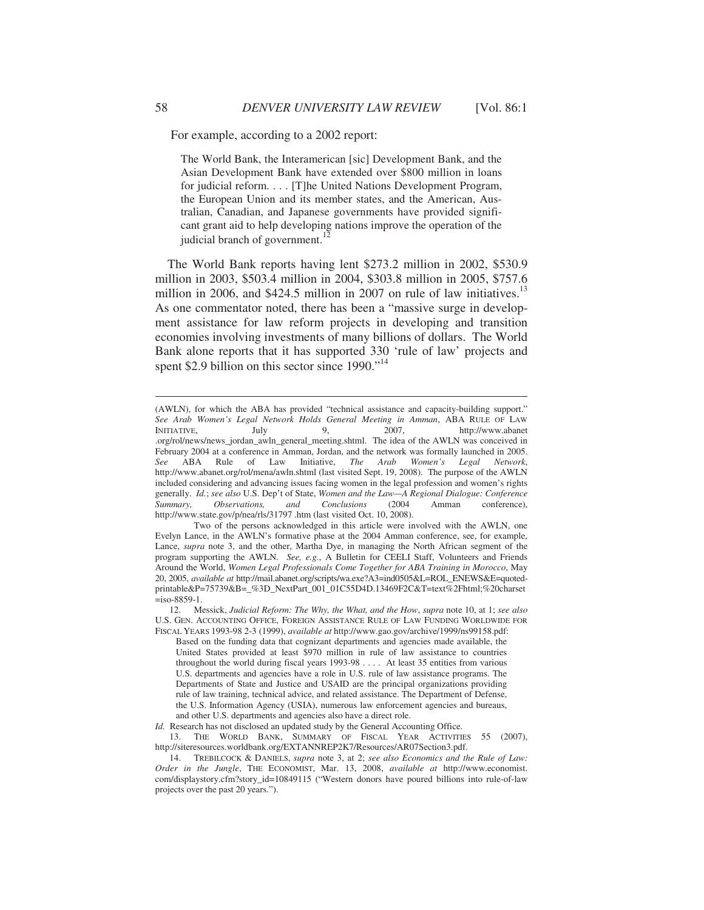For example, according to a 2002 report:

> The World Bank, the Interamerican [sic] Development Bank, and the Asian Development Bank have extended over $800 million in loans for judicial reform. . . . [T]he United Nations Development Program, the European Union and its member states, and the American, Australian, Canadian, and Japanese governments have provided significant grant aid to help developing nations improve the operation of the judicial branch of government.[12]

The World Bank reports having lent $273.2 million in 2002, $530.9 million in 2003, $503.4 million in 2004, $303.8 million in 2005, $757.6 million in 2006, and $424.5 million in 2007 on rule of law initiatives.[13] As one commentator noted, there has been a "massive surge in development assistance for law reform projects in developing and transition economies involving investments of many billions of dollars. The World Bank alone reports that it has supported 330 'rule of law' projects and spent $2.9 billion on this sector since 1990."[14]

---

(AWLN), for which the ABA has provided "technical assistance and capacity-building support." *See Arab Women's Legal Network Holds General Meeting in Amman*, ABA RULE OF LAW INITIATIVE, July 9, 2007, http://www.abanet.org/rol/news/news_jordan_awln_general_meeting.shtml. The idea of the AWLN was conceived in February 2004 at a conference in Amman, Jordan, and the network was formally launched in 2005. *See* ABA Rule of Law Initiative, *The Arab Women's Legal Network*, http://www.abanet.org/rol/mena/awln.shtml (last visited Sept. 19, 2008). The purpose of the AWLN included considering and advancing issues facing women in the legal profession and women's rights generally. *Id.*; *see also* U.S. Dep't of State, *Women and the Law—A Regional Dialogue: Conference Summary, Observations, and Conclusions* (2004 Amman conference), http://www.state.gov/p/nea/rls/31797 .htm (last visited Oct. 10, 2008).

Two of the persons acknowledged in this article were involved with the AWLN, one Evelyn Lance, in the AWLN's formative phase at the 2004 Amman conference, see, for example, Lance, *supra* note 3, and the other, Martha Dye, in managing the North African segment of the program supporting the AWLN. *See, e.g.*, A Bulletin for CEELI Staff, Volunteers and Friends Around the World, *Women Legal Professionals Come Together for ABA Training in Morocco*, May 20, 2005, *available at* http://mail.abanet.org/scripts/wa.exe?A3=ind0505&L=ROL_ENEWS&E=quoted-printable&P=75739&B=_%3D_NextPart_001_01C55D4D.13469F2C&T=text%2Fhtml;%20charset=iso-8859-1.

12. Messick, *Judicial Reform: The Why, the What, and the How*, *supra* note 10, at 1; *see also* U.S. GEN. ACCOUNTING OFFICE, FOREIGN ASSISTANCE RULE OF LAW FUNDING WORLDWIDE FOR FISCAL YEARS 1993-98 2-3 (1999), *available at* http://www.gao.gov/archive/1999/ns99158.pdf:

> Based on the funding data that cognizant departments and agencies made available, the United States provided at least $970 million in rule of law assistance to countries throughout the world during fiscal years 1993-98 . . . . At least 35 entities from various U.S. departments and agencies have a role in U.S. rule of law assistance programs. The Departments of State and Justice and USAID are the principal organizations providing rule of law training, technical advice, and related assistance. The Department of Defense, the U.S. Information Agency (USIA), numerous law enforcement agencies and bureaus, and other U.S. departments and agencies also have a direct role.

*Id.* Research has not disclosed an updated study by the General Accounting Office.

13. THE WORLD BANK, SUMMARY OF FISCAL YEAR ACTIVITIES 55 (2007), http://siteresources.worldbank.org/EXTANNREP2K7/Resources/AR07Section3.pdf.

14. TREBILCOCK & DANIELS, *supra* note 3, at 2; *see also Economics and the Rule of Law: Order in the Jungle*, THE ECONOMIST, Mar. 13, 2008, *available at* http://www.economist.com/displaystory.cfm?story_id=10849115 ("Western donors have poured billions into rule-of-law projects over the past 20 years.").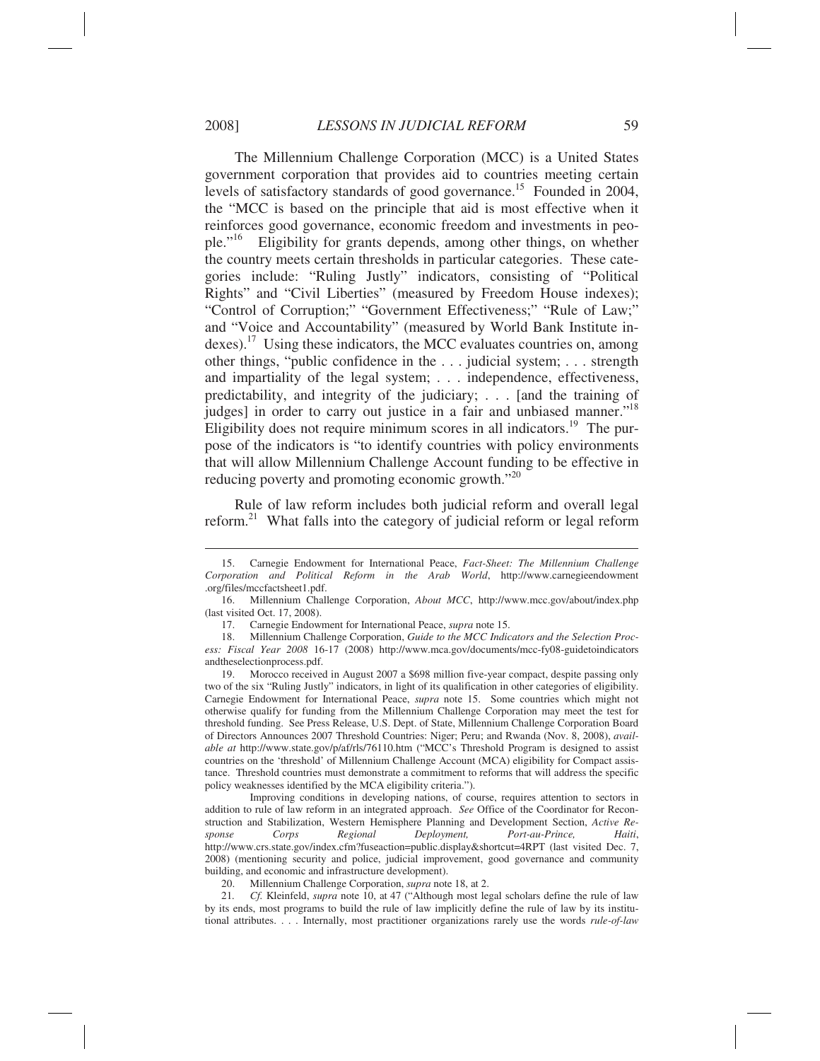The Millennium Challenge Corporation (MCC) is a United States government corporation that provides aid to countries meeting certain levels of satisfactory standards of good governance.[15] Founded in 2004, the "MCC is based on the principle that aid is most effective when it reinforces good governance, economic freedom and investments in people."[16] Eligibility for grants depends, among other things, on whether the country meets certain thresholds in particular categories. These categories include: "Ruling Justly" indicators, consisting of "Political Rights" and "Civil Liberties" (measured by Freedom House indexes); "Control of Corruption;" "Government Effectiveness;" "Rule of Law;" and "Voice and Accountability" (measured by World Bank Institute indexes).[17] Using these indicators, the MCC evaluates countries on, among other things, "public confidence in the . . . judicial system; . . . strength and impartiality of the legal system; . . . independence, effectiveness, predictability, and integrity of the judiciary; . . . [and the training of judges] in order to carry out justice in a fair and unbiased manner."[18] Eligibility does not require minimum scores in all indicators.[19] The purpose of the indicators is "to identify countries with policy environments that will allow Millennium Challenge Account funding to be effective in reducing poverty and promoting economic growth."[20]

Rule of law reform includes both judicial reform and overall legal reform.[21] What falls into the category of judicial reform or legal reform

---

15. Carnegie Endowment for International Peace, *Fact-Sheet: The Millennium Challenge Corporation and Political Reform in the Arab World*, http://www.carnegieendowment .org/files/mccfactsheet1.pdf.

16. Millennium Challenge Corporation, *About MCC*, http://www.mcc.gov/about/index.php (last visited Oct. 17, 2008).

17. Carnegie Endowment for International Peace, *supra* note 15.

18. Millennium Challenge Corporation, *Guide to the MCC Indicators and the Selection Process: Fiscal Year 2008* 16-17 (2008) http://www.mca.gov/documents/mcc-fy08-guidetoindicators andtheselectionprocess.pdf.

19. Morocco received in August 2007 a $698 million five-year compact, despite passing only two of the six "Ruling Justly" indicators, in light of its qualification in other categories of eligibility. Carnegie Endowment for International Peace, *supra* note 15. Some countries which might not otherwise qualify for funding from the Millennium Challenge Corporation may meet the test for threshold funding. See Press Release, U.S. Dept. of State, Millennium Challenge Corporation Board of Directors Announces 2007 Threshold Countries: Niger; Peru; and Rwanda (Nov. 8, 2008), *available at* http://www.state.gov/p/af/rls/76110.htm ("MCC's Threshold Program is designed to assist countries on the 'threshold' of Millennium Challenge Account (MCA) eligibility for Compact assistance. Threshold countries must demonstrate a commitment to reforms that will address the specific policy weaknesses identified by the MCA eligibility criteria.").

Improving conditions in developing nations, of course, requires attention to sectors in addition to rule of law reform in an integrated approach. *See* Office of the Coordinator for Reconstruction and Stabilization, Western Hemisphere Planning and Development Section, *Active Response Corps Regional Deployment, Port-au-Prince, Haiti*, http://www.crs.state.gov/index.cfm?fuseaction=public.display&shortcut=4RPT (last visited Dec. 7, 2008) (mentioning security and police, judicial improvement, good governance and community building, and economic and infrastructure development).

20. Millennium Challenge Corporation, *supra* note 18, at 2.

21. *Cf.* Kleinfeld, *supra* note 10, at 47 ("Although most legal scholars define the rule of law by its ends, most programs to build the rule of law implicitly define the rule of law by its institutional attributes. . . . Internally, most practitioner organizations rarely use the words *rule-of-law*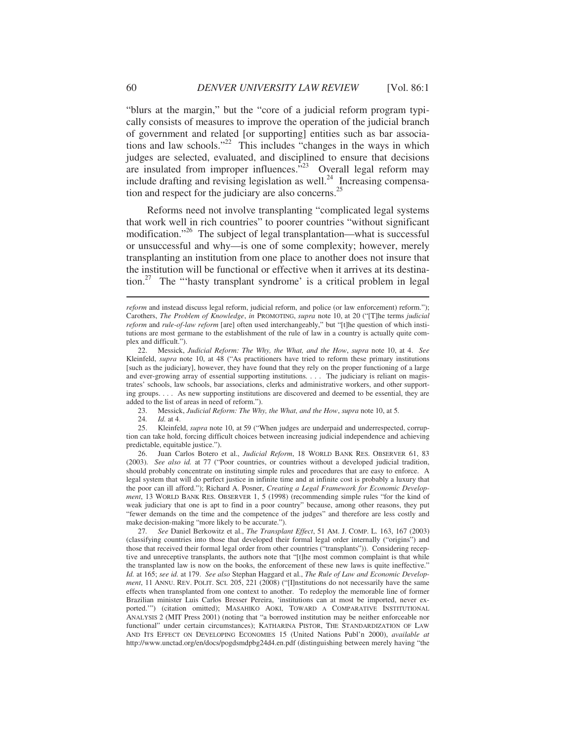"blurs at the margin," but the "core of a judicial reform program typically consists of measures to improve the operation of the judicial branch of government and related [or supporting] entities such as bar associations and law schools."[22] This includes "changes in the ways in which judges are selected, evaluated, and disciplined to ensure that decisions are insulated from improper influences."[23] Overall legal reform may include drafting and revising legislation as well.[24] Increasing compensation and respect for the judiciary are also concerns.[25]

Reforms need not involve transplanting "complicated legal systems that work well in rich countries" to poorer countries "without significant modification."[26] The subject of legal transplantation—what is successful or unsuccessful and why—is one of some complexity; however, merely transplanting an institution from one place to another does not insure that the institution will be functional or effective when it arrives at its destination.[27] The "'hasty transplant syndrome' is a critical problem in legal

---

*reform* and instead discuss legal reform, judicial reform, and police (or law enforcement) reform."); Carothers, *The Problem of Knowledge*, *in* PROMOTING, *supra* note 10, at 20 ("[T]he terms *judicial reform* and *rule-of-law reform* [are] often used interchangeably," but "[t]he question of which institutions are most germane to the establishment of the rule of law in a country is actually quite complex and difficult.").

22. Messick, *Judicial Reform: The Why, the What, and the How*, *supra* note 10, at 4. *See* Kleinfeld, *supra* note 10, at 48 ("As practitioners have tried to reform these primary institutions [such as the judiciary], however, they have found that they rely on the proper functioning of a large and ever-growing array of essential supporting institutions. . . . The judiciary is reliant on magistrates' schools, law schools, bar associations, clerks and administrative workers, and other supporting groups. . . . As new supporting institutions are discovered and deemed to be essential, they are added to the list of areas in need of reform.").

23. Messick, *Judicial Reform: The Why, the What, and the How*, *supra* note 10, at 5.

24. *Id.* at 4.

25. Kleinfeld, *supra* note 10, at 59 ("When judges are underpaid and underrespected, corruption can take hold, forcing difficult choices between increasing judicial independence and achieving predictable, equitable justice.").

26. Juan Carlos Botero et al., *Judicial Reform*, 18 WORLD BANK RES. OBSERVER 61, 83 (2003). *See also id.* at 77 ("Poor countries, or countries without a developed judicial tradition, should probably concentrate on instituting simple rules and procedures that are easy to enforce. A legal system that will do perfect justice in infinite time and at infinite cost is probably a luxury that the poor can ill afford."); Richard A. Posner, *Creating a Legal Framework for Economic Development*, 13 WORLD BANK RES. OBSERVER 1, 5 (1998) (recommending simple rules "for the kind of weak judiciary that one is apt to find in a poor country" because, among other reasons, they put "fewer demands on the time and the competence of the judges" and therefore are less costly and make decision-making "more likely to be accurate.").

27. *See* Daniel Berkowitz et al., *The Transplant Effect*, 51 AM. J. COMP. L. 163, 167 (2003) (classifying countries into those that developed their formal legal order internally ("origins") and those that received their formal legal order from other countries ("transplants")). Considering receptive and unreceptive transplants, the authors note that "[t]he most common complaint is that while the transplanted law is now on the books, the enforcement of these new laws is quite ineffective." *Id.* at 165; *see id.* at 179. *See also* Stephan Haggard et al., *The Rule of Law and Economic Development*, 11 ANNU. REV. POLIT. SCI. 205, 221 (2008) ("[I]nstitutions do not necessarily have the same effects when transplanted from one context to another. To redeploy the memorable line of former Brazilian minister Luis Carlos Bresser Pereira, 'institutions can at most be imported, never exported.'") (citation omitted); MASAHIKO AOKI, TOWARD A COMPARATIVE INSTITUTIONAL ANALYSIS 2 (MIT Press 2001) (noting that "a borrowed institution may be neither enforceable nor functional" under certain circumstances); KATHARINA PISTOR, THE STANDARDIZATION OF LAW AND ITS EFFECT ON DEVELOPING ECONOMIES 15 (United Nations Publ'n 2000), *available at* http://www.unctad.org/en/docs/pogdsmdpbg24d4.en.pdf (distinguishing between merely having "the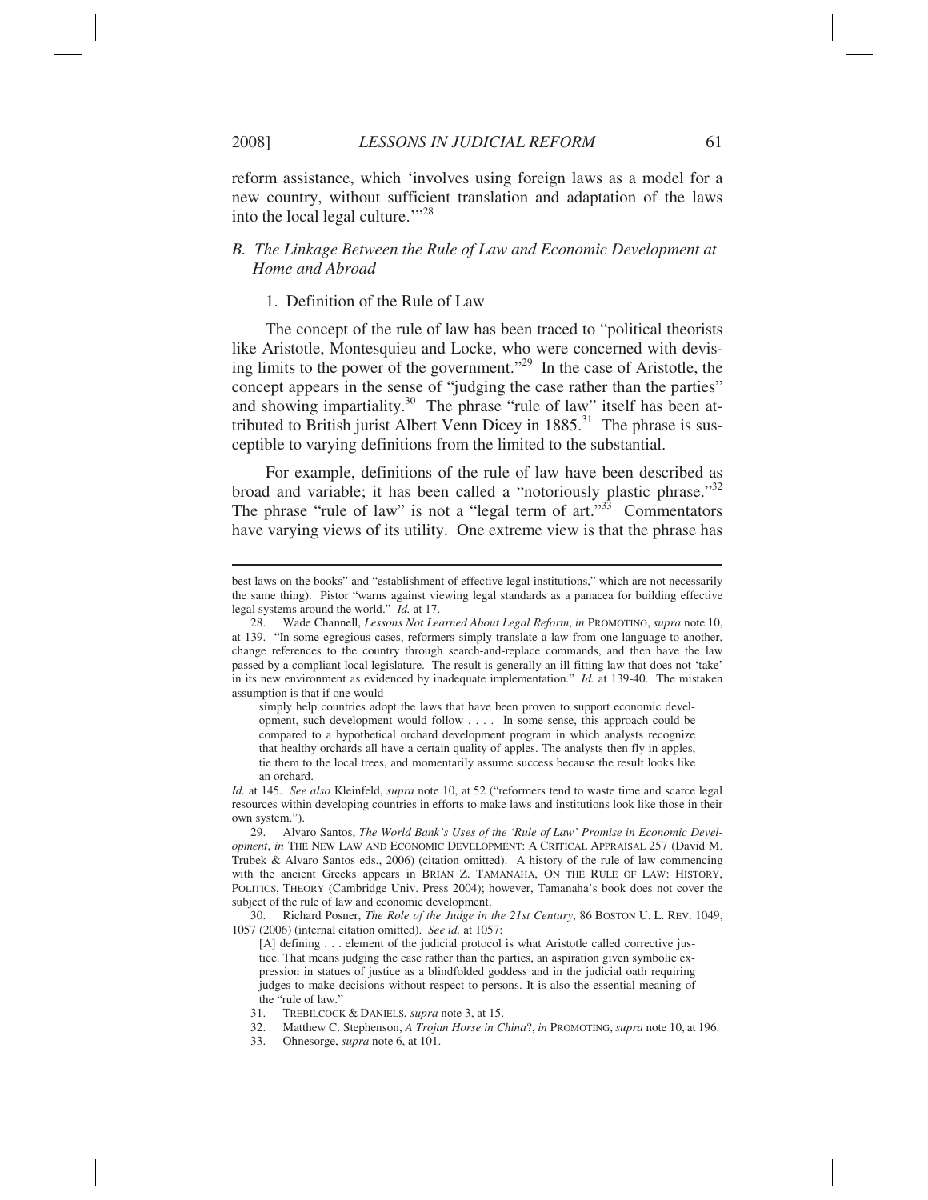reform assistance, which 'involves using foreign laws as a model for a new country, without sufficient translation and adaptation of the laws into the local legal culture.'"[28]

### *B. The Linkage Between the Rule of Law and Economic Development at Home and Abroad*

#### 1. Definition of the Rule of Law

The concept of the rule of law has been traced to "political theorists like Aristotle, Montesquieu and Locke, who were concerned with devising limits to the power of the government."[29] In the case of Aristotle, the concept appears in the sense of "judging the case rather than the parties" and showing impartiality.[30] The phrase "rule of law" itself has been attributed to British jurist Albert Venn Dicey in 1885.[31] The phrase is susceptible to varying definitions from the limited to the substantial.

For example, definitions of the rule of law have been described as broad and variable; it has been called a "notoriously plastic phrase."[32] The phrase "rule of law" is not a "legal term of art."[33] Commentators have varying views of its utility. One extreme view is that the phrase has

---

best laws on the books" and "establishment of effective legal institutions," which are not necessarily the same thing). Pistor "warns against viewing legal standards as a panacea for building effective legal systems around the world." *Id.* at 17.

28. Wade Channell, *Lessons Not Learned About Legal Reform*, *in* PROMOTING, *supra* note 10, at 139. "In some egregious cases, reformers simply translate a law from one language to another, change references to the country through search-and-replace commands, and then have the law passed by a compliant local legislature. The result is generally an ill-fitting law that does not 'take' in its new environment as evidenced by inadequate implementation." *Id.* at 139-40. The mistaken assumption is that if one would

> simply help countries adopt the laws that have been proven to support economic development, such development would follow . . . . In some sense, this approach could be compared to a hypothetical orchard development program in which analysts recognize that healthy orchards all have a certain quality of apples. The analysts then fly in apples, tie them to the local trees, and momentarily assume success because the result looks like an orchard.

*Id.* at 145. *See also* Kleinfeld, *supra* note 10, at 52 ("reformers tend to waste time and scarce legal resources within developing countries in efforts to make laws and institutions look like those in their own system.").

29. Alvaro Santos, *The World Bank's Uses of the 'Rule of Law' Promise in Economic Development*, *in* THE NEW LAW AND ECONOMIC DEVELOPMENT: A CRITICAL APPRAISAL 257 (David M. Trubek & Alvaro Santos eds., 2006) (citation omitted). A history of the rule of law commencing with the ancient Greeks appears in BRIAN Z. TAMANAHA, ON THE RULE OF LAW: HISTORY, POLITICS, THEORY (Cambridge Univ. Press 2004); however, Tamanaha's book does not cover the subject of the rule of law and economic development.

30. Richard Posner, *The Role of the Judge in the 21st Century*, 86 BOSTON U. L. REV. 1049, 1057 (2006) (internal citation omitted). *See id.* at 1057:

> [A] defining . . . element of the judicial protocol is what Aristotle called corrective justice. That means judging the case rather than the parties, an aspiration given symbolic expression in statues of justice as a blindfolded goddess and in the judicial oath requiring judges to make decisions without respect to persons. It is also the essential meaning of the "rule of law."

31. TREBILCOCK & DANIELS, *supra* note 3, at 15.

32. Matthew C. Stephenson, *A Trojan Horse in China*?, *in* PROMOTING, *supra* note 10, at 196.

33. Ohnesorge, *supra* note 6, at 101.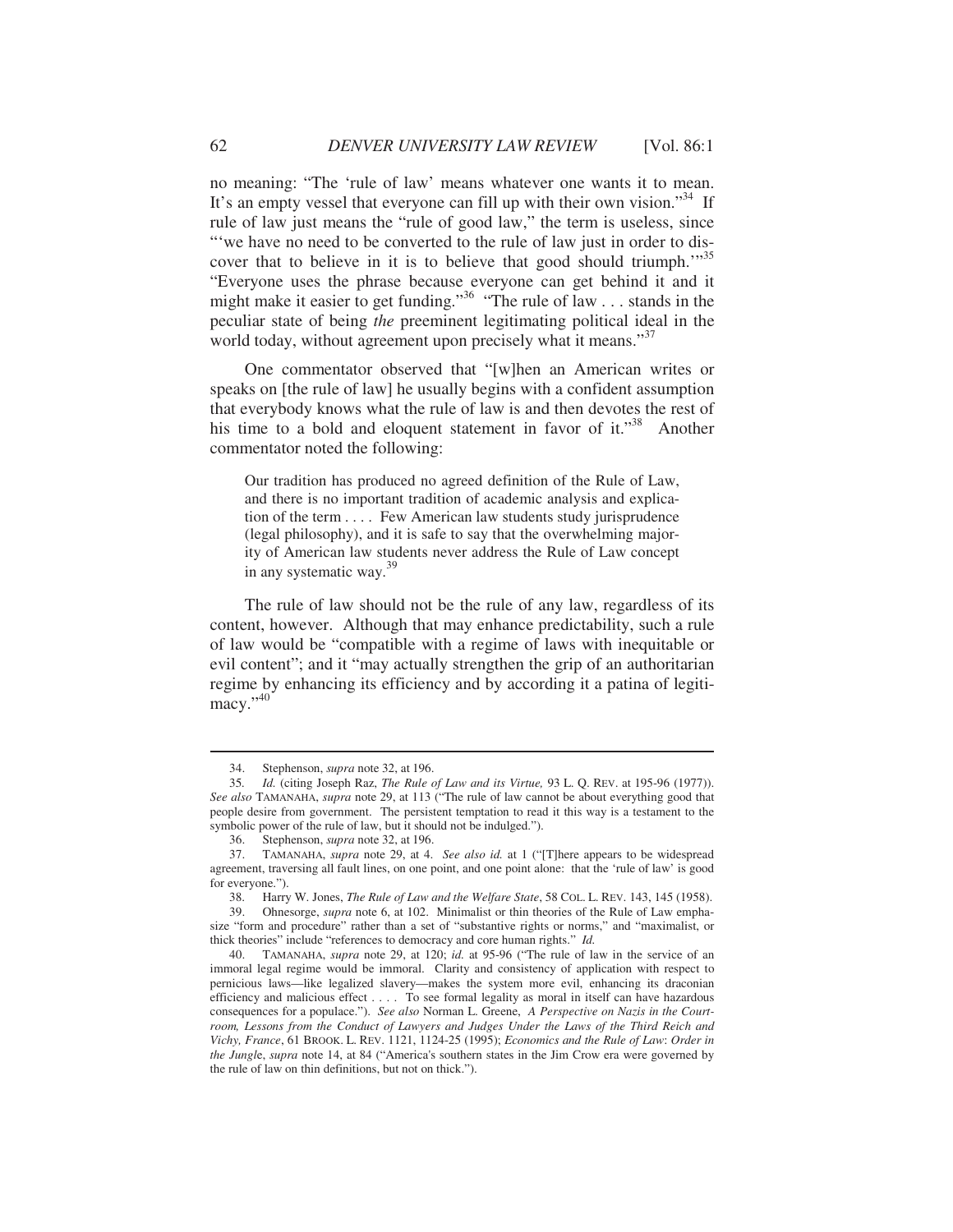no meaning: "The 'rule of law' means whatever one wants it to mean. It's an empty vessel that everyone can fill up with their own vision."[34] If rule of law just means the "rule of good law," the term is useless, since "'we have no need to be converted to the rule of law just in order to discover that to believe in it is to believe that good should triumph.'"[35] "Everyone uses the phrase because everyone can get behind it and it might make it easier to get funding."[36] "The rule of law . . . stands in the peculiar state of being *the* preeminent legitimating political ideal in the world today, without agreement upon precisely what it means."[37]

One commentator observed that "[w]hen an American writes or speaks on [the rule of law] he usually begins with a confident assumption that everybody knows what the rule of law is and then devotes the rest of his time to a bold and eloquent statement in favor of it."[38] Another commentator noted the following:

> Our tradition has produced no agreed definition of the Rule of Law, and there is no important tradition of academic analysis and explication of the term . . . . Few American law students study jurisprudence (legal philosophy), and it is safe to say that the overwhelming majority of American law students never address the Rule of Law concept in any systematic way.[39]

The rule of law should not be the rule of any law, regardless of its content, however. Although that may enhance predictability, such a rule of law would be "compatible with a regime of laws with inequitable or evil content"; and it "may actually strengthen the grip of an authoritarian regime by enhancing its efficiency and by according it a patina of legitimacy."[40]

---

34. Stephenson, *supra* note 32, at 196.

35. *Id.* (citing Joseph Raz, *The Rule of Law and its Virtue,* 93 L. Q. REV. at 195-96 (1977)). *See also* TAMANAHA, *supra* note 29, at 113 ("The rule of law cannot be about everything good that people desire from government. The persistent temptation to read it this way is a testament to the symbolic power of the rule of law, but it should not be indulged.").

36. Stephenson, *supra* note 32, at 196.

37. TAMANAHA, *supra* note 29, at 4. *See also id.* at 1 ("[T]here appears to be widespread agreement, traversing all fault lines, on one point, and one point alone: that the 'rule of law' is good for everyone.").

38. Harry W. Jones, *The Rule of Law and the Welfare State*, 58 COL. L. REV. 143, 145 (1958).

39. Ohnesorge, *supra* note 6, at 102. Minimalist or thin theories of the Rule of Law emphasize "form and procedure" rather than a set of "substantive rights or norms," and "maximalist, or thick theories" include "references to democracy and core human rights." *Id.*

40. TAMANAHA, *supra* note 29, at 120; *id.* at 95-96 ("The rule of law in the service of an immoral legal regime would be immoral. Clarity and consistency of application with respect to pernicious laws—like legalized slavery—makes the system more evil, enhancing its draconian efficiency and malicious effect . . . . To see formal legality as moral in itself can have hazardous consequences for a populace."). *See also* Norman L. Greene, *A Perspective on Nazis in the Courtroom, Lessons from the Conduct of Lawyers and Judges Under the Laws of the Third Reich and Vichy, France*, 61 BROOK. L. REV. 1121, 1124-25 (1995); *Economics and the Rule of Law*: *Order in the Jungle*, *supra* note 14, at 84 ("America's southern states in the Jim Crow era were governed by the rule of law on thin definitions, but not on thick.").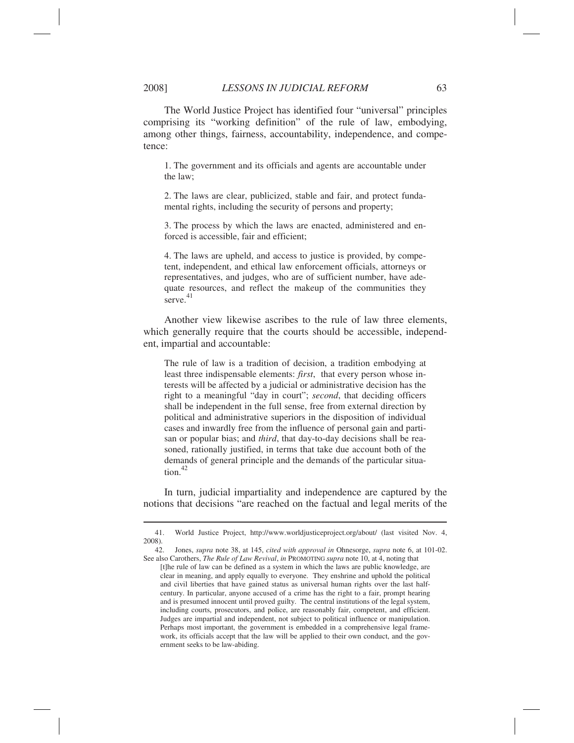The World Justice Project has identified four "universal" principles comprising its "working definition" of the rule of law, embodying, among other things, fairness, accountability, independence, and competence:

> 1. The government and its officials and agents are accountable under the law;
>
> 2. The laws are clear, publicized, stable and fair, and protect fundamental rights, including the security of persons and property;
>
> 3. The process by which the laws are enacted, administered and enforced is accessible, fair and efficient;
>
> 4. The laws are upheld, and access to justice is provided, by competent, independent, and ethical law enforcement officials, attorneys or representatives, and judges, who are of sufficient number, have adequate resources, and reflect the makeup of the communities they serve.[41]

Another view likewise ascribes to the rule of law three elements, which generally require that the courts should be accessible, independent, impartial and accountable:

> The rule of law is a tradition of decision, a tradition embodying at least three indispensable elements: *first*, that every person whose interests will be affected by a judicial or administrative decision has the right to a meaningful "day in court"; *second*, that deciding officers shall be independent in the full sense, free from external direction by political and administrative superiors in the disposition of individual cases and inwardly free from the influence of personal gain and partisan or popular bias; and *third*, that day-to-day decisions shall be reasoned, rationally justified, in terms that take due account both of the demands of general principle and the demands of the particular situation.[42]

In turn, judicial impartiality and independence are captured by the notions that decisions "are reached on the factual and legal merits of the

---

41. World Justice Project, http://www.worldjusticeproject.org/about/ (last visited Nov. 4, 2008).

42. Jones, *supra* note 38, at 145, *cited with approval in* Ohnesorge, *supra* note 6, at 101-02. See also Carothers, *The Rule of Law Revival*, *in* PROMOTING *supra* note 10, at 4, noting that

> [t]he rule of law can be defined as a system in which the laws are public knowledge, are clear in meaning, and apply equally to everyone. They enshrine and uphold the political and civil liberties that have gained status as universal human rights over the last half-century. In particular, anyone accused of a crime has the right to a fair, prompt hearing and is presumed innocent until proved guilty. The central institutions of the legal system, including courts, prosecutors, and police, are reasonably fair, competent, and efficient. Judges are impartial and independent, not subject to political influence or manipulation. Perhaps most important, the government is embedded in a comprehensive legal framework, its officials accept that the law will be applied to their own conduct, and the government seeks to be law-abiding.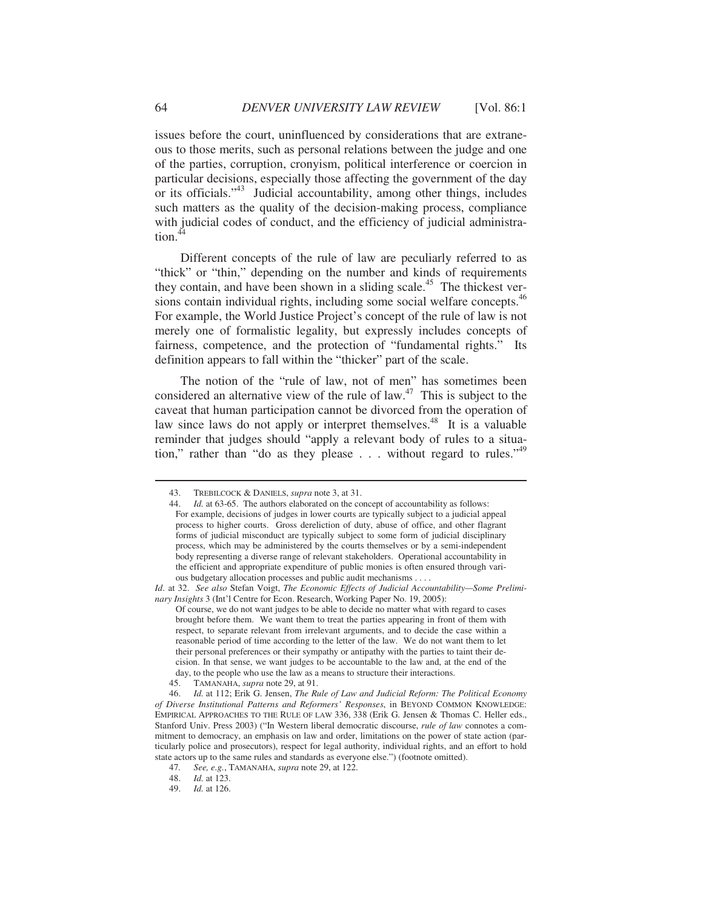issues before the court, uninfluenced by considerations that are extraneous to those merits, such as personal relations between the judge and one of the parties, corruption, cronyism, political interference or coercion in particular decisions, especially those affecting the government of the day or its officials."[43] Judicial accountability, among other things, includes such matters as the quality of the decision-making process, compliance with judicial codes of conduct, and the efficiency of judicial administration.[44]

Different concepts of the rule of law are peculiarly referred to as "thick" or "thin," depending on the number and kinds of requirements they contain, and have been shown in a sliding scale.[45] The thickest versions contain individual rights, including some social welfare concepts.[46] For example, the World Justice Project's concept of the rule of law is not merely one of formalistic legality, but expressly includes concepts of fairness, competence, and the protection of "fundamental rights." Its definition appears to fall within the "thicker" part of the scale.

The notion of the "rule of law, not of men" has sometimes been considered an alternative view of the rule of law.[47] This is subject to the caveat that human participation cannot be divorced from the operation of law since laws do not apply or interpret themselves.[48] It is a valuable reminder that judges should "apply a relevant body of rules to a situation," rather than "do as they please . . . without regard to rules."[49]

---

43. TREBILCOCK & DANIELS, *supra* note 3, at 31.

44. *Id.* at 63-65. The authors elaborated on the concept of accountability as follows:

> For example, decisions of judges in lower courts are typically subject to a judicial appeal process to higher courts. Gross dereliction of duty, abuse of office, and other flagrant forms of judicial misconduct are typically subject to some form of judicial disciplinary process, which may be administered by the courts themselves or by a semi-independent body representing a diverse range of relevant stakeholders. Operational accountability in the efficient and appropriate expenditure of public monies is often ensured through various budgetary allocation processes and public audit mechanisms . . . .

*Id*. at 32. *See also* Stefan Voigt, *The Economic Effects of Judicial Accountability—Some Preliminary Insights* 3 (Int'l Centre for Econ. Research, Working Paper No. 19, 2005):

> Of course, we do not want judges to be able to decide no matter what with regard to cases brought before them. We want them to treat the parties appearing in front of them with respect, to separate relevant from irrelevant arguments, and to decide the case within a reasonable period of time according to the letter of the law. We do not want them to let their personal preferences or their sympathy or antipathy with the parties to taint their decision. In that sense, we want judges to be accountable to the law and, at the end of the day, to the people who use the law as a means to structure their interactions.

45. TAMANAHA, *supra* note 29, at 91.

46. *Id.* at 112; Erik G. Jensen, *The Rule of Law and Judicial Reform: The Political Economy of Diverse Institutional Patterns and Reformers' Responses*, in BEYOND COMMON KNOWLEDGE: EMPIRICAL APPROACHES TO THE RULE OF LAW 336, 338 (Erik G. Jensen & Thomas C. Heller eds., Stanford Univ. Press 2003) ("In Western liberal democratic discourse, *rule of law* connotes a commitment to democracy, an emphasis on law and order, limitations on the power of state action (particularly police and prosecutors), respect for legal authority, individual rights, and an effort to hold state actors up to the same rules and standards as everyone else.") (footnote omitted).

47. *See, e.g.*, TAMANAHA, *supra* note 29, at 122.

48. *Id.* at 123.

49. *Id.* at 126.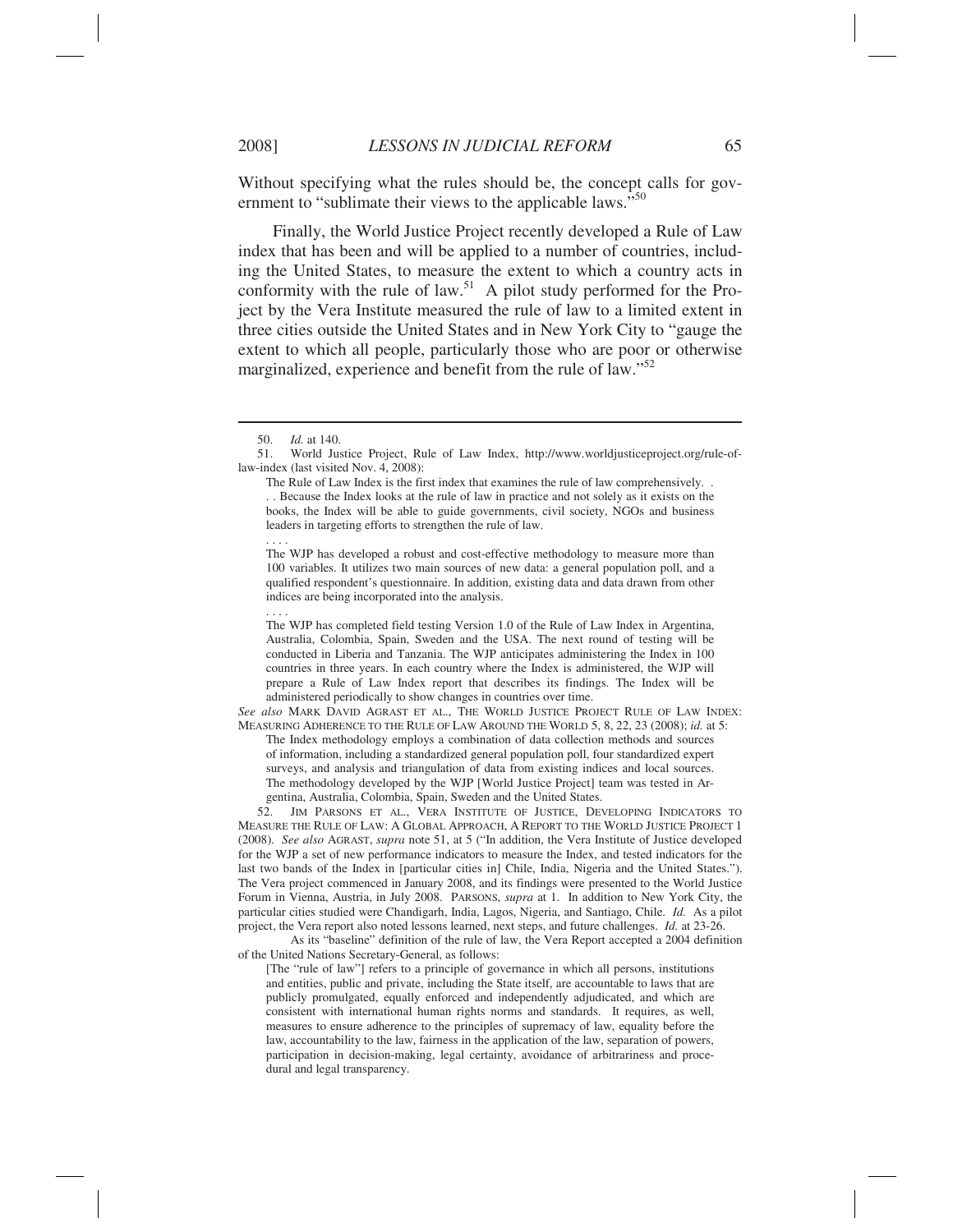Without specifying what the rules should be, the concept calls for government to "sublimate their views to the applicable laws."[50]

Finally, the World Justice Project recently developed a Rule of Law index that has been and will be applied to a number of countries, including the United States, to measure the extent to which a country acts in conformity with the rule of law.[51] A pilot study performed for the Project by the Vera Institute measured the rule of law to a limited extent in three cities outside the United States and in New York City to "gauge the extent to which all people, particularly those who are poor or otherwise marginalized, experience and benefit from the rule of law."[52]

---

50. *Id.* at 140.

51. World Justice Project, Rule of Law Index, http://www.worldjusticeproject.org/rule-of-law-index (last visited Nov. 4, 2008):

> The Rule of Law Index is the first index that examines the rule of law comprehensively. . . . Because the Index looks at the rule of law in practice and not solely as it exists on the books, the Index will be able to guide governments, civil society, NGOs and business leaders in targeting efforts to strengthen the rule of law.
>
> . . . .
>
> The WJP has developed a robust and cost-effective methodology to measure more than 100 variables. It utilizes two main sources of new data: a general population poll, and a qualified respondent's questionnaire. In addition, existing data and data drawn from other indices are being incorporated into the analysis.
>
> . . . .
>
> The WJP has completed field testing Version 1.0 of the Rule of Law Index in Argentina, Australia, Colombia, Spain, Sweden and the USA. The next round of testing will be conducted in Liberia and Tanzania. The WJP anticipates administering the Index in 100 countries in three years. In each country where the Index is administered, the WJP will prepare a Rule of Law Index report that describes its findings. The Index will be administered periodically to show changes in countries over time.

*See also* MARK DAVID AGRAST ET AL., THE WORLD JUSTICE PROJECT RULE OF LAW INDEX: MEASURING ADHERENCE TO THE RULE OF LAW AROUND THE WORLD 5, 8, 22, 23 (2008); *id.* at 5:

> The Index methodology employs a combination of data collection methods and sources of information, including a standardized general population poll, four standardized expert surveys, and analysis and triangulation of data from existing indices and local sources. The methodology developed by the WJP [World Justice Project] team was tested in Argentina, Australia, Colombia, Spain, Sweden and the United States.

52. JIM PARSONS ET AL., VERA INSTITUTE OF JUSTICE, DEVELOPING INDICATORS TO MEASURE THE RULE OF LAW: A GLOBAL APPROACH, A REPORT TO THE WORLD JUSTICE PROJECT 1 (2008). *See also* AGRAST, *supra* note 51, at 5 ("In addition, the Vera Institute of Justice developed for the WJP a set of new performance indicators to measure the Index, and tested indicators for the last two bands of the Index in [particular cities in] Chile, India, Nigeria and the United States."). The Vera project commenced in January 2008, and its findings were presented to the World Justice Forum in Vienna, Austria, in July 2008. PARSONS, *supra* at 1. In addition to New York City, the particular cities studied were Chandigarh, India, Lagos, Nigeria, and Santiago, Chile. *Id.* As a pilot project, the Vera report also noted lessons learned, next steps, and future challenges. *Id.* at 23-26.

As its "baseline" definition of the rule of law, the Vera Report accepted a 2004 definition of the United Nations Secretary-General, as follows:

> [The "rule of law"] refers to a principle of governance in which all persons, institutions and entities, public and private, including the State itself, are accountable to laws that are publicly promulgated, equally enforced and independently adjudicated, and which are consistent with international human rights norms and standards. It requires, as well, measures to ensure adherence to the principles of supremacy of law, equality before the law, accountability to the law, fairness in the application of the law, separation of powers, participation in decision-making, legal certainty, avoidance of arbitrariness and procedural and legal transparency.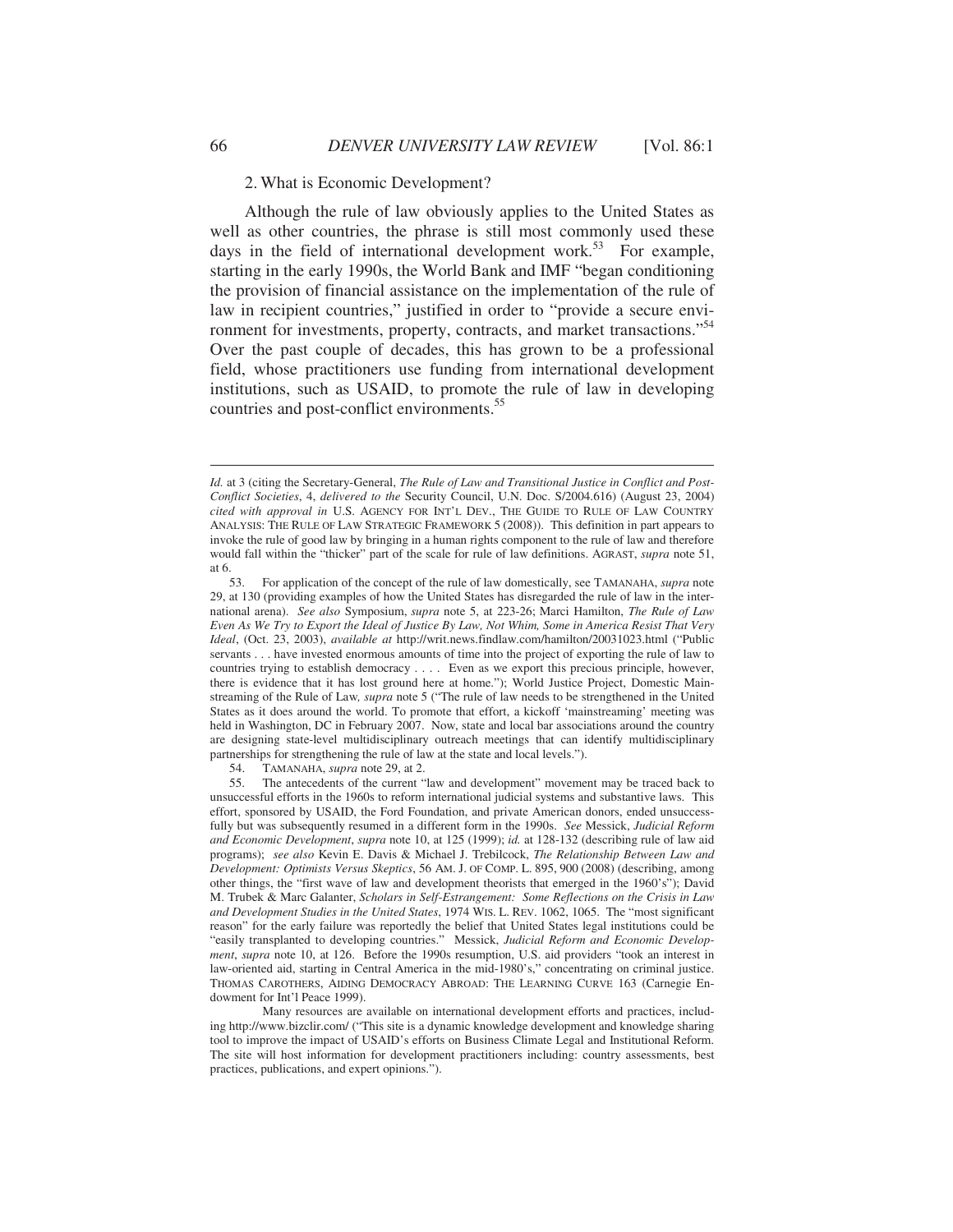2. What is Economic Development?

Although the rule of law obviously applies to the United States as well as other countries, the phrase is still most commonly used these days in the field of international development work.[53] For example, starting in the early 1990s, the World Bank and IMF "began conditioning the provision of financial assistance on the implementation of the rule of law in recipient countries," justified in order to "provide a secure environment for investments, property, contracts, and market transactions."[54] Over the past couple of decades, this has grown to be a professional field, whose practitioners use funding from international development institutions, such as USAID, to promote the rule of law in developing countries and post-conflict environments.[55]

---

*Id.* at 3 (citing the Secretary-General, *The Rule of Law and Transitional Justice in Conflict and Post-Conflict Societies*, 4, *delivered to the* Security Council, U.N. Doc. S/2004.616) (August 23, 2004) *cited with approval in* U.S. AGENCY FOR INT'L DEV., THE GUIDE TO RULE OF LAW COUNTRY ANALYSIS: THE RULE OF LAW STRATEGIC FRAMEWORK 5 (2008)). This definition in part appears to invoke the rule of good law by bringing in a human rights component to the rule of law and therefore would fall within the "thicker" part of the scale for rule of law definitions. AGRAST, *supra* note 51, at 6.

53. For application of the concept of the rule of law domestically, see TAMANAHA, *supra* note 29, at 130 (providing examples of how the United States has disregarded the rule of law in the international arena). *See also* Symposium, *supra* note 5, at 223-26; Marci Hamilton, *The Rule of Law Even As We Try to Export the Ideal of Justice By Law, Not Whim, Some in America Resist That Very Ideal*, (Oct. 23, 2003), *available at* http://writ.news.findlaw.com/hamilton/20031023.html ("Public servants . . . have invested enormous amounts of time into the project of exporting the rule of law to countries trying to establish democracy . . . . Even as we export this precious principle, however, there is evidence that it has lost ground here at home."); World Justice Project, Domestic Mainstreaming of the Rule of Law*, supra* note 5 ("The rule of law needs to be strengthened in the United States as it does around the world. To promote that effort, a kickoff 'mainstreaming' meeting was held in Washington, DC in February 2007. Now, state and local bar associations around the country are designing state-level multidisciplinary outreach meetings that can identify multidisciplinary partnerships for strengthening the rule of law at the state and local levels.").

54. TAMANAHA, *supra* note 29, at 2.

55. The antecedents of the current "law and development" movement may be traced back to unsuccessful efforts in the 1960s to reform international judicial systems and substantive laws. This effort, sponsored by USAID, the Ford Foundation, and private American donors, ended unsuccessfully but was subsequently resumed in a different form in the 1990s. *See* Messick, *Judicial Reform and Economic Development*, *supra* note 10, at 125 (1999); *id.* at 128-132 (describing rule of law aid programs); *see also* Kevin E. Davis & Michael J. Trebilcock, *The Relationship Between Law and Development: Optimists Versus Skeptics*, 56 AM. J. OF COMP. L. 895, 900 (2008) (describing, among other things, the "first wave of law and development theorists that emerged in the 1960's"); David M. Trubek & Marc Galanter, *Scholars in Self-Estrangement: Some Reflections on the Crisis in Law and Development Studies in the United States*, 1974 WIS. L. REV. 1062, 1065. The "most significant reason" for the early failure was reportedly the belief that United States legal institutions could be "easily transplanted to developing countries." Messick, *Judicial Reform and Economic Development*, *supra* note 10, at 126. Before the 1990s resumption, U.S. aid providers "took an interest in law-oriented aid, starting in Central America in the mid-1980's," concentrating on criminal justice. THOMAS CAROTHERS, AIDING DEMOCRACY ABROAD: THE LEARNING CURVE 163 (Carnegie Endowment for Int'l Peace 1999).

Many resources are available on international development efforts and practices, including http://www.bizclir.com/ ("This site is a dynamic knowledge development and knowledge sharing tool to improve the impact of USAID's efforts on Business Climate Legal and Institutional Reform. The site will host information for development practitioners including: country assessments, best practices, publications, and expert opinions.").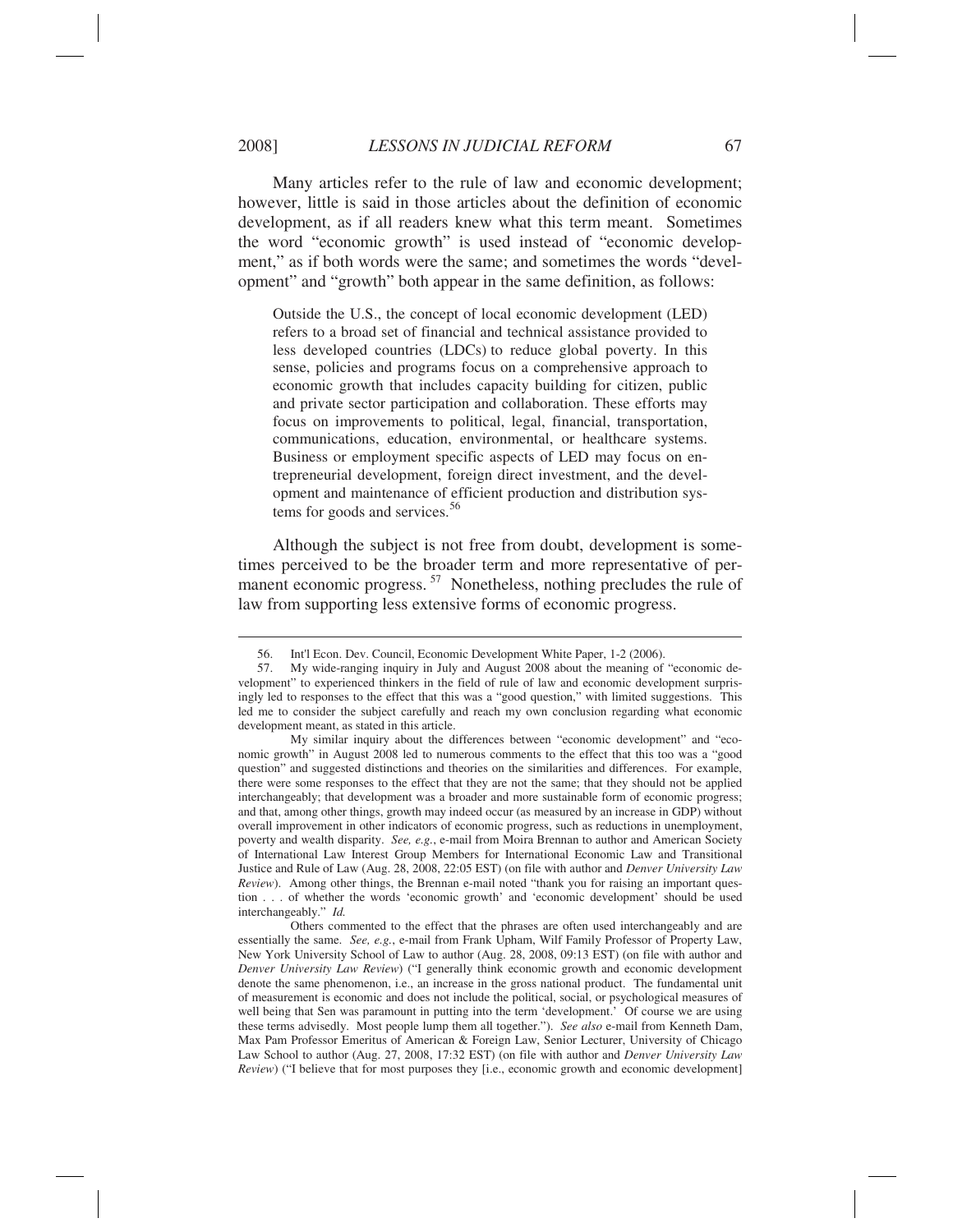Many articles refer to the rule of law and economic development; however, little is said in those articles about the definition of economic development, as if all readers knew what this term meant. Sometimes the word "economic growth" is used instead of "economic development," as if both words were the same; and sometimes the words "development" and "growth" both appear in the same definition, as follows:

> Outside the U.S., the concept of local economic development (LED) refers to a broad set of financial and technical assistance provided to less developed countries (LDCs) to reduce global poverty. In this sense, policies and programs focus on a comprehensive approach to economic growth that includes capacity building for citizen, public and private sector participation and collaboration. These efforts may focus on improvements to political, legal, financial, transportation, communications, education, environmental, or healthcare systems. Business or employment specific aspects of LED may focus on entrepreneurial development, foreign direct investment, and the development and maintenance of efficient production and distribution systems for goods and services.[56]

Although the subject is not free from doubt, development is sometimes perceived to be the broader term and more representative of permanent economic progress.[57] Nonetheless, nothing precludes the rule of law from supporting less extensive forms of economic progress.

---

56. Int'l Econ. Dev. Council, Economic Development White Paper, 1-2 (2006).

57. My wide-ranging inquiry in July and August 2008 about the meaning of "economic development" to experienced thinkers in the field of rule of law and economic development surprisingly led to responses to the effect that this was a "good question," with limited suggestions. This led me to consider the subject carefully and reach my own conclusion regarding what economic development meant, as stated in this article.

My similar inquiry about the differences between "economic development" and "economic growth" in August 2008 led to numerous comments to the effect that this too was a "good question" and suggested distinctions and theories on the similarities and differences. For example, there were some responses to the effect that they are not the same; that they should not be applied interchangeably; that development was a broader and more sustainable form of economic progress; and that, among other things, growth may indeed occur (as measured by an increase in GDP) without overall improvement in other indicators of economic progress, such as reductions in unemployment, poverty and wealth disparity. *See, e.g.*, e-mail from Moira Brennan to author and American Society of International Law Interest Group Members for International Economic Law and Transitional Justice and Rule of Law (Aug. 28, 2008, 22:05 EST) (on file with author and *Denver University Law Review*). Among other things, the Brennan e-mail noted "thank you for raising an important question . . . of whether the words 'economic growth' and 'economic development' should be used interchangeably." *Id.*

Others commented to the effect that the phrases are often used interchangeably and are essentially the same. *See, e.g.*, e-mail from Frank Upham, Wilf Family Professor of Property Law, New York University School of Law to author (Aug. 28, 2008, 09:13 EST) (on file with author and *Denver University Law Review*) ("I generally think economic growth and economic development denote the same phenomenon, i.e., an increase in the gross national product. The fundamental unit of measurement is economic and does not include the political, social, or psychological measures of well being that Sen was paramount in putting into the term 'development.' Of course we are using these terms advisedly. Most people lump them all together."). *See also* e-mail from Kenneth Dam, Max Pam Professor Emeritus of American & Foreign Law, Senior Lecturer, University of Chicago Law School to author (Aug. 27, 2008, 17:32 EST) (on file with author and *Denver University Law Review*) ("I believe that for most purposes they [i.e., economic growth and economic development]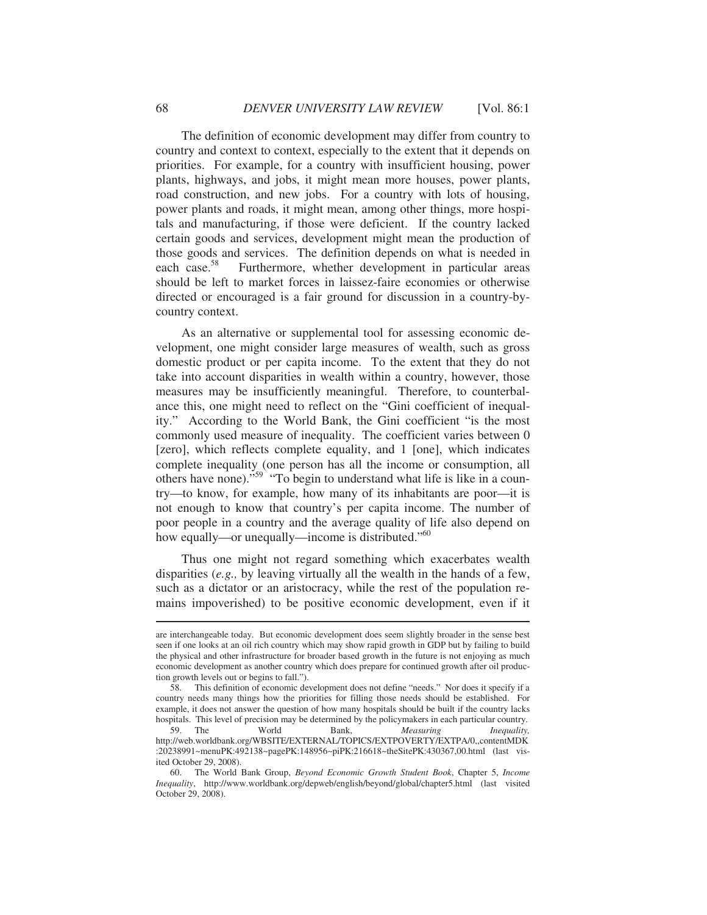The definition of economic development may differ from country to country and context to context, especially to the extent that it depends on priorities. For example, for a country with insufficient housing, power plants, highways, and jobs, it might mean more houses, power plants, road construction, and new jobs. For a country with lots of housing, power plants and roads, it might mean, among other things, more hospitals and manufacturing, if those were deficient. If the country lacked certain goods and services, development might mean the production of those goods and services. The definition depends on what is needed in each case.[58] Furthermore, whether development in particular areas should be left to market forces in laissez-faire economies or otherwise directed or encouraged is a fair ground for discussion in a country-by-country context.

As an alternative or supplemental tool for assessing economic development, one might consider large measures of wealth, such as gross domestic product or per capita income. To the extent that they do not take into account disparities in wealth within a country, however, those measures may be insufficiently meaningful. Therefore, to counterbalance this, one might need to reflect on the "Gini coefficient of inequality." According to the World Bank, the Gini coefficient "is the most commonly used measure of inequality. The coefficient varies between 0 [zero], which reflects complete equality, and 1 [one], which indicates complete inequality (one person has all the income or consumption, all others have none)."[59] "To begin to understand what life is like in a country—to know, for example, how many of its inhabitants are poor—it is not enough to know that country's per capita income. The number of poor people in a country and the average quality of life also depend on how equally—or unequally—income is distributed."[60]

Thus one might not regard something which exacerbates wealth disparities (*e.g.,* by leaving virtually all the wealth in the hands of a few, such as a dictator or an aristocracy, while the rest of the population remains impoverished) to be positive economic development, even if it

---

are interchangeable today. But economic development does seem slightly broader in the sense best seen if one looks at an oil rich country which may show rapid growth in GDP but by failing to build the physical and other infrastructure for broader based growth in the future is not enjoying as much economic development as another country which does prepare for continued growth after oil production growth levels out or begins to fall.").

58. This definition of economic development does not define "needs." Nor does it specify if a country needs many things how the priorities for filling those needs should be established. For example, it does not answer the question of how many hospitals should be built if the country lacks hospitals. This level of precision may be determined by the policymakers in each particular country.

59. The World Bank, *Measuring Inequality,* http://web.worldbank.org/WBSITE/EXTERNAL/TOPICS/EXTPOVERTY/EXTPA/0,,contentMDK:20238991~menuPK:492138~pagePK:148956~piPK:216618~theSitePK:430367,00.html (last visited October 29, 2008).

60. The World Bank Group, *Beyond Economic Growth Student Book*, Chapter 5, *Income Inequality*, http://www.worldbank.org/depweb/english/beyond/global/chapter5.html (last visited October 29, 2008).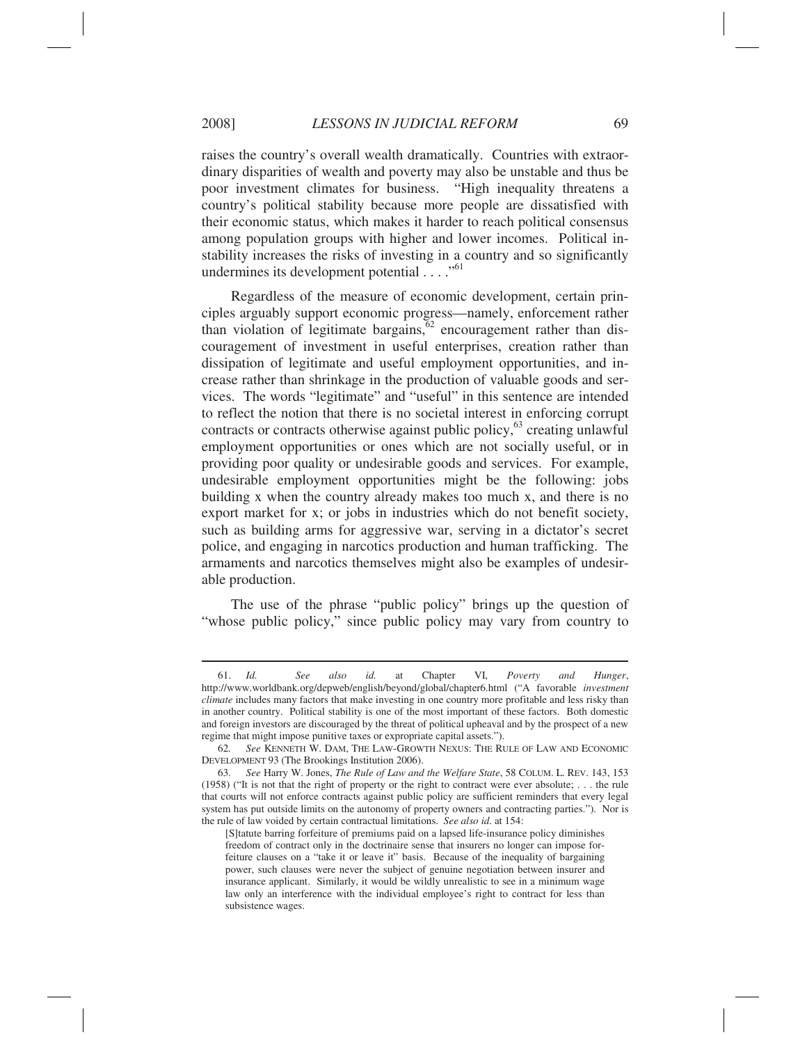raises the country's overall wealth dramatically. Countries with extraordinary disparities of wealth and poverty may also be unstable and thus be poor investment climates for business. "High inequality threatens a country's political stability because more people are dissatisfied with their economic status, which makes it harder to reach political consensus among population groups with higher and lower incomes. Political instability increases the risks of investing in a country and so significantly undermines its development potential . . . ."[61]

Regardless of the measure of economic development, certain principles arguably support economic progress—namely, enforcement rather than violation of legitimate bargains,[62] encouragement rather than discouragement of investment in useful enterprises, creation rather than dissipation of legitimate and useful employment opportunities, and increase rather than shrinkage in the production of valuable goods and services. The words "legitimate" and "useful" in this sentence are intended to reflect the notion that there is no societal interest in enforcing corrupt contracts or contracts otherwise against public policy,[63] creating unlawful employment opportunities or ones which are not socially useful, or in providing poor quality or undesirable goods and services. For example, undesirable employment opportunities might be the following: jobs building x when the country already makes too much x, and there is no export market for x; or jobs in industries which do not benefit society, such as building arms for aggressive war, serving in a dictator's secret police, and engaging in narcotics production and human trafficking. The armaments and narcotics themselves might also be examples of undesirable production.

The use of the phrase "public policy" brings up the question of "whose public policy," since public policy may vary from country to

---

61. *Id.* *See also id.* at Chapter VI, *Poverty and Hunger*, http://www.worldbank.org/depweb/english/beyond/global/chapter6.html ("A favorable *investment climate* includes many factors that make investing in one country more profitable and less risky than in another country. Political stability is one of the most important of these factors. Both domestic and foreign investors are discouraged by the threat of political upheaval and by the prospect of a new regime that might impose punitive taxes or expropriate capital assets.").

62. *See* KENNETH W. DAM, THE LAW-GROWTH NEXUS: THE RULE OF LAW AND ECONOMIC DEVELOPMENT 93 (The Brookings Institution 2006).

63. *See* Harry W. Jones, *The Rule of Law and the Welfare State*, 58 COLUM. L. REV. 143, 153 (1958) ("It is not that the right of property or the right to contract were ever absolute; . . . the rule that courts will not enforce contracts against public policy are sufficient reminders that every legal system has put outside limits on the autonomy of property owners and contracting parties."). Nor is the rule of law voided by certain contractual limitations. *See also id.* at 154:

> [S]tatute barring forfeiture of premiums paid on a lapsed life-insurance policy diminishes freedom of contract only in the doctrinaire sense that insurers no longer can impose forfeiture clauses on a "take it or leave it" basis. Because of the inequality of bargaining power, such clauses were never the subject of genuine negotiation between insurer and insurance applicant. Similarly, it would be wildly unrealistic to see in a minimum wage law only an interference with the individual employee's right to contract for less than subsistence wages.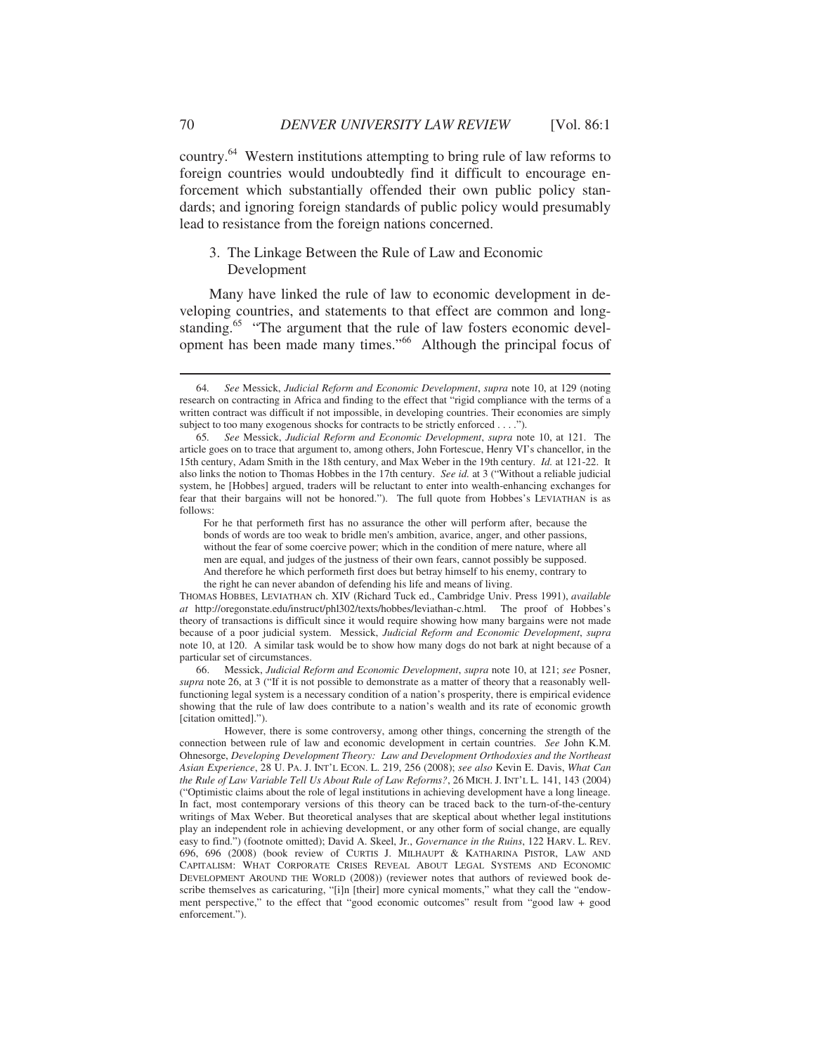country.[64] Western institutions attempting to bring rule of law reforms to foreign countries would undoubtedly find it difficult to encourage enforcement which substantially offended their own public policy standards; and ignoring foreign standards of public policy would presumably lead to resistance from the foreign nations concerned.

### 3. The Linkage Between the Rule of Law and Economic Development

Many have linked the rule of law to economic development in developing countries, and statements to that effect are common and longstanding.[65] "The argument that the rule of law fosters economic development has been made many times."[66] Although the principal focus of

---

64. *See* Messick, *Judicial Reform and Economic Development*, *supra* note 10, at 129 (noting research on contracting in Africa and finding to the effect that "rigid compliance with the terms of a written contract was difficult if not impossible, in developing countries. Their economies are simply subject to too many exogenous shocks for contracts to be strictly enforced . . . .").

65. *See* Messick, *Judicial Reform and Economic Development*, *supra* note 10, at 121. The article goes on to trace that argument to, among others, John Fortescue, Henry VI's chancellor, in the 15th century, Adam Smith in the 18th century, and Max Weber in the 19th century. *Id.* at 121-22. It also links the notion to Thomas Hobbes in the 17th century. *See id.* at 3 ("Without a reliable judicial system, he [Hobbes] argued, traders will be reluctant to enter into wealth-enhancing exchanges for fear that their bargains will not be honored."). The full quote from Hobbes's LEVIATHAN is as follows:

> For he that performeth first has no assurance the other will perform after, because the bonds of words are too weak to bridle men's ambition, avarice, anger, and other passions, without the fear of some coercive power; which in the condition of mere nature, where all men are equal, and judges of the justness of their own fears, cannot possibly be supposed. And therefore he which performeth first does but betray himself to his enemy, contrary to the right he can never abandon of defending his life and means of living.

THOMAS HOBBES, LEVIATHAN ch. XIV (Richard Tuck ed., Cambridge Univ. Press 1991), *available at* http://oregonstate.edu/instruct/phl302/texts/hobbes/leviathan-c.html. The proof of Hobbes's theory of transactions is difficult since it would require showing how many bargains were not made because of a poor judicial system. Messick, *Judicial Reform and Economic Development*, *supra* note 10, at 120. A similar task would be to show how many dogs do not bark at night because of a particular set of circumstances.

66. Messick, *Judicial Reform and Economic Development*, *supra* note 10, at 121; *see* Posner, *supra* note 26, at 3 ("If it is not possible to demonstrate as a matter of theory that a reasonably well-functioning legal system is a necessary condition of a nation's prosperity, there is empirical evidence showing that the rule of law does contribute to a nation's wealth and its rate of economic growth [citation omitted].").

However, there is some controversy, among other things, concerning the strength of the connection between rule of law and economic development in certain countries. *See* John K.M. Ohnesorge, *Developing Development Theory: Law and Development Orthodoxies and the Northeast Asian Experience*, 28 U. PA. J. INT'L ECON. L. 219, 256 (2008); *see also* Kevin E. Davis, *What Can the Rule of Law Variable Tell Us About Rule of Law Reforms?*, 26 MICH. J. INT'L L. 141, 143 (2004) ("Optimistic claims about the role of legal institutions in achieving development have a long lineage. In fact, most contemporary versions of this theory can be traced back to the turn-of-the-century writings of Max Weber. But theoretical analyses that are skeptical about whether legal institutions play an independent role in achieving development, or any other form of social change, are equally easy to find.") (footnote omitted); David A. Skeel, Jr., *Governance in the Ruins*, 122 HARV. L. REV. 696, 696 (2008) (book review of CURTIS J. MILHAUPT & KATHARINA PISTOR, LAW AND CAPITALISM: WHAT CORPORATE CRISES REVEAL ABOUT LEGAL SYSTEMS AND ECONOMIC DEVELOPMENT AROUND THE WORLD (2008)) (reviewer notes that authors of reviewed book describe themselves as caricaturing, "[i]n [their] more cynical moments," what they call the "endowment perspective," to the effect that "good economic outcomes" result from "good law + good enforcement.").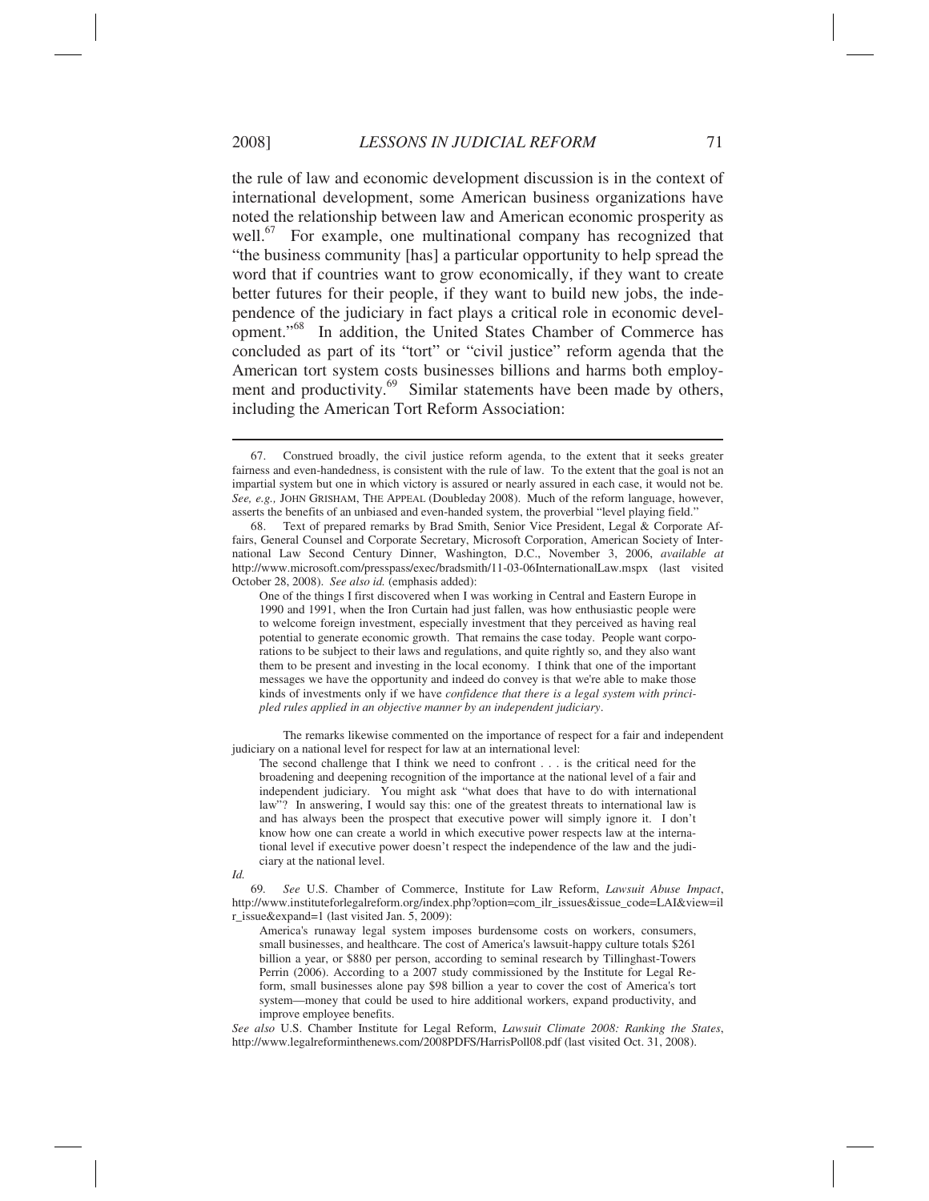the rule of law and economic development discussion is in the context of international development, some American business organizations have noted the relationship between law and American economic prosperity as well.[67] For example, one multinational company has recognized that "the business community [has] a particular opportunity to help spread the word that if countries want to grow economically, if they want to create better futures for their people, if they want to build new jobs, the independence of the judiciary in fact plays a critical role in economic development."[68] In addition, the United States Chamber of Commerce has concluded as part of its "tort" or "civil justice" reform agenda that the American tort system costs businesses billions and harms both employment and productivity.[69] Similar statements have been made by others, including the American Tort Reform Association:

---

67. Construed broadly, the civil justice reform agenda, to the extent that it seeks greater fairness and even-handedness, is consistent with the rule of law. To the extent that the goal is not an impartial system but one in which victory is assured or nearly assured in each case, it would not be. *See, e.g.,* JOHN GRISHAM, THE APPEAL (Doubleday 2008). Much of the reform language, however, asserts the benefits of an unbiased and even-handed system, the proverbial "level playing field."

68. Text of prepared remarks by Brad Smith, Senior Vice President, Legal & Corporate Affairs, General Counsel and Corporate Secretary, Microsoft Corporation, American Society of International Law Second Century Dinner, Washington, D.C., November 3, 2006, *available at* http://www.microsoft.com/presspass/exec/bradsmith/11-03-06InternationalLaw.mspx (last visited October 28, 2008). *See also id.* (emphasis added):

> One of the things I first discovered when I was working in Central and Eastern Europe in 1990 and 1991, when the Iron Curtain had just fallen, was how enthusiastic people were to welcome foreign investment, especially investment that they perceived as having real potential to generate economic growth. That remains the case today. People want corporations to be subject to their laws and regulations, and quite rightly so, and they also want them to be present and investing in the local economy. I think that one of the important messages we have the opportunity and indeed do convey is that we're able to make those kinds of investments only if we have *confidence that there is a legal system with principled rules applied in an objective manner by an independent judiciary*.

The remarks likewise commented on the importance of respect for a fair and independent judiciary on a national level for respect for law at an international level:

> The second challenge that I think we need to confront . . . is the critical need for the broadening and deepening recognition of the importance at the national level of a fair and independent judiciary. You might ask "what does that have to do with international law"? In answering, I would say this: one of the greatest threats to international law is and has always been the prospect that executive power will simply ignore it. I don't know how one can create a world in which executive power respects law at the international level if executive power doesn't respect the independence of the law and the judiciary at the national level.

*Id.*

69. *See* U.S. Chamber of Commerce, Institute for Law Reform, *Lawsuit Abuse Impact*, http://www.instituteforlegalreform.org/index.php?option=com_ilr_issues&issue_code=LAI&view=ilr_issue&expand=1 (last visited Jan. 5, 2009):

> America's runaway legal system imposes burdensome costs on workers, consumers, small businesses, and healthcare. The cost of America's lawsuit-happy culture totals $261 billion a year, or $880 per person, according to seminal research by Tillinghast-Towers Perrin (2006). According to a 2007 study commissioned by the Institute for Legal Reform, small businesses alone pay $98 billion a year to cover the cost of America's tort system—money that could be used to hire additional workers, expand productivity, and improve employee benefits.

*See also* U.S. Chamber Institute for Legal Reform, *Lawsuit Climate 2008: Ranking the States*, http://www.legalreforminthenews.com/2008PDFS/HarrisPoll08.pdf (last visited Oct. 31, 2008).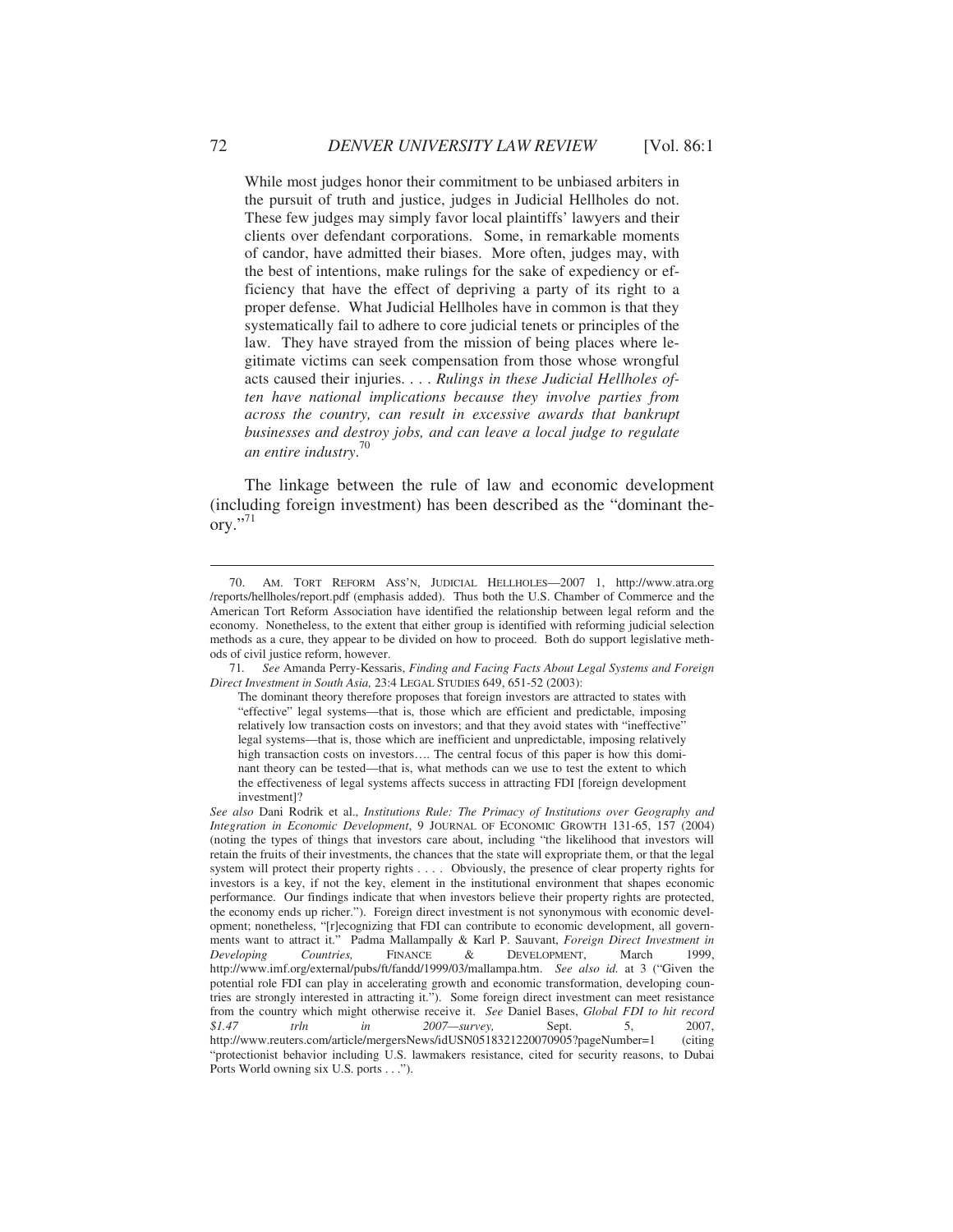> While most judges honor their commitment to be unbiased arbiters in the pursuit of truth and justice, judges in Judicial Hellholes do not. These few judges may simply favor local plaintiffs' lawyers and their clients over defendant corporations. Some, in remarkable moments of candor, have admitted their biases. More often, judges may, with the best of intentions, make rulings for the sake of expediency or efficiency that have the effect of depriving a party of its right to a proper defense. What Judicial Hellholes have in common is that they systematically fail to adhere to core judicial tenets or principles of the law. They have strayed from the mission of being places where legitimate victims can seek compensation from those whose wrongful acts caused their injuries. . . . *Rulings in these Judicial Hellholes often have national implications because they involve parties from across the country, can result in excessive awards that bankrupt businesses and destroy jobs, and can leave a local judge to regulate an entire industry*.[70]

The linkage between the rule of law and economic development (including foreign investment) has been described as the "dominant theory."[71]

---

70. AM. TORT REFORM ASS'N, JUDICIAL HELLHOLES—2007 1, http://www.atra.org/reports/hellholes/report.pdf (emphasis added). Thus both the U.S. Chamber of Commerce and the American Tort Reform Association have identified the relationship between legal reform and the economy. Nonetheless, to the extent that either group is identified with reforming judicial selection methods as a cure, they appear to be divided on how to proceed. Both do support legislative methods of civil justice reform, however.

71. *See* Amanda Perry-Kessaris, *Finding and Facing Facts About Legal Systems and Foreign Direct Investment in South Asia,* 23:4 LEGAL STUDIES 649, 651-52 (2003):

> The dominant theory therefore proposes that foreign investors are attracted to states with "effective" legal systems—that is, those which are efficient and predictable, imposing relatively low transaction costs on investors; and that they avoid states with "ineffective" legal systems—that is, those which are inefficient and unpredictable, imposing relatively high transaction costs on investors…. The central focus of this paper is how this dominant theory can be tested—that is, what methods can we use to test the extent to which the effectiveness of legal systems affects success in attracting FDI [foreign development investment]?

*See also* Dani Rodrik et al., *Institutions Rule: The Primacy of Institutions over Geography and Integration in Economic Development*, 9 JOURNAL OF ECONOMIC GROWTH 131-65, 157 (2004) (noting the types of things that investors care about, including "the likelihood that investors will retain the fruits of their investments, the chances that the state will expropriate them, or that the legal system will protect their property rights . . . . Obviously, the presence of clear property rights for investors is a key, if not the key, element in the institutional environment that shapes economic performance. Our findings indicate that when investors believe their property rights are protected, the economy ends up richer."). Foreign direct investment is not synonymous with economic development; nonetheless, "[r]ecognizing that FDI can contribute to economic development, all governments want to attract it." Padma Mallampally & Karl P. Sauvant, *Foreign Direct Investment in Developing Countries,* FINANCE & DEVELOPMENT, March 1999, http://www.imf.org/external/pubs/ft/fandd/1999/03/mallampa.htm. *See also id.* at 3 ("Given the potential role FDI can play in accelerating growth and economic transformation, developing countries are strongly interested in attracting it."). Some foreign direct investment can meet resistance from the country which might otherwise receive it. *See* Daniel Bases, *Global FDI to hit record $1.47 trln in 2007—survey,* Sept. 5, 2007, http://www.reuters.com/article/mergersNews/idUSN0518321220070905?pageNumber=1 (citing "protectionist behavior including U.S. lawmakers resistance, cited for security reasons, to Dubai Ports World owning six U.S. ports . . .").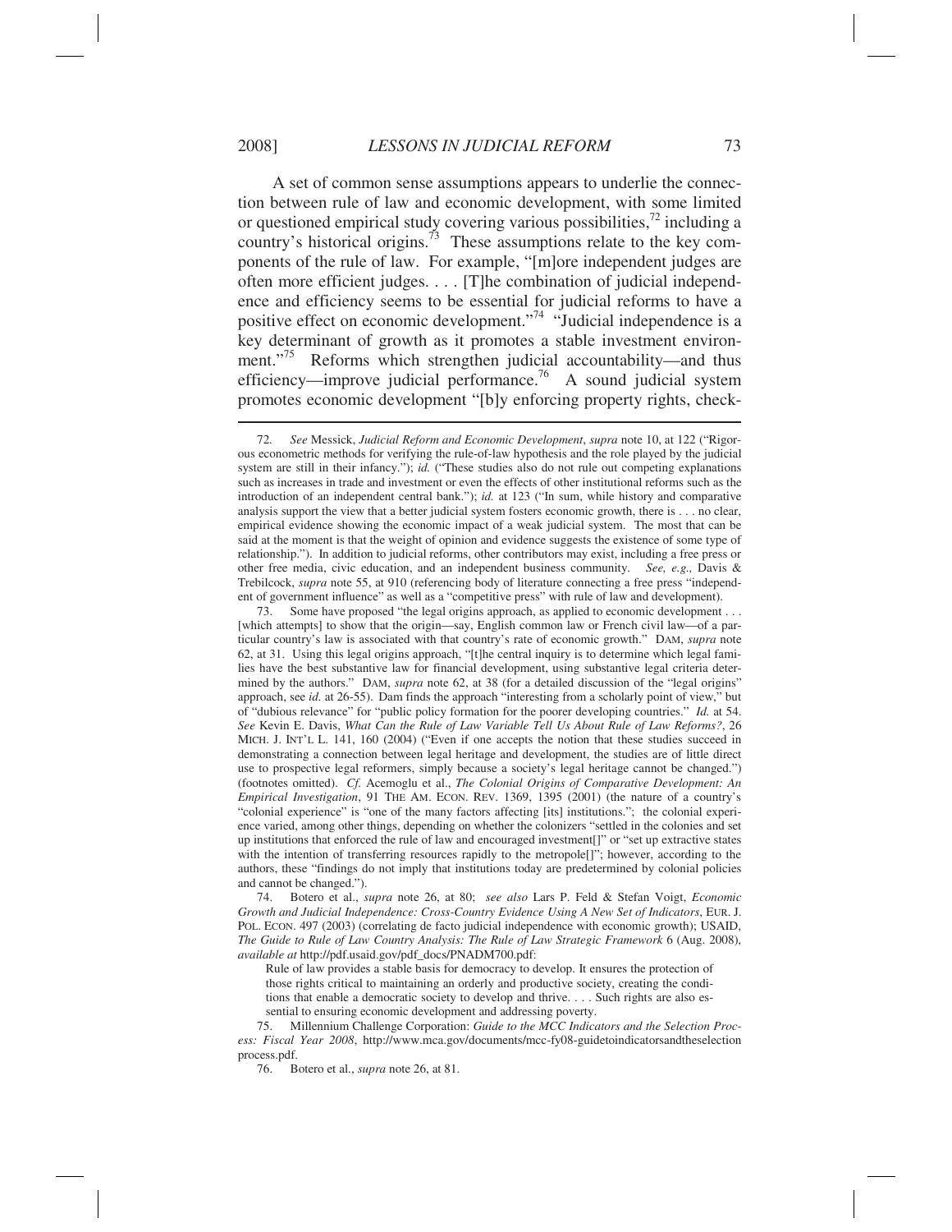A set of common sense assumptions appears to underlie the connection between rule of law and economic development, with some limited or questioned empirical study covering various possibilities,[72] including a country's historical origins.[73] These assumptions relate to the key components of the rule of law. For example, "[m]ore independent judges are often more efficient judges. . . . [T]he combination of judicial independence and efficiency seems to be essential for judicial reforms to have a positive effect on economic development."[74] "Judicial independence is a key determinant of growth as it promotes a stable investment environment."[75] Reforms which strengthen judicial accountability—and thus efficiency—improve judicial performance.[76] A sound judicial system promotes economic development "[b]y enforcing property rights, check-

---

72. *See* Messick, *Judicial Reform and Economic Development*, *supra* note 10, at 122 ("Rigorous econometric methods for verifying the rule-of-law hypothesis and the role played by the judicial system are still in their infancy."); *id.* ("These studies also do not rule out competing explanations such as increases in trade and investment or even the effects of other institutional reforms such as the introduction of an independent central bank."); *id.* at 123 ("In sum, while history and comparative analysis support the view that a better judicial system fosters economic growth, there is . . . no clear, empirical evidence showing the economic impact of a weak judicial system. The most that can be said at the moment is that the weight of opinion and evidence suggests the existence of some type of relationship."). In addition to judicial reforms, other contributors may exist, including a free press or other free media, civic education, and an independent business community. *See, e.g.,* Davis & Trebilcock, *supra* note 55, at 910 (referencing body of literature connecting a free press "independent of government influence" as well as a "competitive press" with rule of law and development).

73. Some have proposed "the legal origins approach, as applied to economic development . . . [which attempts] to show that the origin—say, English common law or French civil law—of a particular country's law is associated with that country's rate of economic growth." DAM, *supra* note 62, at 31. Using this legal origins approach, "[t]he central inquiry is to determine which legal families have the best substantive law for financial development, using substantive legal criteria determined by the authors." DAM, *supra* note 62, at 38 (for a detailed discussion of the "legal origins" approach, see *id.* at 26-55). Dam finds the approach "interesting from a scholarly point of view," but of "dubious relevance" for "public policy formation for the poorer developing countries." *Id.* at 54. *See* Kevin E. Davis, *What Can the Rule of Law Variable Tell Us About Rule of Law Reforms?*, 26 MICH. J. INT'L L. 141, 160 (2004) ("Even if one accepts the notion that these studies succeed in demonstrating a connection between legal heritage and development, the studies are of little direct use to prospective legal reformers, simply because a society's legal heritage cannot be changed.") (footnotes omitted). *Cf.* Acemoglu et al., *The Colonial Origins of Comparative Development: An Empirical Investigation*, 91 THE AM. ECON. REV. 1369, 1395 (2001) (the nature of a country's "colonial experience" is "one of the many factors affecting [its] institutions."; the colonial experience varied, among other things, depending on whether the colonizers "settled in the colonies and set up institutions that enforced the rule of law and encouraged investment[]" or "set up extractive states with the intention of transferring resources rapidly to the metropole[]"; however, according to the authors, these "findings do not imply that institutions today are predetermined by colonial policies and cannot be changed.").

74. Botero et al., *supra* note 26, at 80; *see also* Lars P. Feld & Stefan Voigt, *Economic Growth and Judicial Independence: Cross-Country Evidence Using A New Set of Indicators*, EUR. J. POL. ECON. 497 (2003) (correlating de facto judicial independence with economic growth); USAID, *The Guide to Rule of Law Country Analysis: The Rule of Law Strategic Framework* 6 (Aug. 2008), *available at* http://pdf.usaid.gov/pdf_docs/PNADM700.pdf:

> Rule of law provides a stable basis for democracy to develop. It ensures the protection of those rights critical to maintaining an orderly and productive society, creating the conditions that enable a democratic society to develop and thrive. . . . Such rights are also essential to ensuring economic development and addressing poverty.

75. Millennium Challenge Corporation: *Guide to the MCC Indicators and the Selection Process: Fiscal Year 2008*, http://www.mca.gov/documents/mcc-fy08-guidetoindicatorsandtheselection process.pdf.

76. Botero et al., *supra* note 26, at 81.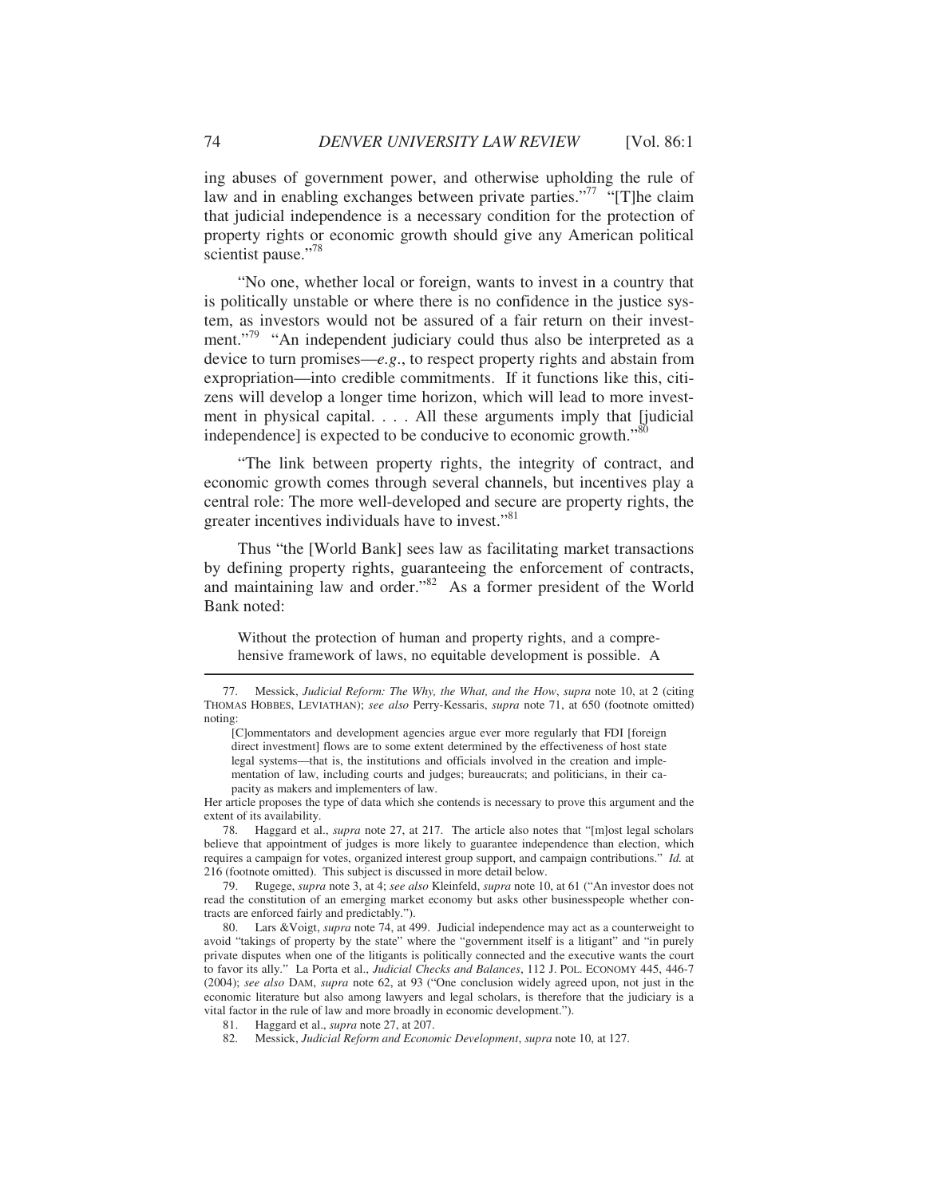ing abuses of government power, and otherwise upholding the rule of law and in enabling exchanges between private parties."[77] "[T]he claim that judicial independence is a necessary condition for the protection of property rights or economic growth should give any American political scientist pause."[78]

"No one, whether local or foreign, wants to invest in a country that is politically unstable or where there is no confidence in the justice system, as investors would not be assured of a fair return on their investment."[79] "An independent judiciary could thus also be interpreted as a device to turn promises—*e.g.*, to respect property rights and abstain from expropriation—into credible commitments. If it functions like this, citizens will develop a longer time horizon, which will lead to more investment in physical capital. . . . All these arguments imply that [judicial independence] is expected to be conducive to economic growth."[80]

"The link between property rights, the integrity of contract, and economic growth comes through several channels, but incentives play a central role: The more well-developed and secure are property rights, the greater incentives individuals have to invest."[81]

Thus "the [World Bank] sees law as facilitating market transactions by defining property rights, guaranteeing the enforcement of contracts, and maintaining law and order."[82] As a former president of the World Bank noted:

> Without the protection of human and property rights, and a comprehensive framework of laws, no equitable development is possible. A

---

77. Messick, *Judicial Reform: The Why, the What, and the How*, *supra* note 10, at 2 (citing THOMAS HOBBES, LEVIATHAN); *see also* Perry-Kessaris, *supra* note 71, at 650 (footnote omitted) noting:

> [C]ommentators and development agencies argue ever more regularly that FDI [foreign direct investment] flows are to some extent determined by the effectiveness of host state legal systems—that is, the institutions and officials involved in the creation and implementation of law, including courts and judges; bureaucrats; and politicians, in their capacity as makers and implementers of law.

Her article proposes the type of data which she contends is necessary to prove this argument and the extent of its availability.

78. Haggard et al., *supra* note 27, at 217. The article also notes that "[m]ost legal scholars believe that appointment of judges is more likely to guarantee independence than election, which requires a campaign for votes, organized interest group support, and campaign contributions." *Id.* at 216 (footnote omitted). This subject is discussed in more detail below.

79. Rugege, *supra* note 3, at 4; *see also* Kleinfeld, *supra* note 10, at 61 ("An investor does not read the constitution of an emerging market economy but asks other businesspeople whether contracts are enforced fairly and predictably.").

80. Lars &Voigt, *supra* note 74, at 499. Judicial independence may act as a counterweight to avoid "takings of property by the state" where the "government itself is a litigant" and "in purely private disputes when one of the litigants is politically connected and the executive wants the court to favor its ally." La Porta et al., *Judicial Checks and Balances*, 112 J. POL. ECONOMY 445, 446-7 (2004); *see also* DAM, *supra* note 62, at 93 ("One conclusion widely agreed upon, not just in the economic literature but also among lawyers and legal scholars, is therefore that the judiciary is a vital factor in the rule of law and more broadly in economic development.").

81. Haggard et al., *supra* note 27, at 207.

82. Messick, *Judicial Reform and Economic Development*, *supra* note 10, at 127.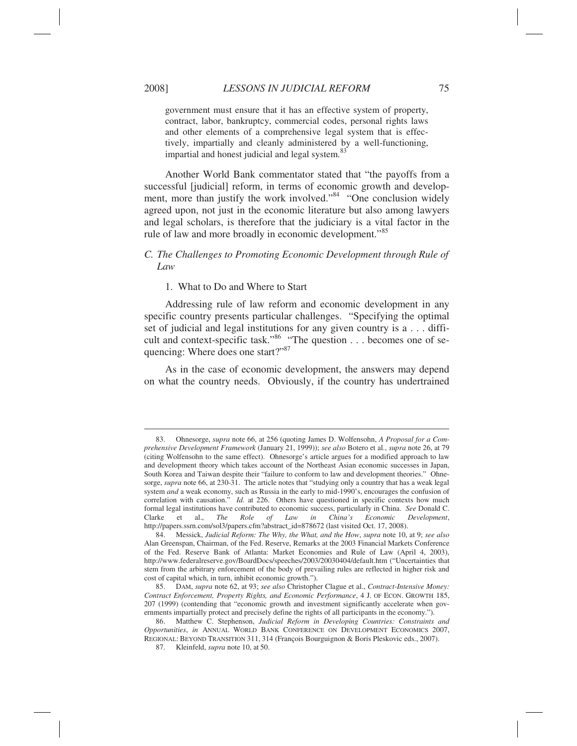> government must ensure that it has an effective system of property, contract, labor, bankruptcy, commercial codes, personal rights laws and other elements of a comprehensive legal system that is effectively, impartially and cleanly administered by a well-functioning, impartial and honest judicial and legal system.[83]

Another World Bank commentator stated that "the payoffs from a successful [judicial] reform, in terms of economic growth and development, more than justify the work involved."[84] "One conclusion widely agreed upon, not just in the economic literature but also among lawyers and legal scholars, is therefore that the judiciary is a vital factor in the rule of law and more broadly in economic development."[85]

### *C. The Challenges to Promoting Economic Development through Rule of Law*

#### 1. What to Do and Where to Start

Addressing rule of law reform and economic development in any specific country presents particular challenges. "Specifying the optimal set of judicial and legal institutions for any given country is a . . . difficult and context-specific task."[86] "The question . . . becomes one of sequencing: Where does one start?"[87]

As in the case of economic development, the answers may depend on what the country needs. Obviously, if the country has undertrained

---

83. Ohnesorge, *supra* note 66, at 256 (quoting James D. Wolfensohn, *A Proposal for a Comprehensive Development Framework* (January 21, 1999)); *see also* Botero et al., *supra* note 26, at 79 (citing Wolfensohn to the same effect). Ohnesorge's article argues for a modified approach to law and development theory which takes account of the Northeast Asian economic successes in Japan, South Korea and Taiwan despite their "failure to conform to law and development theories." Ohnesorge, *supra* note 66, at 230-31. The article notes that "studying only a country that has a weak legal system *and* a weak economy, such as Russia in the early to mid-1990's, encourages the confusion of correlation with causation." *Id.* at 226. Others have questioned in specific contexts how much formal legal institutions have contributed to economic success, particularly in China. *See* Donald C. Clarke et al., *The Role of Law in China's Economic Development*, http://papers.ssrn.com/sol3/papers.cfm?abstract_id=878672 (last visited Oct. 17, 2008).

84. Messick, *Judicial Reform: The Why, the What, and the How*, *supra* note 10, at 9; *see also* Alan Greenspan, Chairman, of the Fed. Reserve, Remarks at the 2003 Financial Markets Conference of the Fed. Reserve Bank of Atlanta: Market Economies and Rule of Law (April 4, 2003), http://www.federalreserve.gov/BoardDocs/speeches/2003/20030404/default.htm ("Uncertainties that stem from the arbitrary enforcement of the body of prevailing rules are reflected in higher risk and cost of capital which, in turn, inhibit economic growth.").

85. DAM, *supra* note 62, at 93; *see also* Christopher Clague et al., *Contract-Intensive Money: Contract Enforcement, Property Rights, and Economic Performance*, 4 J. OF ECON. GROWTH 185, 207 (1999) (contending that "economic growth and investment significantly accelerate when governments impartially protect and precisely define the rights of all participants in the economy.").

86. Matthew C. Stephenson, *Judicial Reform in Developing Countries: Constraints and Opportunities*, *in* ANNUAL WORLD BANK CONFERENCE ON DEVELOPMENT ECONOMICS 2007, REGIONAL: BEYOND TRANSITION 311, 314 (François Bourguignon & Boris Pleskovic eds., 2007).

87. Kleinfeld, *supra* note 10, at 50.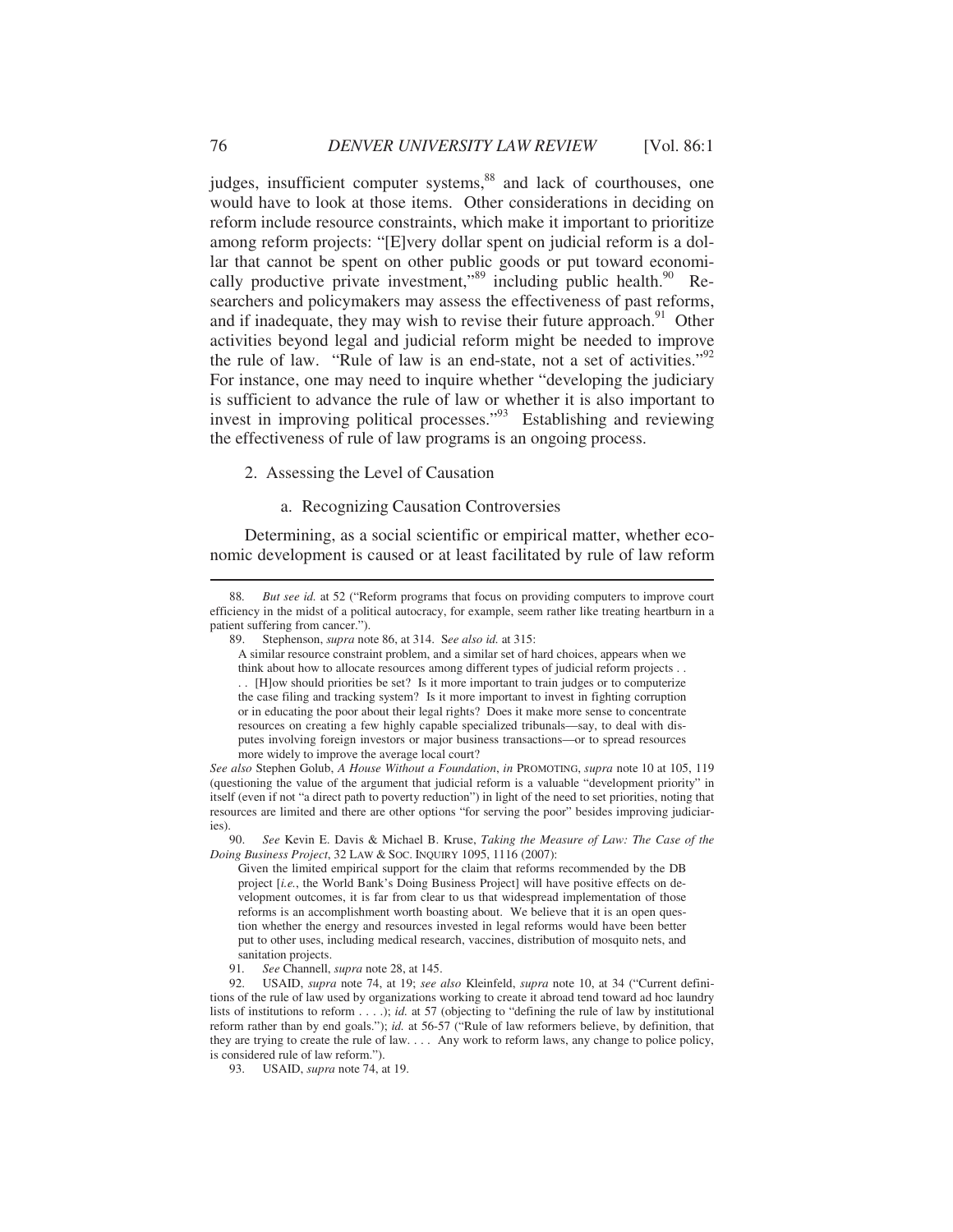judges, insufficient computer systems,[88] and lack of courthouses, one would have to look at those items. Other considerations in deciding on reform include resource constraints, which make it important to prioritize among reform projects: "[E]very dollar spent on judicial reform is a dollar that cannot be spent on other public goods or put toward economically productive private investment,"[89] including public health.[90] Researchers and policymakers may assess the effectiveness of past reforms, and if inadequate, they may wish to revise their future approach.[91] Other activities beyond legal and judicial reform might be needed to improve the rule of law. "Rule of law is an end-state, not a set of activities."[92] For instance, one may need to inquire whether "developing the judiciary is sufficient to advance the rule of law or whether it is also important to invest in improving political processes."[93] Establishing and reviewing the effectiveness of rule of law programs is an ongoing process.

2. Assessing the Level of Causation

a. Recognizing Causation Controversies

Determining, as a social scientific or empirical matter, whether economic development is caused or at least facilitated by rule of law reform

---

88. *But see id.* at 52 ("Reform programs that focus on providing computers to improve court efficiency in the midst of a political autocracy, for example, seem rather like treating heartburn in a patient suffering from cancer.").

89. Stephenson, *supra* note 86, at 314. S*ee also id.* at 315:

> A similar resource constraint problem, and a similar set of hard choices, appears when we think about how to allocate resources among different types of judicial reform projects . . . . [H]ow should priorities be set? Is it more important to train judges or to computerize the case filing and tracking system? Is it more important to invest in fighting corruption or in educating the poor about their legal rights? Does it make more sense to concentrate resources on creating a few highly capable specialized tribunals—say, to deal with disputes involving foreign investors or major business transactions—or to spread resources more widely to improve the average local court?

*See also* Stephen Golub, *A House Without a Foundation*, *in* PROMOTING, *supra* note 10 at 105, 119 (questioning the value of the argument that judicial reform is a valuable "development priority" in itself (even if not "a direct path to poverty reduction") in light of the need to set priorities, noting that resources are limited and there are other options "for serving the poor" besides improving judiciaries).

90. *See* Kevin E. Davis & Michael B. Kruse, *Taking the Measure of Law: The Case of the Doing Business Project*, 32 LAW & SOC. INQUIRY 1095, 1116 (2007):

> Given the limited empirical support for the claim that reforms recommended by the DB project [*i.e.*, the World Bank's Doing Business Project] will have positive effects on development outcomes, it is far from clear to us that widespread implementation of those reforms is an accomplishment worth boasting about. We believe that it is an open question whether the energy and resources invested in legal reforms would have been better put to other uses, including medical research, vaccines, distribution of mosquito nets, and sanitation projects.

91. *See* Channell, *supra* note 28, at 145.

92. USAID, *supra* note 74, at 19; *see also* Kleinfeld, *supra* note 10, at 34 ("Current definitions of the rule of law used by organizations working to create it abroad tend toward ad hoc laundry lists of institutions to reform . . . .); *id.* at 57 (objecting to "defining the rule of law by institutional reform rather than by end goals."); *id.* at 56-57 ("Rule of law reformers believe, by definition, that they are trying to create the rule of law. . . . Any work to reform laws, any change to police policy, is considered rule of law reform.").

93. USAID, *supra* note 74, at 19.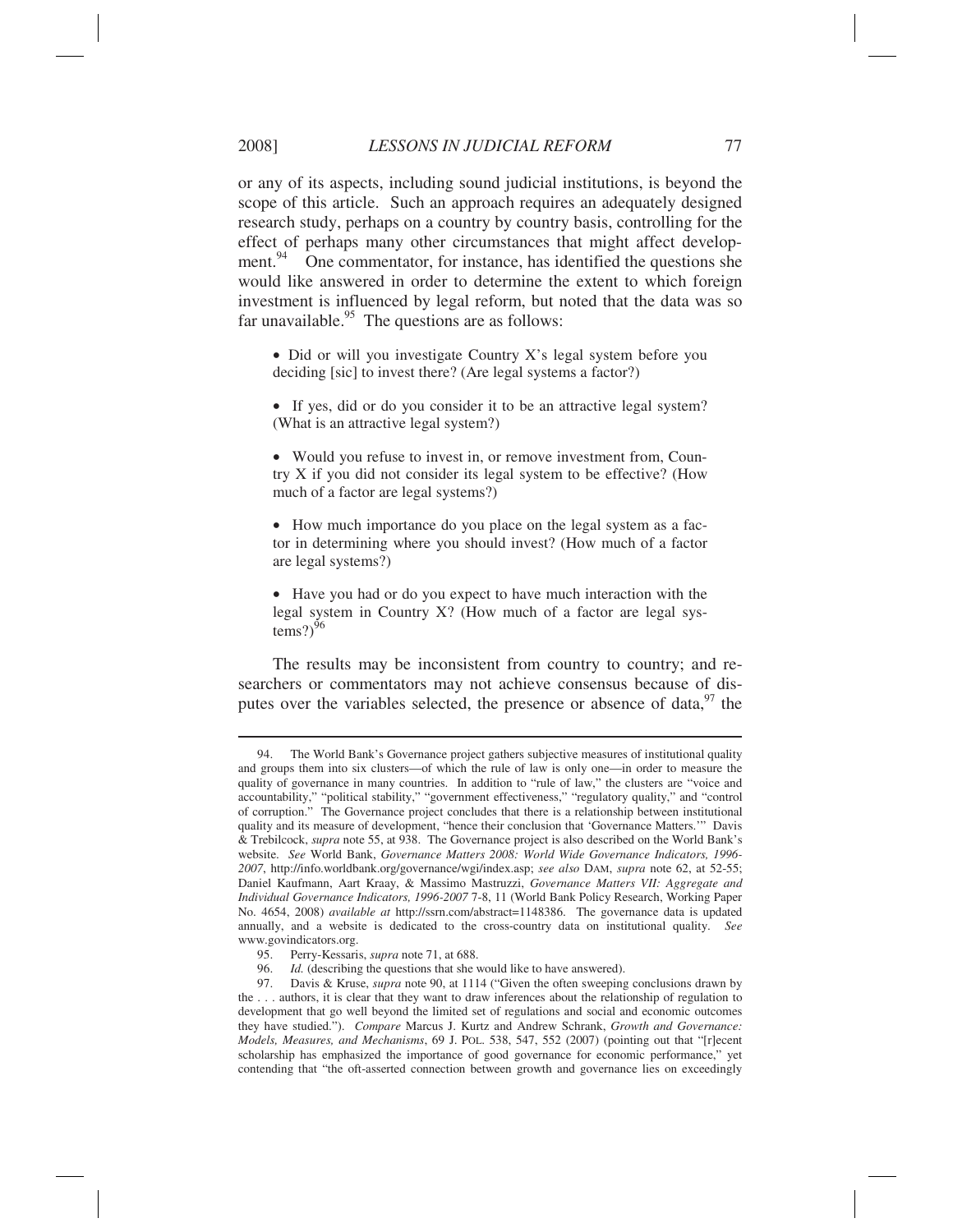or any of its aspects, including sound judicial institutions, is beyond the scope of this article. Such an approach requires an adequately designed research study, perhaps on a country by country basis, controlling for the effect of perhaps many other circumstances that might affect development.[94] One commentator, for instance, has identified the questions she would like answered in order to determine the extent to which foreign investment is influenced by legal reform, but noted that the data was so far unavailable.[95] The questions are as follows:

- Did or will you investigate Country X's legal system before you deciding [sic] to invest there? (Are legal systems a factor?)

- If yes, did or do you consider it to be an attractive legal system? (What is an attractive legal system?)

- Would you refuse to invest in, or remove investment from, Country X if you did not consider its legal system to be effective? (How much of a factor are legal systems?)

- How much importance do you place on the legal system as a factor in determining where you should invest? (How much of a factor are legal systems?)

- Have you had or do you expect to have much interaction with the legal system in Country X? (How much of a factor are legal systems?)[96]

The results may be inconsistent from country to country; and researchers or commentators may not achieve consensus because of disputes over the variables selected, the presence or absence of data,[97] the

---

94. The World Bank's Governance project gathers subjective measures of institutional quality and groups them into six clusters—of which the rule of law is only one—in order to measure the quality of governance in many countries. In addition to "rule of law," the clusters are "voice and accountability," "political stability," "government effectiveness," "regulatory quality," and "control of corruption." The Governance project concludes that there is a relationship between institutional quality and its measure of development, "hence their conclusion that 'Governance Matters.'" Davis & Trebilcock, *supra* note 55, at 938. The Governance project is also described on the World Bank's website. *See* World Bank, *Governance Matters 2008: World Wide Governance Indicators, 1996-2007*, http://info.worldbank.org/governance/wgi/index.asp; *see also* DAM, *supra* note 62, at 52-55; Daniel Kaufmann, Aart Kraay, & Massimo Mastruzzi, *Governance Matters VII: Aggregate and Individual Governance Indicators, 1996-2007* 7-8, 11 (World Bank Policy Research, Working Paper No. 4654, 2008) *available at* http://ssrn.com/abstract=1148386. The governance data is updated annually, and a website is dedicated to the cross-country data on institutional quality. *See* www.govindicators.org.

95. Perry-Kessaris, *supra* note 71, at 688.

96. *Id.* (describing the questions that she would like to have answered).

97. Davis & Kruse, *supra* note 90, at 1114 ("Given the often sweeping conclusions drawn by the . . . authors, it is clear that they want to draw inferences about the relationship of regulation to development that go well beyond the limited set of regulations and social and economic outcomes they have studied."). *Compare* Marcus J. Kurtz and Andrew Schrank, *Growth and Governance: Models, Measures, and Mechanisms*, 69 J. POL. 538, 547, 552 (2007) (pointing out that "[r]ecent scholarship has emphasized the importance of good governance for economic performance," yet contending that "the oft-asserted connection between growth and governance lies on exceedingly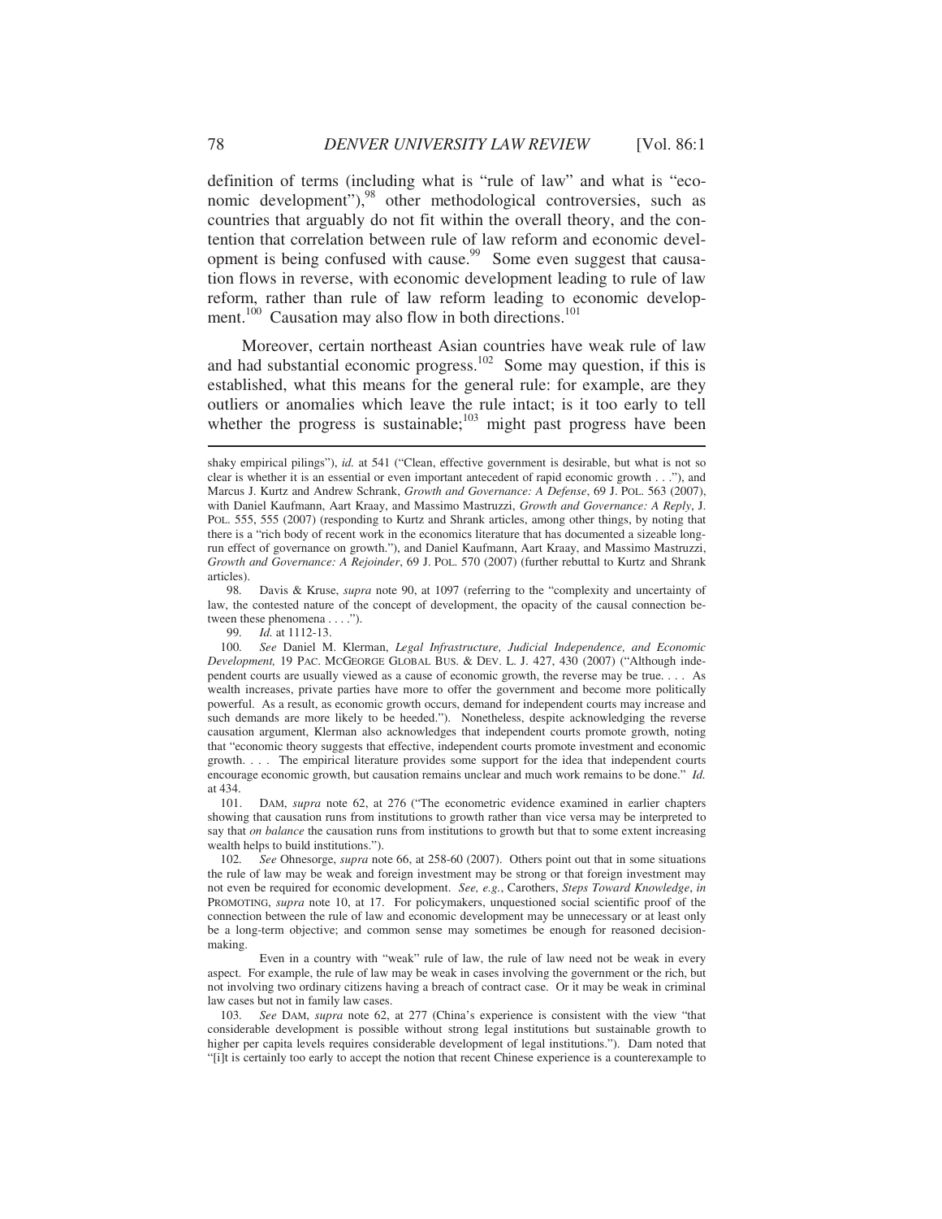definition of terms (including what is "rule of law" and what is "economic development"),[98] other methodological controversies, such as countries that arguably do not fit within the overall theory, and the contention that correlation between rule of law reform and economic development is being confused with cause.[99] Some even suggest that causation flows in reverse, with economic development leading to rule of law reform, rather than rule of law reform leading to economic development.[100] Causation may also flow in both directions.[101]

Moreover, certain northeast Asian countries have weak rule of law and had substantial economic progress.[102] Some may question, if this is established, what this means for the general rule: for example, are they outliers or anomalies which leave the rule intact; is it too early to tell whether the progress is sustainable;[103] might past progress have been

---

shaky empirical pilings"), *id.* at 541 ("Clean, effective government is desirable, but what is not so clear is whether it is an essential or even important antecedent of rapid economic growth . . ."), and Marcus J. Kurtz and Andrew Schrank, *Growth and Governance: A Defense*, 69 J. POL. 563 (2007), with Daniel Kaufmann, Aart Kraay, and Massimo Mastruzzi, *Growth and Governance: A Reply*, J. POL. 555, 555 (2007) (responding to Kurtz and Shrank articles, among other things, by noting that there is a "rich body of recent work in the economics literature that has documented a sizeable long-run effect of governance on growth."), and Daniel Kaufmann, Aart Kraay, and Massimo Mastruzzi, *Growth and Governance: A Rejoinder*, 69 J. POL. 570 (2007) (further rebuttal to Kurtz and Shrank articles).

98. Davis & Kruse, *supra* note 90, at 1097 (referring to the "complexity and uncertainty of law, the contested nature of the concept of development, the opacity of the causal connection between these phenomena . . . .").

99. *Id.* at 1112-13.

100. *See* Daniel M. Klerman, *Legal Infrastructure, Judicial Independence, and Economic Development,* 19 PAC. MCGEORGE GLOBAL BUS. & DEV. L. J. 427, 430 (2007) ("Although independent courts are usually viewed as a cause of economic growth, the reverse may be true. . . . As wealth increases, private parties have more to offer the government and become more politically powerful. As a result, as economic growth occurs, demand for independent courts may increase and such demands are more likely to be heeded."). Nonetheless, despite acknowledging the reverse causation argument, Klerman also acknowledges that independent courts promote growth, noting that "economic theory suggests that effective, independent courts promote investment and economic growth. . . . The empirical literature provides some support for the idea that independent courts encourage economic growth, but causation remains unclear and much work remains to be done." *Id.* at 434.

101. DAM, *supra* note 62, at 276 ("The econometric evidence examined in earlier chapters showing that causation runs from institutions to growth rather than vice versa may be interpreted to say that *on balance* the causation runs from institutions to growth but that to some extent increasing wealth helps to build institutions.").

102. *See* Ohnesorge, *supra* note 66, at 258-60 (2007). Others point out that in some situations the rule of law may be weak and foreign investment may be strong or that foreign investment may not even be required for economic development. *See, e.g.*, Carothers, *Steps Toward Knowledge*, *in* PROMOTING, *supra* note 10, at 17. For policymakers, unquestioned social scientific proof of the connection between the rule of law and economic development may be unnecessary or at least only be a long-term objective; and common sense may sometimes be enough for reasoned decision-making.

Even in a country with "weak" rule of law, the rule of law need not be weak in every aspect. For example, the rule of law may be weak in cases involving the government or the rich, but not involving two ordinary citizens having a breach of contract case. Or it may be weak in criminal law cases but not in family law cases.

103. *See* DAM, *supra* note 62, at 277 (China's experience is consistent with the view "that considerable development is possible without strong legal institutions but sustainable growth to higher per capita levels requires considerable development of legal institutions."). Dam noted that "[i]t is certainly too early to accept the notion that recent Chinese experience is a counterexample to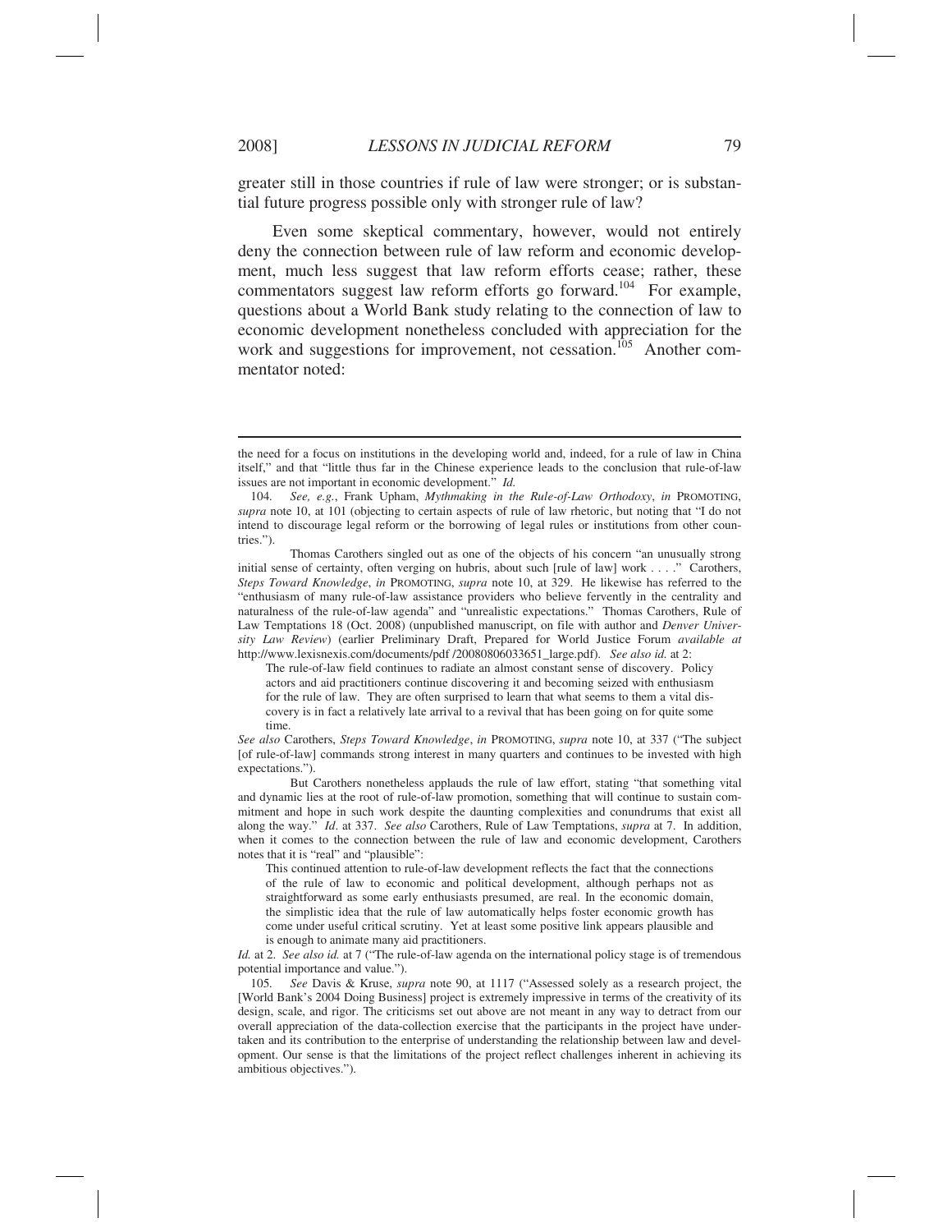greater still in those countries if rule of law were stronger; or is substantial future progress possible only with stronger rule of law?

Even some skeptical commentary, however, would not entirely deny the connection between rule of law reform and economic development, much less suggest that law reform efforts cease; rather, these commentators suggest law reform efforts go forward.[104] For example, questions about a World Bank study relating to the connection of law to economic development nonetheless concluded with appreciation for the work and suggestions for improvement, not cessation.[105] Another commentator noted:

---

the need for a focus on institutions in the developing world and, indeed, for a rule of law in China itself," and that "little thus far in the Chinese experience leads to the conclusion that rule-of-law issues are not important in economic development." *Id.*

104. *See, e.g.*, Frank Upham, *Mythmaking in the Rule-of-Law Orthodoxy*, *in* PROMOTING, *supra* note 10, at 101 (objecting to certain aspects of rule of law rhetoric, but noting that "I do not intend to discourage legal reform or the borrowing of legal rules or institutions from other countries.").

Thomas Carothers singled out as one of the objects of his concern "an unusually strong initial sense of certainty, often verging on hubris, about such [rule of law] work . . . ." Carothers, *Steps Toward Knowledge*, *in* PROMOTING, *supra* note 10, at 329. He likewise has referred to the "enthusiasm of many rule-of-law assistance providers who believe fervently in the centrality and naturalness of the rule-of-law agenda" and "unrealistic expectations." Thomas Carothers, Rule of Law Temptations 18 (Oct. 2008) (unpublished manuscript, on file with author and *Denver University Law Review*) (earlier Preliminary Draft, Prepared for World Justice Forum *available at* http://www.lexisnexis.com/documents/pdf /20080806033651_large.pdf). *See also id.* at 2:

> The rule-of-law field continues to radiate an almost constant sense of discovery. Policy actors and aid practitioners continue discovering it and becoming seized with enthusiasm for the rule of law. They are often surprised to learn that what seems to them a vital discovery is in fact a relatively late arrival to a revival that has been going on for quite some time.

*See also* Carothers, *Steps Toward Knowledge*, *in* PROMOTING, *supra* note 10, at 337 ("The subject [of rule-of-law] commands strong interest in many quarters and continues to be invested with high expectations.").

But Carothers nonetheless applauds the rule of law effort, stating "that something vital and dynamic lies at the root of rule-of-law promotion, something that will continue to sustain commitment and hope in such work despite the daunting complexities and conundrums that exist all along the way." *Id*. at 337. *See also* Carothers, Rule of Law Temptations, *supra* at 7. In addition, when it comes to the connection between the rule of law and economic development, Carothers notes that it is "real" and "plausible":

> This continued attention to rule-of-law development reflects the fact that the connections of the rule of law to economic and political development, although perhaps not as straightforward as some early enthusiasts presumed, are real. In the economic domain, the simplistic idea that the rule of law automatically helps foster economic growth has come under useful critical scrutiny. Yet at least some positive link appears plausible and is enough to animate many aid practitioners.

*Id.* at 2. *See also id.* at 7 ("The rule-of-law agenda on the international policy stage is of tremendous potential importance and value.").

105. *See* Davis & Kruse, *supra* note 90, at 1117 ("Assessed solely as a research project, the [World Bank's 2004 Doing Business] project is extremely impressive in terms of the creativity of its design, scale, and rigor. The criticisms set out above are not meant in any way to detract from our overall appreciation of the data-collection exercise that the participants in the project have undertaken and its contribution to the enterprise of understanding the relationship between law and development. Our sense is that the limitations of the project reflect challenges inherent in achieving its ambitious objectives.").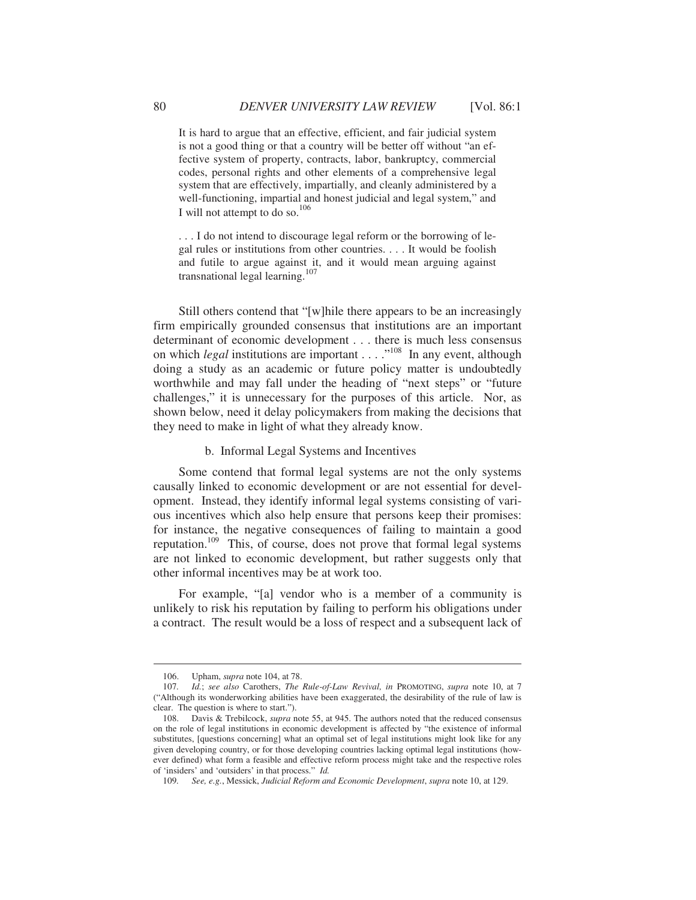> It is hard to argue that an effective, efficient, and fair judicial system is not a good thing or that a country will be better off without "an effective system of property, contracts, labor, bankruptcy, commercial codes, personal rights and other elements of a comprehensive legal system that are effectively, impartially, and cleanly administered by a well-functioning, impartial and honest judicial and legal system," and I will not attempt to do so.[106]
>
> . . . I do not intend to discourage legal reform or the borrowing of legal rules or institutions from other countries. . . . It would be foolish and futile to argue against it, and it would mean arguing against transnational legal learning.[107]

Still others contend that "[w]hile there appears to be an increasingly firm empirically grounded consensus that institutions are an important determinant of economic development . . . there is much less consensus on which *legal* institutions are important . . . ."[108] In any event, although doing a study as an academic or future policy matter is undoubtedly worthwhile and may fall under the heading of "next steps" or "future challenges," it is unnecessary for the purposes of this article. Nor, as shown below, need it delay policymakers from making the decisions that they need to make in light of what they already know.

b. Informal Legal Systems and Incentives

Some contend that formal legal systems are not the only systems causally linked to economic development or are not essential for development. Instead, they identify informal legal systems consisting of various incentives which also help ensure that persons keep their promises: for instance, the negative consequences of failing to maintain a good reputation.[109] This, of course, does not prove that formal legal systems are not linked to economic development, but rather suggests only that other informal incentives may be at work too.

For example, "[a] vendor who is a member of a community is unlikely to risk his reputation by failing to perform his obligations under a contract. The result would be a loss of respect and a subsequent lack of

---

106. Upham, *supra* note 104, at 78.

107. *Id.*; *see also* Carothers, *The Rule-of-Law Revival, in* PROMOTING, *supra* note 10, at 7 ("Although its wonderworking abilities have been exaggerated, the desirability of the rule of law is clear. The question is where to start.").

108. Davis & Trebilcock, *supra* note 55, at 945. The authors noted that the reduced consensus on the role of legal institutions in economic development is affected by "the existence of informal substitutes, [questions concerning] what an optimal set of legal institutions might look like for any given developing country, or for those developing countries lacking optimal legal institutions (however defined) what form a feasible and effective reform process might take and the respective roles of 'insiders' and 'outsiders' in that process." *Id.*

109. *See, e.g.*, Messick, *Judicial Reform and Economic Development*, *supra* note 10, at 129.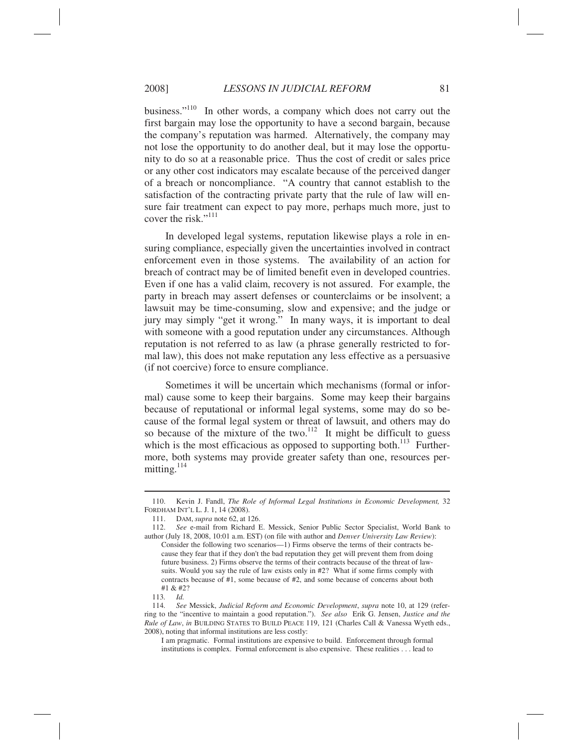business."[110] In other words, a company which does not carry out the first bargain may lose the opportunity to have a second bargain, because the company's reputation was harmed. Alternatively, the company may not lose the opportunity to do another deal, but it may lose the opportunity to do so at a reasonable price. Thus the cost of credit or sales price or any other cost indicators may escalate because of the perceived danger of a breach or noncompliance. "A country that cannot establish to the satisfaction of the contracting private party that the rule of law will ensure fair treatment can expect to pay more, perhaps much more, just to cover the risk."[111]

In developed legal systems, reputation likewise plays a role in ensuring compliance, especially given the uncertainties involved in contract enforcement even in those systems. The availability of an action for breach of contract may be of limited benefit even in developed countries. Even if one has a valid claim, recovery is not assured. For example, the party in breach may assert defenses or counterclaims or be insolvent; a lawsuit may be time-consuming, slow and expensive; and the judge or jury may simply "get it wrong." In many ways, it is important to deal with someone with a good reputation under any circumstances. Although reputation is not referred to as law (a phrase generally restricted to formal law), this does not make reputation any less effective as a persuasive (if not coercive) force to ensure compliance.

Sometimes it will be uncertain which mechanisms (formal or informal) cause some to keep their bargains. Some may keep their bargains because of reputational or informal legal systems, some may do so because of the formal legal system or threat of lawsuit, and others may do so because of the mixture of the two.[112] It might be difficult to guess which is the most efficacious as opposed to supporting both.[113] Furthermore, both systems may provide greater safety than one, resources permitting.[114]

---

110. Kevin J. Fandl, *The Role of Informal Legal Institutions in Economic Development,* 32 FORDHAM INT'L L. J. 1, 14 (2008).

111. DAM, *supra* note 62, at 126.

112. *See* e-mail from Richard E. Messick, Senior Public Sector Specialist, World Bank to author (July 18, 2008, 10:01 a.m. EST) (on file with author and *Denver University Law Review*):

> Consider the following two scenarios—1) Firms observe the terms of their contracts because they fear that if they don't the bad reputation they get will prevent them from doing future business. 2) Firms observe the terms of their contracts because of the threat of lawsuits. Would you say the rule of law exists only in #2? What if some firms comply with contracts because of #1, some because of #2, and some because of concerns about both #1 & #2?

113. *Id.*

114. *See* Messick, *Judicial Reform and Economic Development*, *supra* note 10, at 129 (referring to the "incentive to maintain a good reputation."). *See also* Erik G. Jensen, *Justice and the Rule of Law*, *in* BUILDING STATES TO BUILD PEACE 119, 121 (Charles Call & Vanessa Wyeth eds., 2008), noting that informal institutions are less costly:

> I am pragmatic. Formal institutions are expensive to build. Enforcement through formal institutions is complex. Formal enforcement is also expensive. These realities . . . lead to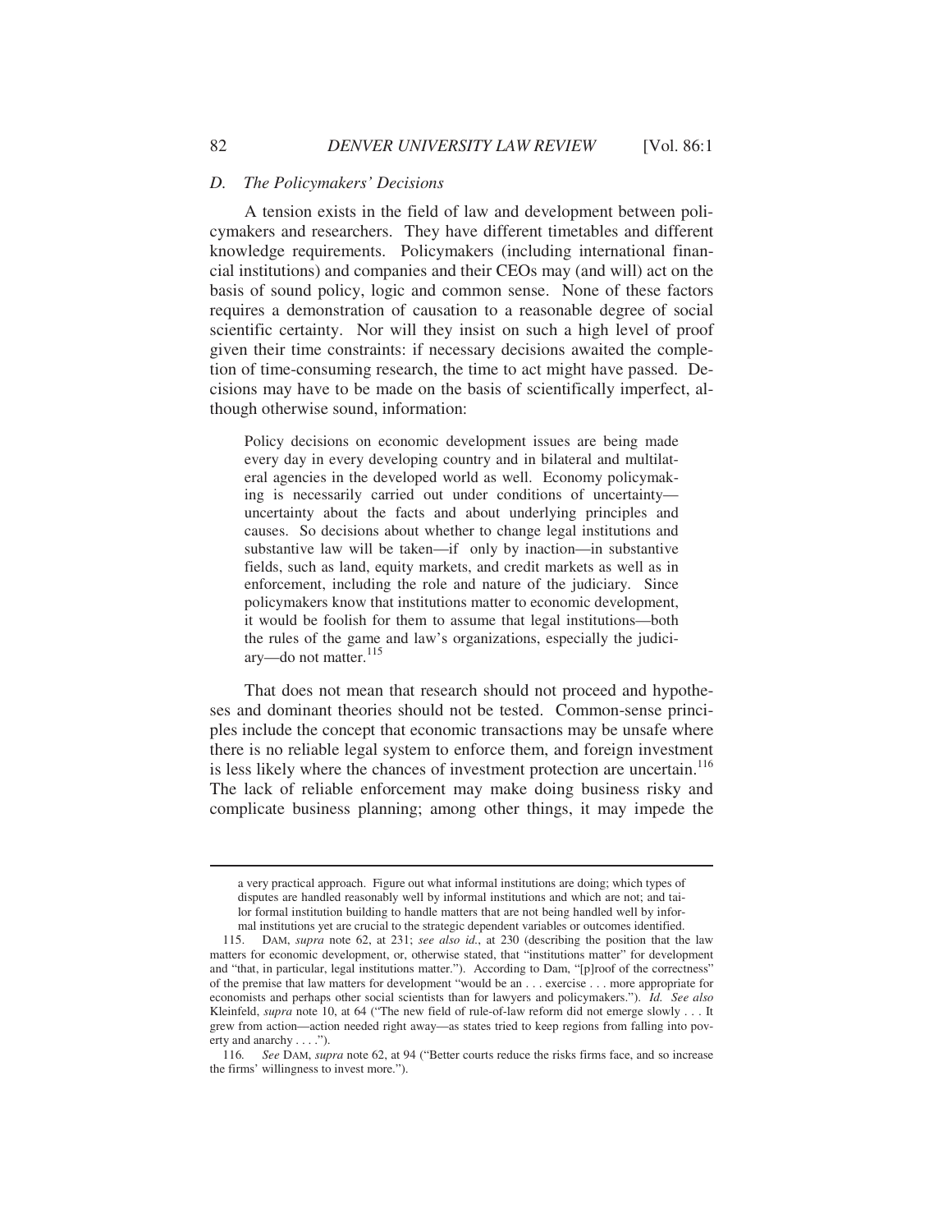### *D. The Policymakers' Decisions*

A tension exists in the field of law and development between policymakers and researchers. They have different timetables and different knowledge requirements. Policymakers (including international financial institutions) and companies and their CEOs may (and will) act on the basis of sound policy, logic and common sense. None of these factors requires a demonstration of causation to a reasonable degree of social scientific certainty. Nor will they insist on such a high level of proof given their time constraints: if necessary decisions awaited the completion of time-consuming research, the time to act might have passed. Decisions may have to be made on the basis of scientifically imperfect, although otherwise sound, information:

> Policy decisions on economic development issues are being made every day in every developing country and in bilateral and multilateral agencies in the developed world as well. Economy policymaking is necessarily carried out under conditions of uncertainty—uncertainty about the facts and about underlying principles and causes. So decisions about whether to change legal institutions and substantive law will be taken—if only by inaction—in substantive fields, such as land, equity markets, and credit markets as well as in enforcement, including the role and nature of the judiciary. Since policymakers know that institutions matter to economic development, it would be foolish for them to assume that legal institutions—both the rules of the game and law's organizations, especially the judiciary—do not matter.[115]

That does not mean that research should not proceed and hypotheses and dominant theories should not be tested. Common-sense principles include the concept that economic transactions may be unsafe where there is no reliable legal system to enforce them, and foreign investment is less likely where the chances of investment protection are uncertain.[116] The lack of reliable enforcement may make doing business risky and complicate business planning; among other things, it may impede the

---

a very practical approach. Figure out what informal institutions are doing; which types of disputes are handled reasonably well by informal institutions and which are not; and tailor formal institution building to handle matters that are not being handled well by informal institutions yet are crucial to the strategic dependent variables or outcomes identified.

115. DAM, *supra* note 62, at 231; *see also id.*, at 230 (describing the position that the law matters for economic development, or, otherwise stated, that "institutions matter" for development and "that, in particular, legal institutions matter."). According to Dam, "[p]roof of the correctness" of the premise that law matters for development "would be an . . . exercise . . . more appropriate for economists and perhaps other social scientists than for lawyers and policymakers."). *Id. See also* Kleinfeld, *supra* note 10, at 64 ("The new field of rule-of-law reform did not emerge slowly . . . It grew from action—action needed right away—as states tried to keep regions from falling into poverty and anarchy . . . .").

116. *See* DAM, *supra* note 62, at 94 ("Better courts reduce the risks firms face, and so increase the firms' willingness to invest more.").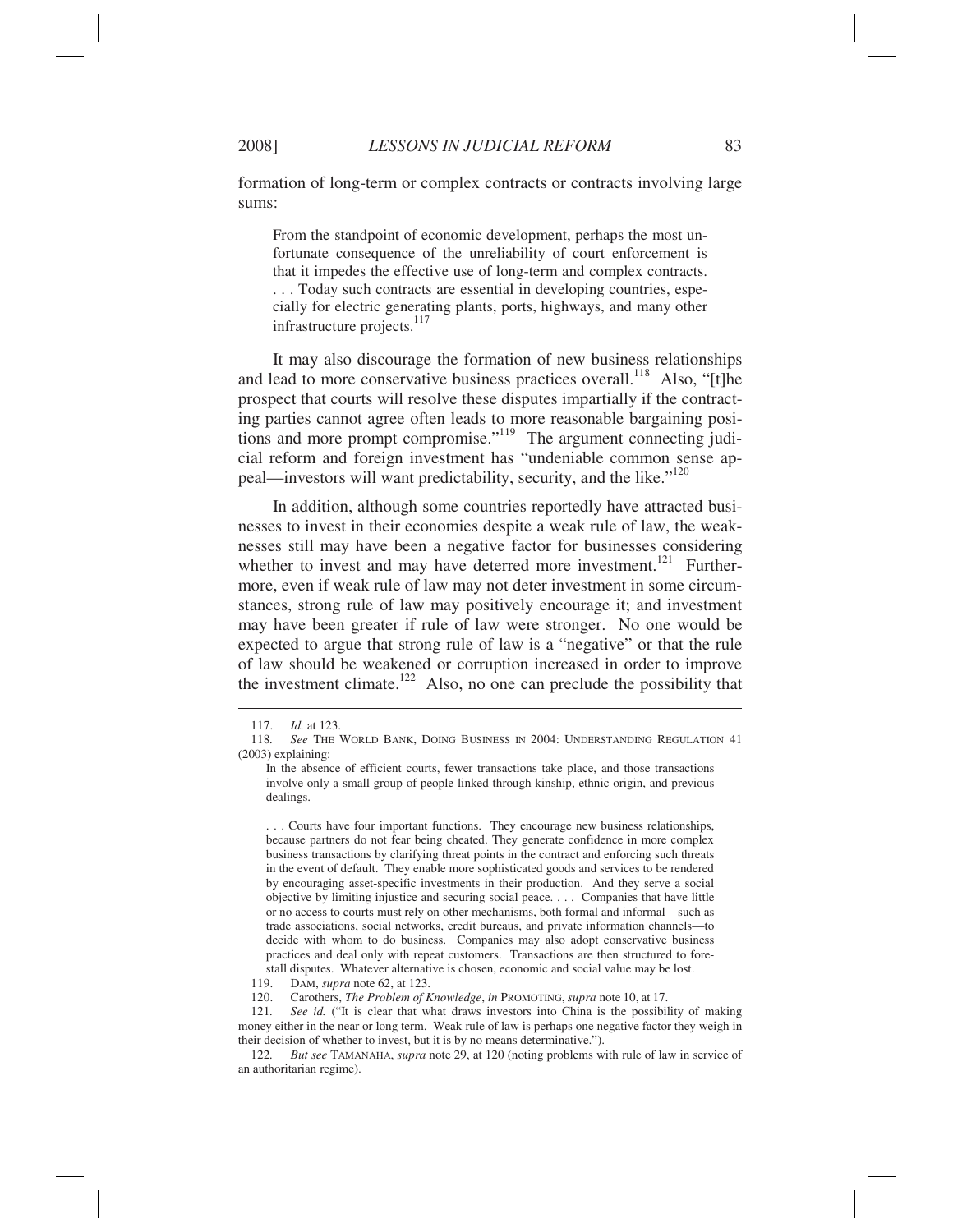formation of long-term or complex contracts or contracts involving large sums:

> From the standpoint of economic development, perhaps the most unfortunate consequence of the unreliability of court enforcement is that it impedes the effective use of long-term and complex contracts. . . . Today such contracts are essential in developing countries, especially for electric generating plants, ports, highways, and many other infrastructure projects.[117]

It may also discourage the formation of new business relationships and lead to more conservative business practices overall.[118] Also, "[t]he prospect that courts will resolve these disputes impartially if the contracting parties cannot agree often leads to more reasonable bargaining positions and more prompt compromise."[119] The argument connecting judicial reform and foreign investment has "undeniable common sense appeal—investors will want predictability, security, and the like."[120]

In addition, although some countries reportedly have attracted businesses to invest in their economies despite a weak rule of law, the weaknesses still may have been a negative factor for businesses considering whether to invest and may have deterred more investment.[121] Furthermore, even if weak rule of law may not deter investment in some circumstances, strong rule of law may positively encourage it; and investment may have been greater if rule of law were stronger. No one would be expected to argue that strong rule of law is a "negative" or that the rule of law should be weakened or corruption increased in order to improve the investment climate.[122] Also, no one can preclude the possibility that

---

117. *Id.* at 123.

118. *See* THE WORLD BANK, DOING BUSINESS IN 2004: UNDERSTANDING REGULATION 41 (2003) explaining:

> In the absence of efficient courts, fewer transactions take place, and those transactions involve only a small group of people linked through kinship, ethnic origin, and previous dealings.
>
> . . . Courts have four important functions. They encourage new business relationships, because partners do not fear being cheated. They generate confidence in more complex business transactions by clarifying threat points in the contract and enforcing such threats in the event of default. They enable more sophisticated goods and services to be rendered by encouraging asset-specific investments in their production. And they serve a social objective by limiting injustice and securing social peace. . . . Companies that have little or no access to courts must rely on other mechanisms, both formal and informal—such as trade associations, social networks, credit bureaus, and private information channels—to decide with whom to do business. Companies may also adopt conservative business practices and deal only with repeat customers. Transactions are then structured to forestall disputes. Whatever alternative is chosen, economic and social value may be lost.

119. DAM, *supra* note 62, at 123.

120. Carothers, *The Problem of Knowledge*, *in* PROMOTING, *supra* note 10, at 17.

121. *See id.* ("It is clear that what draws investors into China is the possibility of making money either in the near or long term. Weak rule of law is perhaps one negative factor they weigh in their decision of whether to invest, but it is by no means determinative.").

122. *But see* TAMANAHA, *supra* note 29, at 120 (noting problems with rule of law in service of an authoritarian regime).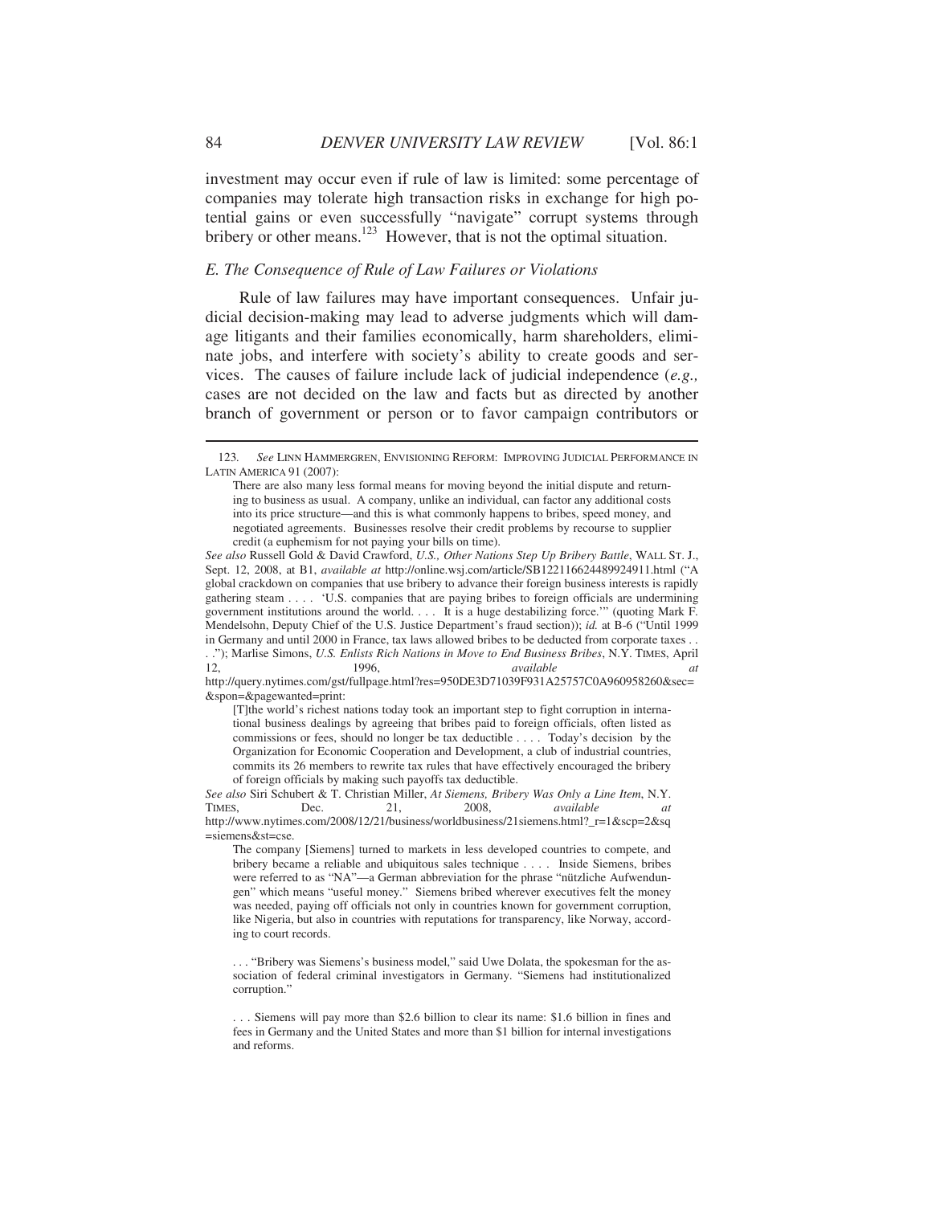investment may occur even if rule of law is limited: some percentage of companies may tolerate high transaction risks in exchange for high potential gains or even successfully "navigate" corrupt systems through bribery or other means.[123] However, that is not the optimal situation.

### *E. The Consequence of Rule of Law Failures or Violations*

Rule of law failures may have important consequences. Unfair judicial decision-making may lead to adverse judgments which will damage litigants and their families economically, harm shareholders, eliminate jobs, and interfere with society's ability to create goods and services. The causes of failure include lack of judicial independence (*e.g.,* cases are not decided on the law and facts but as directed by another branch of government or person or to favor campaign contributors or

---

123. *See* LINN HAMMERGREN, ENVISIONING REFORM: IMPROVING JUDICIAL PERFORMANCE IN LATIN AMERICA 91 (2007):

> There are also many less formal means for moving beyond the initial dispute and returning to business as usual. A company, unlike an individual, can factor any additional costs into its price structure—and this is what commonly happens to bribes, speed money, and negotiated agreements. Businesses resolve their credit problems by recourse to supplier credit (a euphemism for not paying your bills on time).

*See also* Russell Gold & David Crawford, *U.S., Other Nations Step Up Bribery Battle*, WALL ST. J., Sept. 12, 2008, at B1, *available at* http://online.wsj.com/article/SB122116624489924911.html ("A global crackdown on companies that use bribery to advance their foreign business interests is rapidly gathering steam . . . . 'U.S. companies that are paying bribes to foreign officials are undermining government institutions around the world. . . . It is a huge destabilizing force.'" (quoting Mark F. Mendelsohn, Deputy Chief of the U.S. Justice Department's fraud section)); *id.* at B-6 ("Until 1999 in Germany and until 2000 in France, tax laws allowed bribes to be deducted from corporate taxes . . . ."); Marlise Simons, *U.S. Enlists Rich Nations in Move to End Business Bribes*, N.Y. TIMES, April 12, 1996, *available at* http://query.nytimes.com/gst/fullpage.html?res=950DE3D71039F931A25757C0A960958260&sec=&spon=&pagewanted=print:

> [T]the world's richest nations today took an important step to fight corruption in international business dealings by agreeing that bribes paid to foreign officials, often listed as commissions or fees, should no longer be tax deductible . . . . Today's decision by the Organization for Economic Cooperation and Development, a club of industrial countries, commits its 26 members to rewrite tax rules that have effectively encouraged the bribery of foreign officials by making such payoffs tax deductible.

*See also* Siri Schubert & T. Christian Miller, *At Siemens, Bribery Was Only a Line Item*, N.Y. TIMES, Dec. 21, 2008, *available at* http://www.nytimes.com/2008/12/21/business/worldbusiness/21siemens.html?_r=1&scp=2&sq=siemens&st=cse.

> The company [Siemens] turned to markets in less developed countries to compete, and bribery became a reliable and ubiquitous sales technique . . . . Inside Siemens, bribes were referred to as "NA"—a German abbreviation for the phrase "nützliche Aufwendungen" which means "useful money." Siemens bribed wherever executives felt the money was needed, paying off officials not only in countries known for government corruption, like Nigeria, but also in countries with reputations for transparency, like Norway, according to court records.
>
> . . . "Bribery was Siemens's business model," said Uwe Dolata, the spokesman for the association of federal criminal investigators in Germany. "Siemens had institutionalized corruption."
>
> . . . Siemens will pay more than $2.6 billion to clear its name: $1.6 billion in fines and fees in Germany and the United States and more than $1 billion for internal investigations and reforms.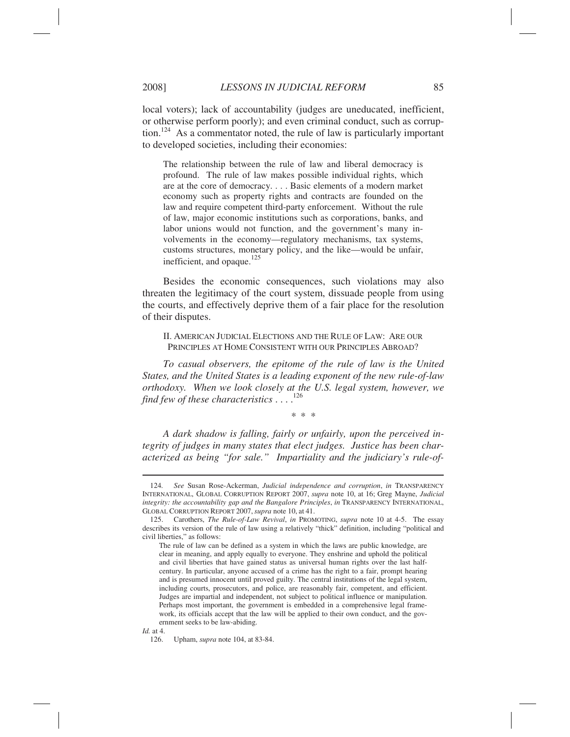local voters); lack of accountability (judges are uneducated, inefficient, or otherwise perform poorly); and even criminal conduct, such as corruption.[124] As a commentator noted, the rule of law is particularly important to developed societies, including their economies:

> The relationship between the rule of law and liberal democracy is profound. The rule of law makes possible individual rights, which are at the core of democracy. . . . Basic elements of a modern market economy such as property rights and contracts are founded on the law and require competent third-party enforcement. Without the rule of law, major economic institutions such as corporations, banks, and labor unions would not function, and the government's many involvements in the economy—regulatory mechanisms, tax systems, customs structures, monetary policy, and the like—would be unfair, inefficient, and opaque.[125]

Besides the economic consequences, such violations may also threaten the legitimacy of the court system, dissuade people from using the courts, and effectively deprive them of a fair place for the resolution of their disputes.

## II. American Judicial Elections and the Rule of Law: Are our Principles at Home Consistent with our Principles Abroad?

*To casual observers, the epitome of the rule of law is the United States, and the United States is a leading exponent of the new rule-of-law orthodoxy. When we look closely at the U.S. legal system, however, we find few of these characteristics . . . .*[126]

\* \* \*

*A dark shadow is falling, fairly or unfairly, upon the perceived integrity of judges in many states that elect judges. Justice has been characterized as being "for sale." Impartiality and the judiciary's rule-of-*

---

124. *See* Susan Rose-Ackerman, *Judicial independence and corruption*, *in* TRANSPARENCY INTERNATIONAL, GLOBAL CORRUPTION REPORT 2007, *supra* note 10, at 16; Greg Mayne, *Judicial integrity: the accountability gap and the Bangalore Principles*, *in* TRANSPARENCY INTERNATIONAL, GLOBAL CORRUPTION REPORT 2007, *supra* note 10, at 41.

125. Carothers, *The Rule-of-Law Revival*, *in* PROMOTING, *supra* note 10 at 4-5. The essay describes its version of the rule of law using a relatively "thick" definition, including "political and civil liberties," as follows:

> The rule of law can be defined as a system in which the laws are public knowledge, are clear in meaning, and apply equally to everyone. They enshrine and uphold the political and civil liberties that have gained status as universal human rights over the last half-century. In particular, anyone accused of a crime has the right to a fair, prompt hearing and is presumed innocent until proved guilty. The central institutions of the legal system, including courts, prosecutors, and police, are reasonably fair, competent, and efficient. Judges are impartial and independent, not subject to political influence or manipulation. Perhaps most important, the government is embedded in a comprehensive legal framework, its officials accept that the law will be applied to their own conduct, and the government seeks to be law-abiding.

*Id.* at 4.

126. Upham, *supra* note 104, at 83-84.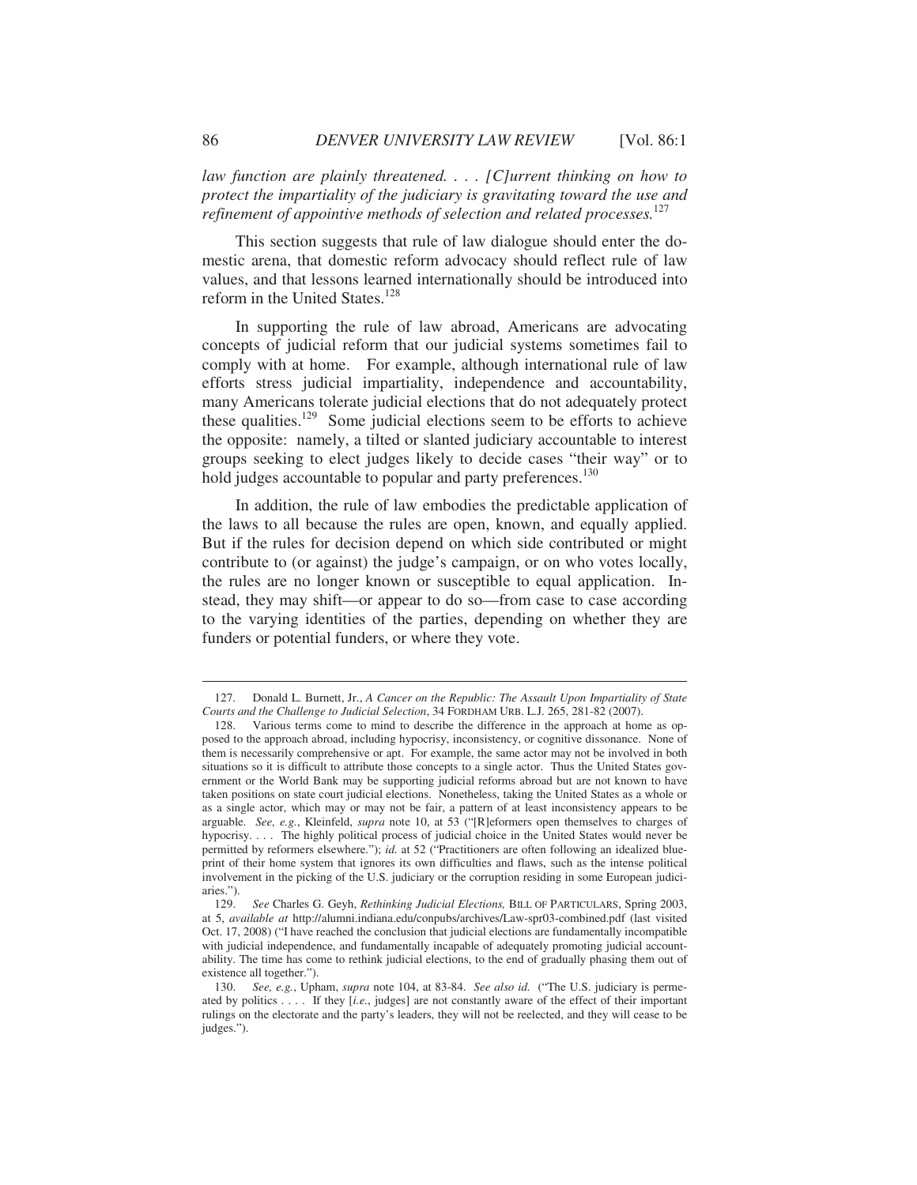*law function are plainly threatened. . . . [C]urrent thinking on how to protect the impartiality of the judiciary is gravitating toward the use and refinement of appointive methods of selection and related processes.*[127]

This section suggests that rule of law dialogue should enter the domestic arena, that domestic reform advocacy should reflect rule of law values, and that lessons learned internationally should be introduced into reform in the United States.[128]

In supporting the rule of law abroad, Americans are advocating concepts of judicial reform that our judicial systems sometimes fail to comply with at home. For example, although international rule of law efforts stress judicial impartiality, independence and accountability, many Americans tolerate judicial elections that do not adequately protect these qualities.[129] Some judicial elections seem to be efforts to achieve the opposite: namely, a tilted or slanted judiciary accountable to interest groups seeking to elect judges likely to decide cases "their way" or to hold judges accountable to popular and party preferences.[130]

In addition, the rule of law embodies the predictable application of the laws to all because the rules are open, known, and equally applied. But if the rules for decision depend on which side contributed or might contribute to (or against) the judge's campaign, or on who votes locally, the rules are no longer known or susceptible to equal application. Instead, they may shift—or appear to do so—from case to case according to the varying identities of the parties, depending on whether they are funders or potential funders, or where they vote.

---

127. Donald L. Burnett, Jr., *A Cancer on the Republic: The Assault Upon Impartiality of State Courts and the Challenge to Judicial Selection*, 34 FORDHAM URB. L.J. 265, 281-82 (2007).

128. Various terms come to mind to describe the difference in the approach at home as opposed to the approach abroad, including hypocrisy, inconsistency, or cognitive dissonance. None of them is necessarily comprehensive or apt. For example, the same actor may not be involved in both situations so it is difficult to attribute those concepts to a single actor. Thus the United States government or the World Bank may be supporting judicial reforms abroad but are not known to have taken positions on state court judicial elections. Nonetheless, taking the United States as a whole or as a single actor, which may or may not be fair, a pattern of at least inconsistency appears to be arguable. *See, e.g.*, Kleinfeld, *supra* note 10, at 53 ("[R]eformers open themselves to charges of hypocrisy. . . . The highly political process of judicial choice in the United States would never be permitted by reformers elsewhere."); *id.* at 52 ("Practitioners are often following an idealized blueprint of their home system that ignores its own difficulties and flaws, such as the intense political involvement in the picking of the U.S. judiciary or the corruption residing in some European judiciaries.").

129. *See* Charles G. Geyh, *Rethinking Judicial Elections,* BILL OF PARTICULARS, Spring 2003, at 5, *available at* http://alumni.indiana.edu/conpubs/archives/Law-spr03-combined.pdf (last visited Oct. 17, 2008) ("I have reached the conclusion that judicial elections are fundamentally incompatible with judicial independence, and fundamentally incapable of adequately promoting judicial accountability. The time has come to rethink judicial elections, to the end of gradually phasing them out of existence all together.").

130. *See, e.g.*, Upham, *supra* note 104, at 83-84. *See also id.* ("The U.S. judiciary is permeated by politics . . . . If they [*i.e.*, judges] are not constantly aware of the effect of their important rulings on the electorate and the party's leaders, they will not be reelected, and they will cease to be judges.").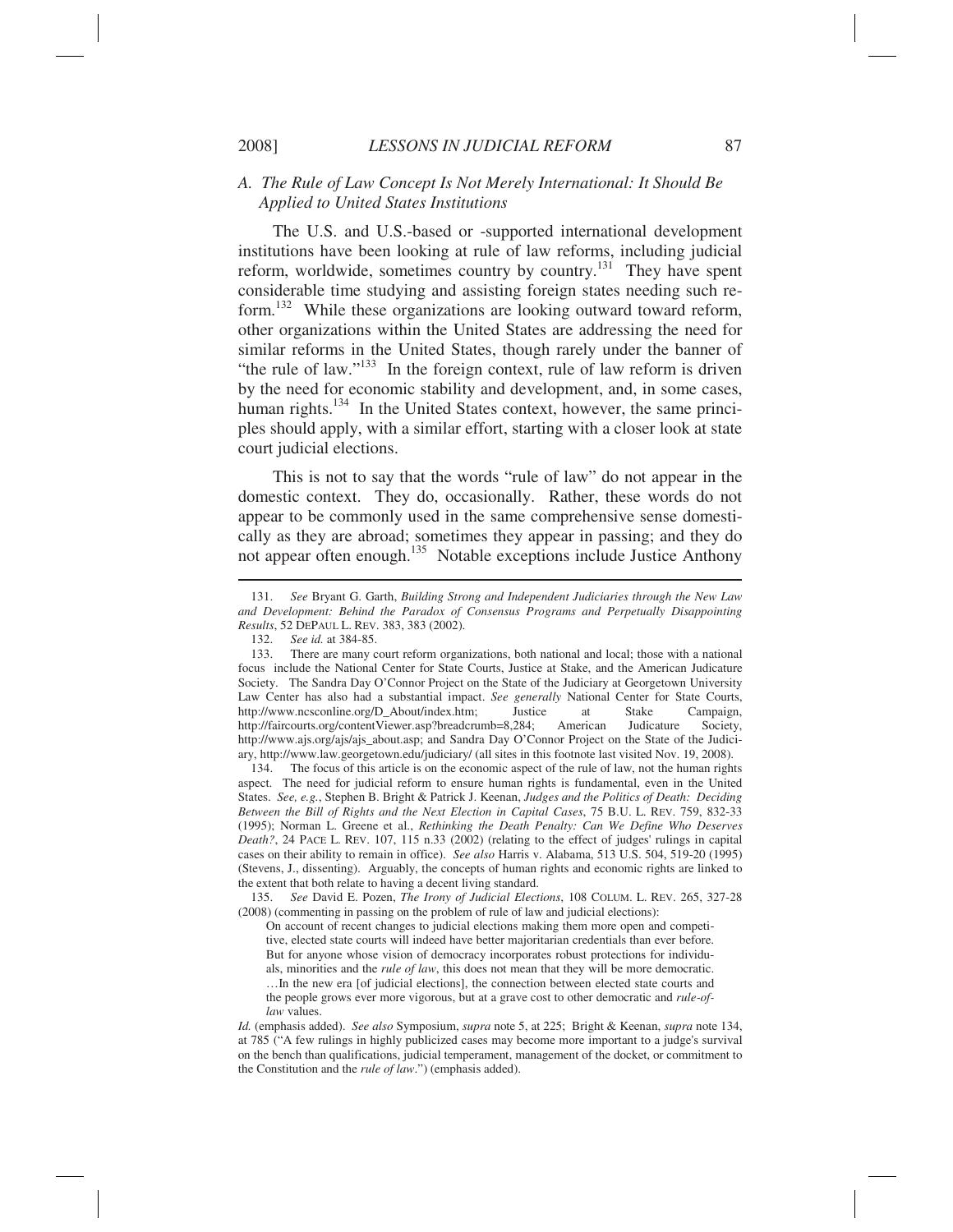### A. The Rule of Law Concept Is Not Merely International: It Should Be Applied to United States Institutions

The U.S. and U.S.-based or -supported international development institutions have been looking at rule of law reforms, including judicial reform, worldwide, sometimes country by country.[131] They have spent considerable time studying and assisting foreign states needing such reform.[132] While these organizations are looking outward toward reform, other organizations within the United States are addressing the need for similar reforms in the United States, though rarely under the banner of "the rule of law."[133] In the foreign context, rule of law reform is driven by the need for economic stability and development, and, in some cases, human rights.[134] In the United States context, however, the same principles should apply, with a similar effort, starting with a closer look at state court judicial elections.

This is not to say that the words "rule of law" do not appear in the domestic context. They do, occasionally. Rather, these words do not appear to be commonly used in the same comprehensive sense domestically as they are abroad; sometimes they appear in passing; and they do not appear often enough.[135] Notable exceptions include Justice Anthony

---

131. *See* Bryant G. Garth, *Building Strong and Independent Judiciaries through the New Law and Development: Behind the Paradox of Consensus Programs and Perpetually Disappointing Results*, 52 DEPAUL L. REV. 383, 383 (2002).

132. *See id.* at 384-85.

133. There are many court reform organizations, both national and local; those with a national focus include the National Center for State Courts, Justice at Stake, and the American Judicature Society. The Sandra Day O'Connor Project on the State of the Judiciary at Georgetown University Law Center has also had a substantial impact. *See generally* National Center for State Courts, http://www.ncsconline.org/D_About/index.htm; Justice at Stake Campaign, http://faircourts.org/contentViewer.asp?breadcrumb=8,284; American Judicature Society, http://www.ajs.org/ajs/ajs_about.asp; and Sandra Day O'Connor Project on the State of the Judiciary, http://www.law.georgetown.edu/judiciary/ (all sites in this footnote last visited Nov. 19, 2008).

134. The focus of this article is on the economic aspect of the rule of law, not the human rights aspect. The need for judicial reform to ensure human rights is fundamental, even in the United States. *See, e.g.*, Stephen B. Bright & Patrick J. Keenan, *Judges and the Politics of Death: Deciding Between the Bill of Rights and the Next Election in Capital Cases*, 75 B.U. L. REV. 759, 832-33 (1995); Norman L. Greene et al., *Rethinking the Death Penalty: Can We Define Who Deserves Death?*, 24 PACE L. REV. 107, 115 n.33 (2002) (relating to the effect of judges' rulings in capital cases on their ability to remain in office). *See also* Harris v. Alabama, 513 U.S. 504, 519-20 (1995) (Stevens, J., dissenting). Arguably, the concepts of human rights and economic rights are linked to the extent that both relate to having a decent living standard.

135. *See* David E. Pozen, *The Irony of Judicial Elections*, 108 COLUM. L. REV. 265, 327-28 (2008) (commenting in passing on the problem of rule of law and judicial elections):

> On account of recent changes to judicial elections making them more open and competitive, elected state courts will indeed have better majoritarian credentials than ever before. But for anyone whose vision of democracy incorporates robust protections for individuals, minorities and the *rule of law*, this does not mean that they will be more democratic. …In the new era [of judicial elections], the connection between elected state courts and the people grows ever more vigorous, but at a grave cost to other democratic and *rule-of-law* values.

*Id.* (emphasis added). *See also* Symposium, *supra* note 5, at 225; Bright & Keenan, *supra* note 134, at 785 ("A few rulings in highly publicized cases may become more important to a judge's survival on the bench than qualifications, judicial temperament, management of the docket, or commitment to the Constitution and the *rule of law*.") (emphasis added).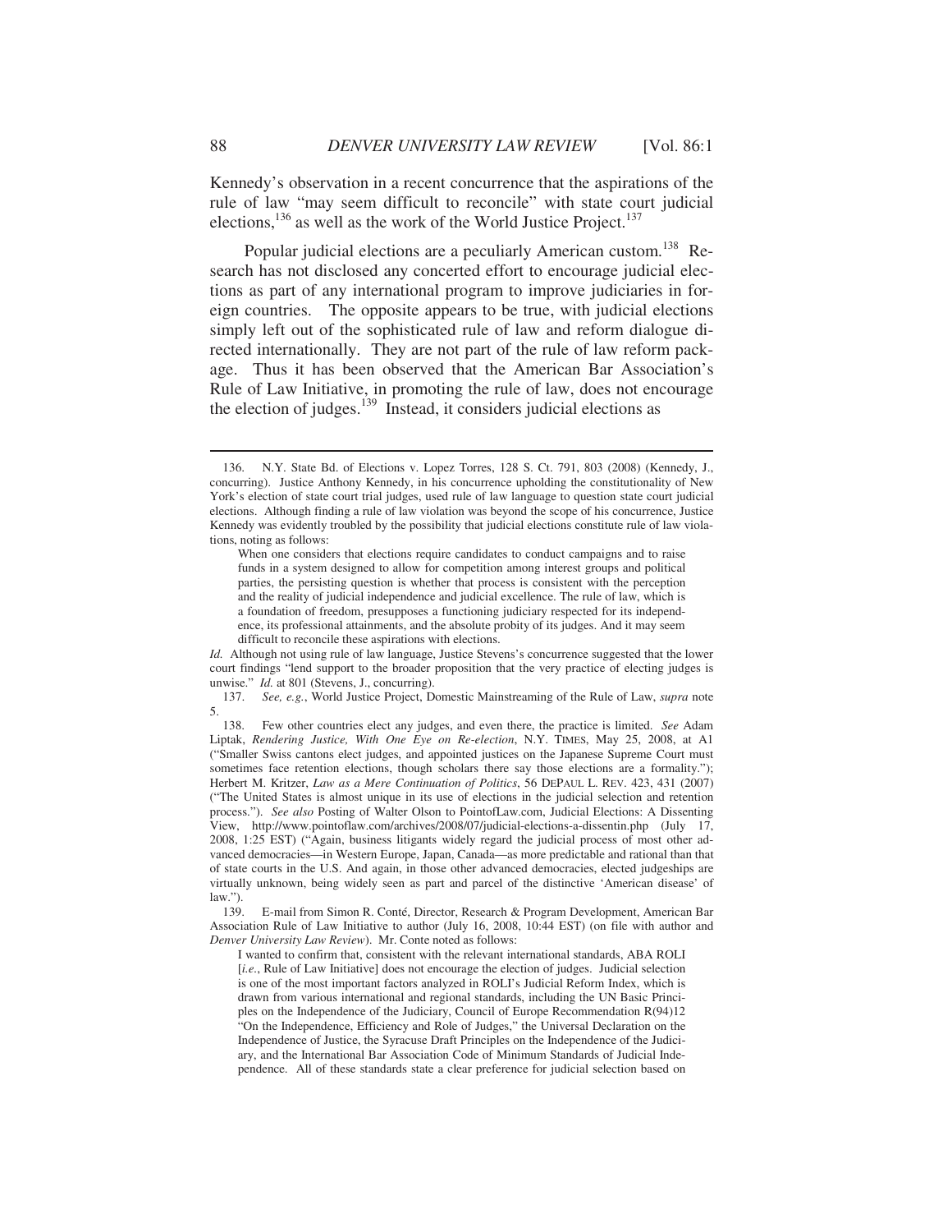Kennedy's observation in a recent concurrence that the aspirations of the rule of law "may seem difficult to reconcile" with state court judicial elections,[136] as well as the work of the World Justice Project.[137]

Popular judicial elections are a peculiarly American custom.[138] Research has not disclosed any concerted effort to encourage judicial elections as part of any international program to improve judiciaries in foreign countries. The opposite appears to be true, with judicial elections simply left out of the sophisticated rule of law and reform dialogue directed internationally. They are not part of the rule of law reform package. Thus it has been observed that the American Bar Association's Rule of Law Initiative, in promoting the rule of law, does not encourage the election of judges.[139] Instead, it considers judicial elections as

---

136. N.Y. State Bd. of Elections v. Lopez Torres, 128 S. Ct. 791, 803 (2008) (Kennedy, J., concurring). Justice Anthony Kennedy, in his concurrence upholding the constitutionality of New York's election of state court trial judges, used rule of law language to question state court judicial elections. Although finding a rule of law violation was beyond the scope of his concurrence, Justice Kennedy was evidently troubled by the possibility that judicial elections constitute rule of law violations, noting as follows:

> When one considers that elections require candidates to conduct campaigns and to raise funds in a system designed to allow for competition among interest groups and political parties, the persisting question is whether that process is consistent with the perception and the reality of judicial independence and judicial excellence. The rule of law, which is a foundation of freedom, presupposes a functioning judiciary respected for its independence, its professional attainments, and the absolute probity of its judges. And it may seem difficult to reconcile these aspirations with elections.

*Id.* Although not using rule of law language, Justice Stevens's concurrence suggested that the lower court findings "lend support to the broader proposition that the very practice of electing judges is unwise." *Id.* at 801 (Stevens, J., concurring).

137. *See, e.g.*, World Justice Project, Domestic Mainstreaming of the Rule of Law, *supra* note 5.

138. Few other countries elect any judges, and even there, the practice is limited. *See* Adam Liptak, *Rendering Justice, With One Eye on Re-election*, N.Y. TIMES, May 25, 2008, at A1 ("Smaller Swiss cantons elect judges, and appointed justices on the Japanese Supreme Court must sometimes face retention elections, though scholars there say those elections are a formality."); Herbert M. Kritzer, *Law as a Mere Continuation of Politics*, 56 DEPAUL L. REV. 423, 431 (2007) ("The United States is almost unique in its use of elections in the judicial selection and retention process."). *See also* Posting of Walter Olson to PointofLaw.com, Judicial Elections: A Dissenting View, http://www.pointoflaw.com/archives/2008/07/judicial-elections-a-dissentin.php (July 17, 2008, 1:25 EST) ("Again, business litigants widely regard the judicial process of most other advanced democracies—in Western Europe, Japan, Canada—as more predictable and rational than that of state courts in the U.S. And again, in those other advanced democracies, elected judgeships are virtually unknown, being widely seen as part and parcel of the distinctive 'American disease' of law.").

139. E-mail from Simon R. Conté, Director, Research & Program Development, American Bar Association Rule of Law Initiative to author (July 16, 2008, 10:44 EST) (on file with author and *Denver University Law Review*). Mr. Conte noted as follows:

> I wanted to confirm that, consistent with the relevant international standards, ABA ROLI [*i.e.*, Rule of Law Initiative] does not encourage the election of judges. Judicial selection is one of the most important factors analyzed in ROLI's Judicial Reform Index, which is drawn from various international and regional standards, including the UN Basic Principles on the Independence of the Judiciary, Council of Europe Recommendation R(94)12 "On the Independence, Efficiency and Role of Judges," the Universal Declaration on the Independence of Justice, the Syracuse Draft Principles on the Independence of the Judiciary, and the International Bar Association Code of Minimum Standards of Judicial Independence. All of these standards state a clear preference for judicial selection based on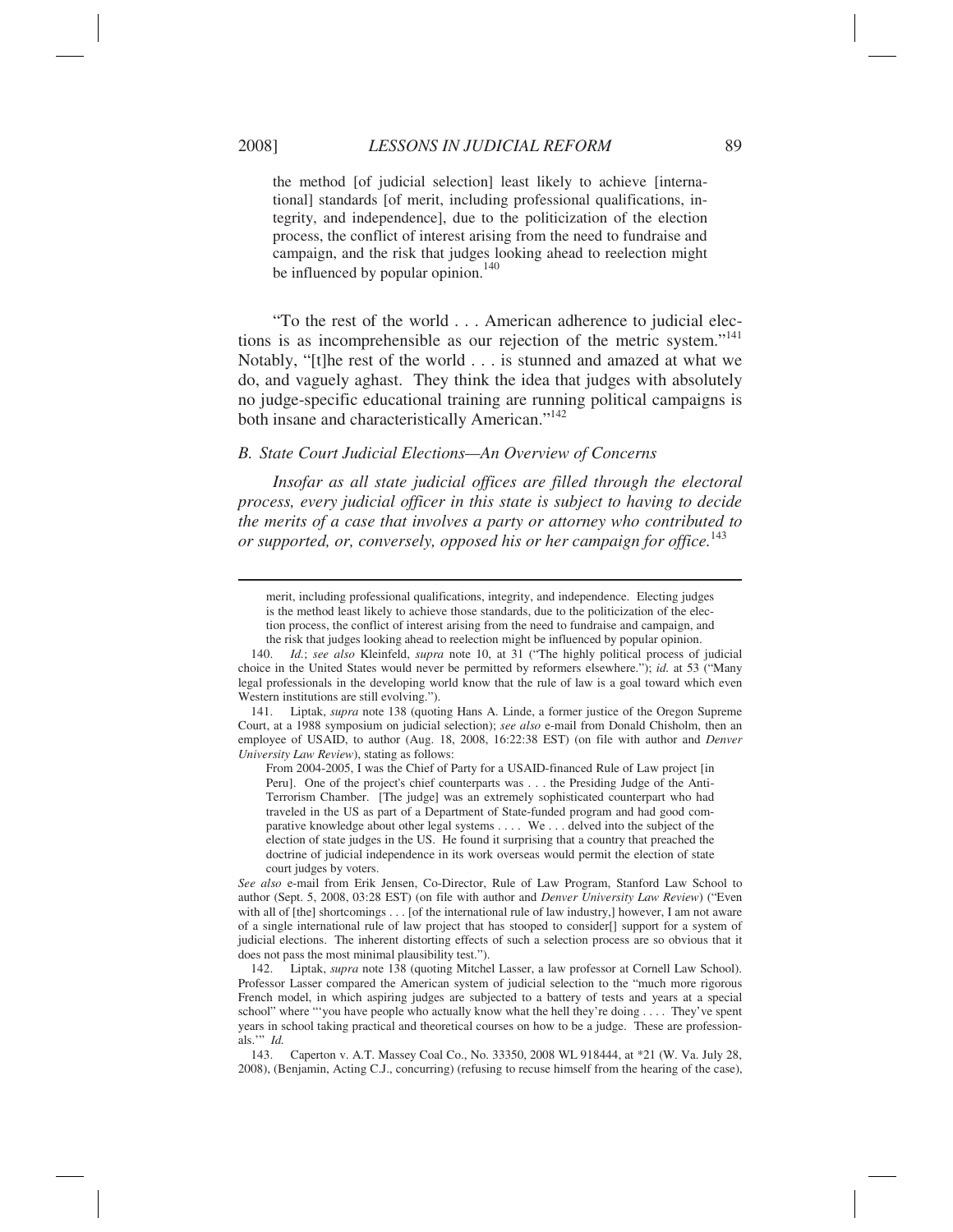> the method [of judicial selection] least likely to achieve [international] standards [of merit, including professional qualifications, integrity, and independence], due to the politicization of the election process, the conflict of interest arising from the need to fundraise and campaign, and the risk that judges looking ahead to reelection might be influenced by popular opinion.[140]

"To the rest of the world . . . American adherence to judicial elections is as incomprehensible as our rejection of the metric system."[141] Notably, "[t]he rest of the world . . . is stunned and amazed at what we do, and vaguely aghast. They think the idea that judges with absolutely no judge-specific educational training are running political campaigns is both insane and characteristically American."[142]

### *B. State Court Judicial Elections—An Overview of Concerns*

*Insofar as all state judicial offices are filled through the electoral process, every judicial officer in this state is subject to having to decide the merits of a case that involves a party or attorney who contributed to or supported, or, conversely, opposed his or her campaign for office.*[143]

---

> merit, including professional qualifications, integrity, and independence. Electing judges is the method least likely to achieve those standards, due to the politicization of the election process, the conflict of interest arising from the need to fundraise and campaign, and the risk that judges looking ahead to reelection might be influenced by popular opinion.

140. *Id.*; *see also* Kleinfeld, *supra* note 10, at 31 ("The highly political process of judicial choice in the United States would never be permitted by reformers elsewhere."); *id.* at 53 ("Many legal professionals in the developing world know that the rule of law is a goal toward which even Western institutions are still evolving.").

141. Liptak, *supra* note 138 (quoting Hans A. Linde, a former justice of the Oregon Supreme Court, at a 1988 symposium on judicial selection); *see also* e-mail from Donald Chisholm, then an employee of USAID, to author (Aug. 18, 2008, 16:22:38 EST) (on file with author and *Denver University Law Review*), stating as follows:

> From 2004-2005, I was the Chief of Party for a USAID-financed Rule of Law project [in Peru]. One of the project's chief counterparts was . . . the Presiding Judge of the Anti-Terrorism Chamber. [The judge] was an extremely sophisticated counterpart who had traveled in the US as part of a Department of State-funded program and had good comparative knowledge about other legal systems . . . . We . . . delved into the subject of the election of state judges in the US. He found it surprising that a country that preached the doctrine of judicial independence in its work overseas would permit the election of state court judges by voters.

*See also* e-mail from Erik Jensen, Co-Director, Rule of Law Program, Stanford Law School to author (Sept. 5, 2008, 03:28 EST) (on file with author and *Denver University Law Review*) ("Even with all of [the] shortcomings . . . [of the international rule of law industry,] however, I am not aware of a single international rule of law project that has stooped to consider[] support for a system of judicial elections. The inherent distorting effects of such a selection process are so obvious that it does not pass the most minimal plausibility test.").

142. Liptak, *supra* note 138 (quoting Mitchel Lasser, a law professor at Cornell Law School). Professor Lasser compared the American system of judicial selection to the "much more rigorous French model, in which aspiring judges are subjected to a battery of tests and years at a special school" where "'you have people who actually know what the hell they're doing . . . . They've spent years in school taking practical and theoretical courses on how to be a judge. These are professionals.'" *Id.*

143. Caperton v. A.T. Massey Coal Co., No. 33350, 2008 WL 918444, at *21 (W. Va. July 28, 2008), (Benjamin, Acting C.J., concurring) (refusing to recuse himself from the hearing of the case),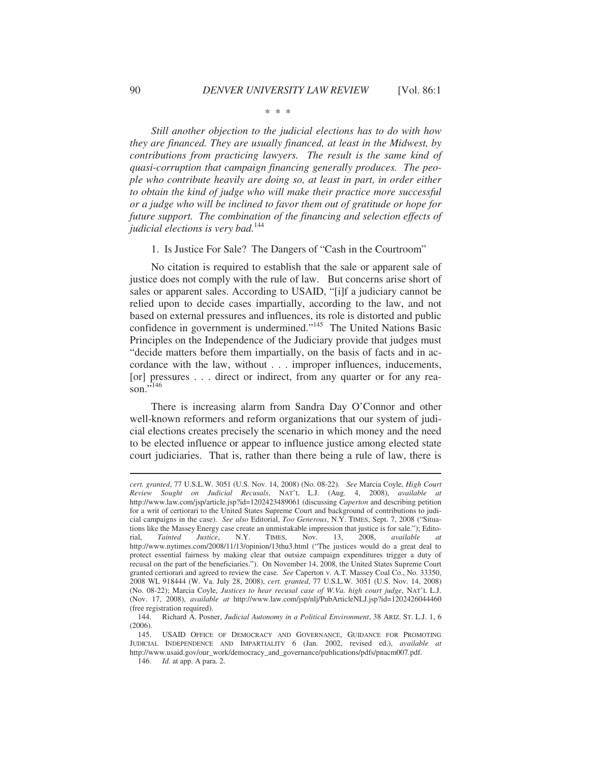\* \* \*

*Still another objection to the judicial elections has to do with how they are financed. They are usually financed, at least in the Midwest, by contributions from practicing lawyers. The result is the same kind of quasi-corruption that campaign financing generally produces. The people who contribute heavily are doing so, at least in part, in order either to obtain the kind of judge who will make their practice more successful or a judge who will be inclined to favor them out of gratitude or hope for future support. The combination of the financing and selection effects of judicial elections is very bad.*[144]

1. Is Justice For Sale? The Dangers of "Cash in the Courtroom"

No citation is required to establish that the sale or apparent sale of justice does not comply with the rule of law. But concerns arise short of sales or apparent sales. According to USAID, "[i]f a judiciary cannot be relied upon to decide cases impartially, according to the law, and not based on external pressures and influences, its role is distorted and public confidence in government is undermined."[145] The United Nations Basic Principles on the Independence of the Judiciary provide that judges must "decide matters before them impartially, on the basis of facts and in accordance with the law, without . . . improper influences, inducements, [or] pressures . . . direct or indirect, from any quarter or for any reason."[146]

There is increasing alarm from Sandra Day O'Connor and other well-known reformers and reform organizations that our system of judicial elections creates precisely the scenario in which money and the need to be elected influence or appear to influence justice among elected state court judiciaries. That is, rather than there being a rule of law, there is

---

*cert. granted*, 77 U.S.L.W. 3051 (U.S. Nov. 14, 2008) (No. 08-22). *See* Marcia Coyle, *High Court Review Sought on Judicial Recusals*, NAT'L L.J. (Aug. 4, 2008), *available at* http://www.law.com/jsp/article.jsp?id=1202423489061 (discussing *Caperton* and describing petition for a writ of certiorari to the United States Supreme Court and background of contributions to judicial campaigns in the case). *See also* Editorial, *Too Generous*, N.Y. TIMES, Sept. 7, 2008 ("Situations like the Massey Energy case create an unmistakable impression that justice is for sale."); Editorial, *Tainted Justice*, N.Y. TIMES, Nov. 13, 2008, *available at* http://www.nytimes.com/2008/11/13/opinion/13thu3.html ("The justices would do a great deal to protect essential fairness by making clear that outsize campaign expenditures trigger a duty of recusal on the part of the beneficiaries."). On November 14, 2008, the United States Supreme Court granted certiorari and agreed to review the case. *See* Caperton v. A.T. Massey Coal Co., No. 33350, 2008 WL 918444 (W. Va. July 28, 2008), *cert. granted*, 77 U.S.L.W. 3051 (U.S. Nov. 14, 2008) (No. 08-22); Marcia Coyle, *Justices to hear recusal case of W.Va. high court judge*, NAT'L L.J. (Nov. 17, 2008), *available at* http://www.law.com/jsp/nlj/PubArticleNLJ.jsp?id=1202426044460 (free registration required).

144. Richard A. Posner, *Judicial Autonomy in a Political Environment*, 38 ARIZ. ST. L.J. 1, 6 (2006).

145. USAID OFFICE OF DEMOCRACY AND GOVERNANCE, GUIDANCE FOR PROMOTING JUDICIAL INDEPENDENCE AND IMPARTIALITY 6 (Jan. 2002, revised ed.), *available at* http://www.usaid.gov/our_work/democracy_and_governance/publications/pdfs/pnacm007.pdf.

146. *Id.* at app. A para. 2.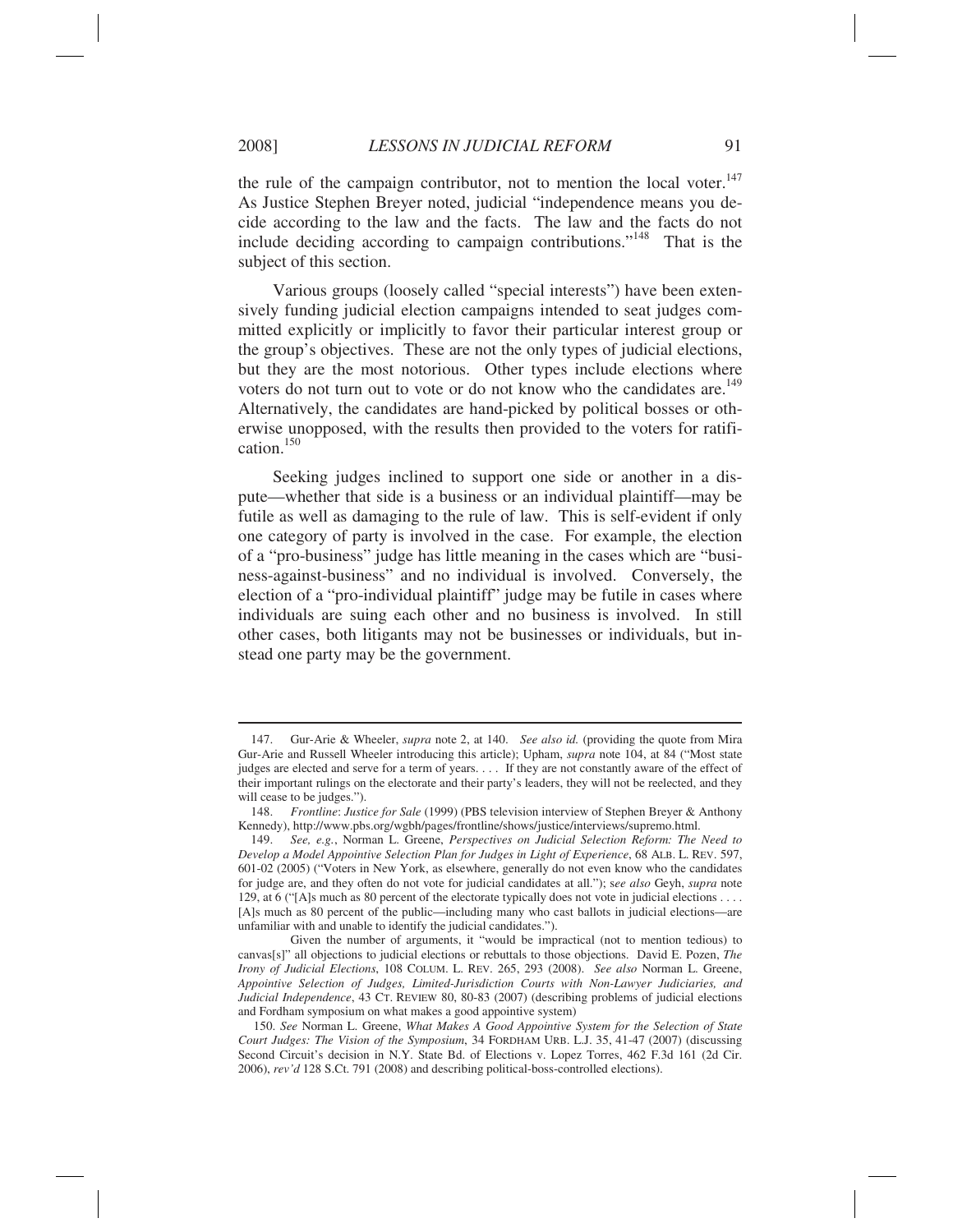the rule of the campaign contributor, not to mention the local voter.[147] As Justice Stephen Breyer noted, judicial "independence means you decide according to the law and the facts. The law and the facts do not include deciding according to campaign contributions."[148] That is the subject of this section.

Various groups (loosely called "special interests") have been extensively funding judicial election campaigns intended to seat judges committed explicitly or implicitly to favor their particular interest group or the group's objectives. These are not the only types of judicial elections, but they are the most notorious. Other types include elections where voters do not turn out to vote or do not know who the candidates are.[149] Alternatively, the candidates are hand-picked by political bosses or otherwise unopposed, with the results then provided to the voters for ratification.[150]

Seeking judges inclined to support one side or another in a dispute—whether that side is a business or an individual plaintiff—may be futile as well as damaging to the rule of law. This is self-evident if only one category of party is involved in the case. For example, the election of a "pro-business" judge has little meaning in the cases which are "business-against-business" and no individual is involved. Conversely, the election of a "pro-individual plaintiff" judge may be futile in cases where individuals are suing each other and no business is involved. In still other cases, both litigants may not be businesses or individuals, but instead one party may be the government.

---

147. Gur-Arie & Wheeler, *supra* note 2, at 140. *See also id.* (providing the quote from Mira Gur-Arie and Russell Wheeler introducing this article); Upham, *supra* note 104, at 84 ("Most state judges are elected and serve for a term of years. . . . If they are not constantly aware of the effect of their important rulings on the electorate and their party's leaders, they will not be reelected, and they will cease to be judges.").

148. *Frontline*: *Justice for Sale* (1999) (PBS television interview of Stephen Breyer & Anthony Kennedy), http://www.pbs.org/wgbh/pages/frontline/shows/justice/interviews/supremo.html.

149. *See, e.g.*, Norman L. Greene, *Perspectives on Judicial Selection Reform: The Need to Develop a Model Appointive Selection Plan for Judges in Light of Experience*, 68 ALB. L. REV. 597, 601-02 (2005) ("Voters in New York, as elsewhere, generally do not even know who the candidates for judge are, and they often do not vote for judicial candidates at all."); s*ee also* Geyh, *supra* note 129, at 6 ("[A]s much as 80 percent of the electorate typically does not vote in judicial elections . . . . [A]s much as 80 percent of the public—including many who cast ballots in judicial elections—are unfamiliar with and unable to identify the judicial candidates.").

Given the number of arguments, it "would be impractical (not to mention tedious) to canvas[s]" all objections to judicial elections or rebuttals to those objections. David E. Pozen, *The Irony of Judicial Elections*, 108 COLUM. L. REV. 265, 293 (2008). *See also* Norman L. Greene, *Appointive Selection of Judges, Limited-Jurisdiction Courts with Non-Lawyer Judiciaries, and Judicial Independence*, 43 CT. REVIEW 80, 80-83 (2007) (describing problems of judicial elections and Fordham symposium on what makes a good appointive system)

150. *See* Norman L. Greene, *What Makes A Good Appointive System for the Selection of State Court Judges: The Vision of the Symposium*, 34 FORDHAM URB. L.J. 35, 41-47 (2007) (discussing Second Circuit's decision in N.Y. State Bd. of Elections v. Lopez Torres, 462 F.3d 161 (2d Cir. 2006), *rev'd* 128 S.Ct. 791 (2008) and describing political-boss-controlled elections).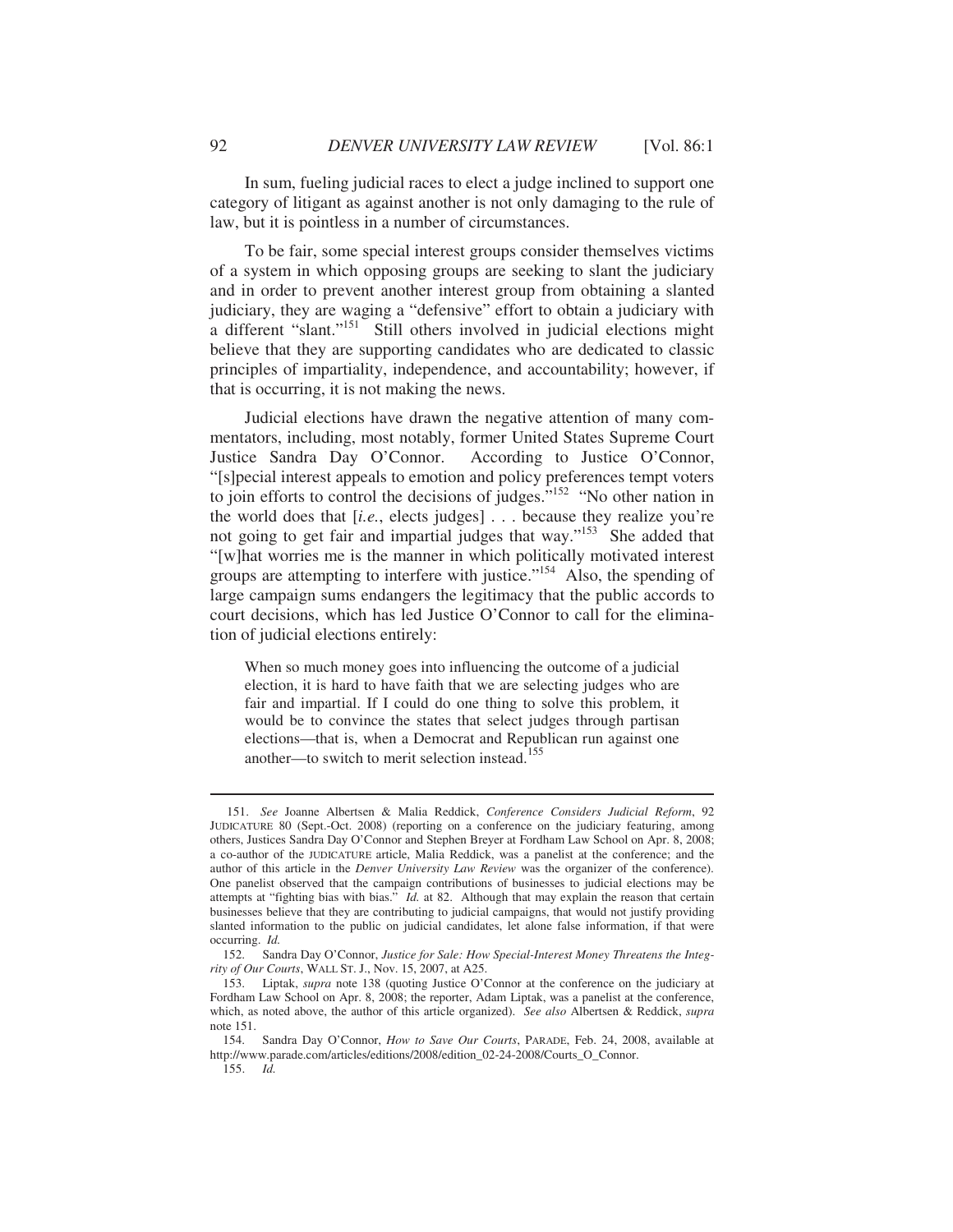In sum, fueling judicial races to elect a judge inclined to support one category of litigant as against another is not only damaging to the rule of law, but it is pointless in a number of circumstances.

To be fair, some special interest groups consider themselves victims of a system in which opposing groups are seeking to slant the judiciary and in order to prevent another interest group from obtaining a slanted judiciary, they are waging a "defensive" effort to obtain a judiciary with a different "slant."[151] Still others involved in judicial elections might believe that they are supporting candidates who are dedicated to classic principles of impartiality, independence, and accountability; however, if that is occurring, it is not making the news.

Judicial elections have drawn the negative attention of many commentators, including, most notably, former United States Supreme Court Justice Sandra Day O'Connor. According to Justice O'Connor, "[s]pecial interest appeals to emotion and policy preferences tempt voters to join efforts to control the decisions of judges."[152] "No other nation in the world does that [*i.e.*, elects judges] . . . because they realize you're not going to get fair and impartial judges that way."[153] She added that "[w]hat worries me is the manner in which politically motivated interest groups are attempting to interfere with justice."[154] Also, the spending of large campaign sums endangers the legitimacy that the public accords to court decisions, which has led Justice O'Connor to call for the elimination of judicial elections entirely:

> When so much money goes into influencing the outcome of a judicial election, it is hard to have faith that we are selecting judges who are fair and impartial. If I could do one thing to solve this problem, it would be to convince the states that select judges through partisan elections—that is, when a Democrat and Republican run against one another—to switch to merit selection instead.[155]

---

151. *See* Joanne Albertsen & Malia Reddick, *Conference Considers Judicial Reform*, 92 JUDICATURE 80 (Sept.-Oct. 2008) (reporting on a conference on the judiciary featuring, among others, Justices Sandra Day O'Connor and Stephen Breyer at Fordham Law School on Apr. 8, 2008; a co-author of the JUDICATURE article, Malia Reddick, was a panelist at the conference; and the author of this article in the *Denver University Law Review* was the organizer of the conference). One panelist observed that the campaign contributions of businesses to judicial elections may be attempts at "fighting bias with bias." *Id.* at 82. Although that may explain the reason that certain businesses believe that they are contributing to judicial campaigns, that would not justify providing slanted information to the public on judicial candidates, let alone false information, if that were occurring. *Id.*

152. Sandra Day O'Connor, *Justice for Sale: How Special-Interest Money Threatens the Integrity of Our Courts*, WALL ST. J., Nov. 15, 2007, at A25.

153. Liptak, *supra* note 138 (quoting Justice O'Connor at the conference on the judiciary at Fordham Law School on Apr. 8, 2008; the reporter, Adam Liptak, was a panelist at the conference, which, as noted above, the author of this article organized). *See also* Albertsen & Reddick, *supra* note 151.

154. Sandra Day O'Connor, *How to Save Our Courts*, PARADE, Feb. 24, 2008, available at http://www.parade.com/articles/editions/2008/edition_02-24-2008/Courts_O_Connor.

155. *Id.*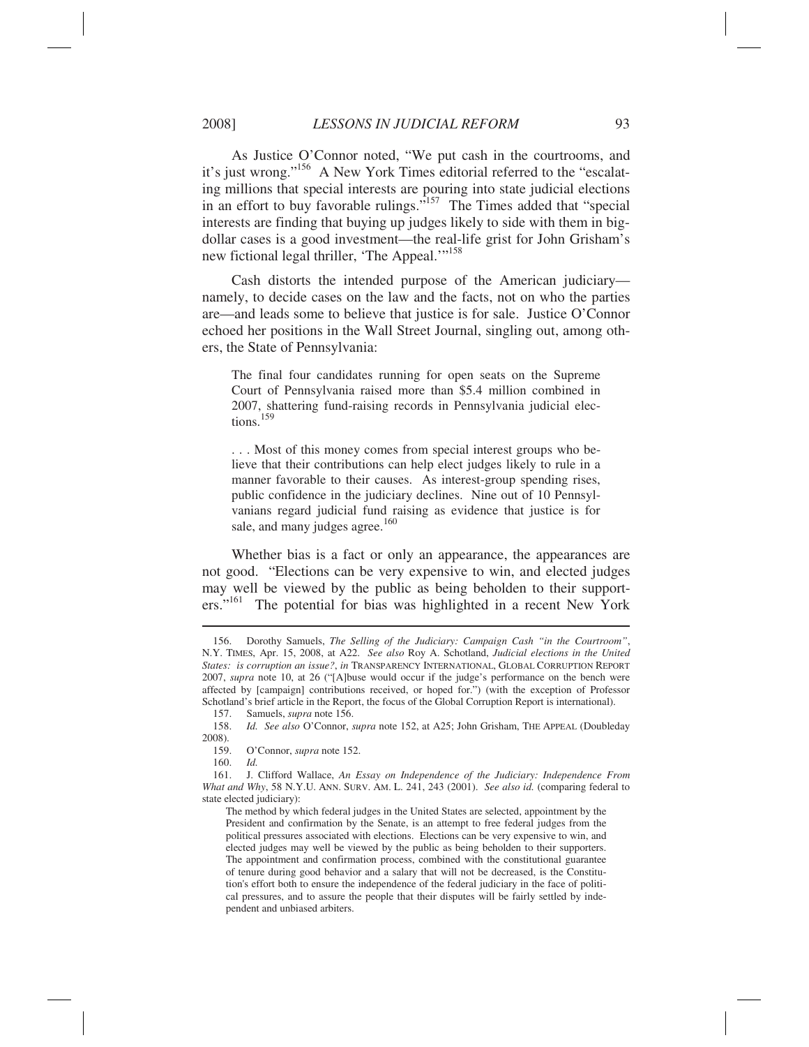As Justice O'Connor noted, "We put cash in the courtrooms, and it's just wrong."[156] A New York Times editorial referred to the "escalating millions that special interests are pouring into state judicial elections in an effort to buy favorable rulings."[157] The Times added that "special interests are finding that buying up judges likely to side with them in big-dollar cases is a good investment—the real-life grist for John Grisham's new fictional legal thriller, 'The Appeal.'"[158]

Cash distorts the intended purpose of the American judiciary—namely, to decide cases on the law and the facts, not on who the parties are—and leads some to believe that justice is for sale. Justice O'Connor echoed her positions in the Wall Street Journal, singling out, among others, the State of Pennsylvania:

> The final four candidates running for open seats on the Supreme Court of Pennsylvania raised more than $5.4 million combined in 2007, shattering fund-raising records in Pennsylvania judicial elections.[159]
>
> . . . Most of this money comes from special interest groups who believe that their contributions can help elect judges likely to rule in a manner favorable to their causes. As interest-group spending rises, public confidence in the judiciary declines. Nine out of 10 Pennsylvanians regard judicial fund raising as evidence that justice is for sale, and many judges agree.[160]

Whether bias is a fact or only an appearance, the appearances are not good. "Elections can be very expensive to win, and elected judges may well be viewed by the public as being beholden to their supporters."[161] The potential for bias was highlighted in a recent New York

---

156. Dorothy Samuels, *The Selling of the Judiciary: Campaign Cash "in the Courtroom"*, N.Y. TIMES, Apr. 15, 2008, at A22. *See also* Roy A. Schotland, *Judicial elections in the United States: is corruption an issue?*, *in* TRANSPARENCY INTERNATIONAL, GLOBAL CORRUPTION REPORT 2007, *supra* note 10, at 26 ("[A]buse would occur if the judge's performance on the bench were affected by [campaign] contributions received, or hoped for.") (with the exception of Professor Schotland's brief article in the Report, the focus of the Global Corruption Report is international).

157. Samuels, *supra* note 156.

158. *Id. See also* O'Connor, *supra* note 152, at A25; John Grisham, THE APPEAL (Doubleday 2008).

159. O'Connor, *supra* note 152.

160. *Id.*

161. J. Clifford Wallace, *An Essay on Independence of the Judiciary: Independence From What and Why*, 58 N.Y.U. ANN. SURV. AM. L. 241, 243 (2001). *See also id.* (comparing federal to state elected judiciary):

> The method by which federal judges in the United States are selected, appointment by the President and confirmation by the Senate, is an attempt to free federal judges from the political pressures associated with elections. Elections can be very expensive to win, and elected judges may well be viewed by the public as being beholden to their supporters. The appointment and confirmation process, combined with the constitutional guarantee of tenure during good behavior and a salary that will not be decreased, is the Constitution's effort both to ensure the independence of the federal judiciary in the face of political pressures, and to assure the people that their disputes will be fairly settled by independent and unbiased arbiters.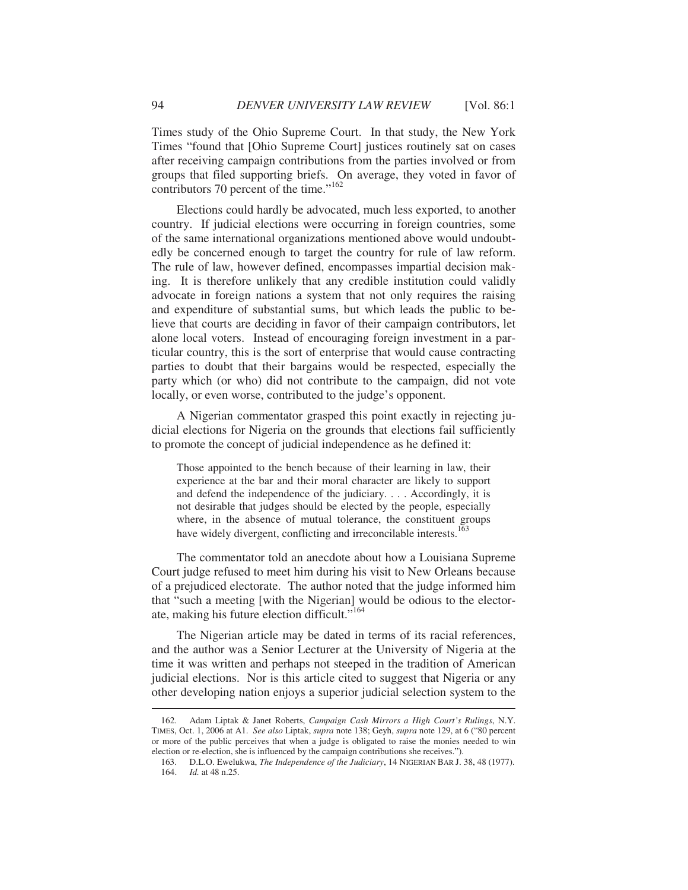Times study of the Ohio Supreme Court. In that study, the New York Times "found that [Ohio Supreme Court] justices routinely sat on cases after receiving campaign contributions from the parties involved or from groups that filed supporting briefs. On average, they voted in favor of contributors 70 percent of the time."[162]

Elections could hardly be advocated, much less exported, to another country. If judicial elections were occurring in foreign countries, some of the same international organizations mentioned above would undoubtedly be concerned enough to target the country for rule of law reform. The rule of law, however defined, encompasses impartial decision making. It is therefore unlikely that any credible institution could validly advocate in foreign nations a system that not only requires the raising and expenditure of substantial sums, but which leads the public to believe that courts are deciding in favor of their campaign contributors, let alone local voters. Instead of encouraging foreign investment in a particular country, this is the sort of enterprise that would cause contracting parties to doubt that their bargains would be respected, especially the party which (or who) did not contribute to the campaign, did not vote locally, or even worse, contributed to the judge's opponent.

A Nigerian commentator grasped this point exactly in rejecting judicial elections for Nigeria on the grounds that elections fail sufficiently to promote the concept of judicial independence as he defined it:

> Those appointed to the bench because of their learning in law, their experience at the bar and their moral character are likely to support and defend the independence of the judiciary. . . . Accordingly, it is not desirable that judges should be elected by the people, especially where, in the absence of mutual tolerance, the constituent groups have widely divergent, conflicting and irreconcilable interests.[163]

The commentator told an anecdote about how a Louisiana Supreme Court judge refused to meet him during his visit to New Orleans because of a prejudiced electorate. The author noted that the judge informed him that "such a meeting [with the Nigerian] would be odious to the electorate, making his future election difficult."[164]

The Nigerian article may be dated in terms of its racial references, and the author was a Senior Lecturer at the University of Nigeria at the time it was written and perhaps not steeped in the tradition of American judicial elections. Nor is this article cited to suggest that Nigeria or any other developing nation enjoys a superior judicial selection system to the

---

162. Adam Liptak & Janet Roberts, *Campaign Cash Mirrors a High Court's Rulings*, N.Y. TIMES, Oct. 1, 2006 at A1. *See also* Liptak, *supra* note 138; Geyh, *supra* note 129, at 6 ("80 percent or more of the public perceives that when a judge is obligated to raise the monies needed to win election or re-election, she is influenced by the campaign contributions she receives.").

163. D.L.O. Ewelukwa, *The Independence of the Judiciary*, 14 NIGERIAN BAR J. 38, 48 (1977).

164. *Id.* at 48 n.25.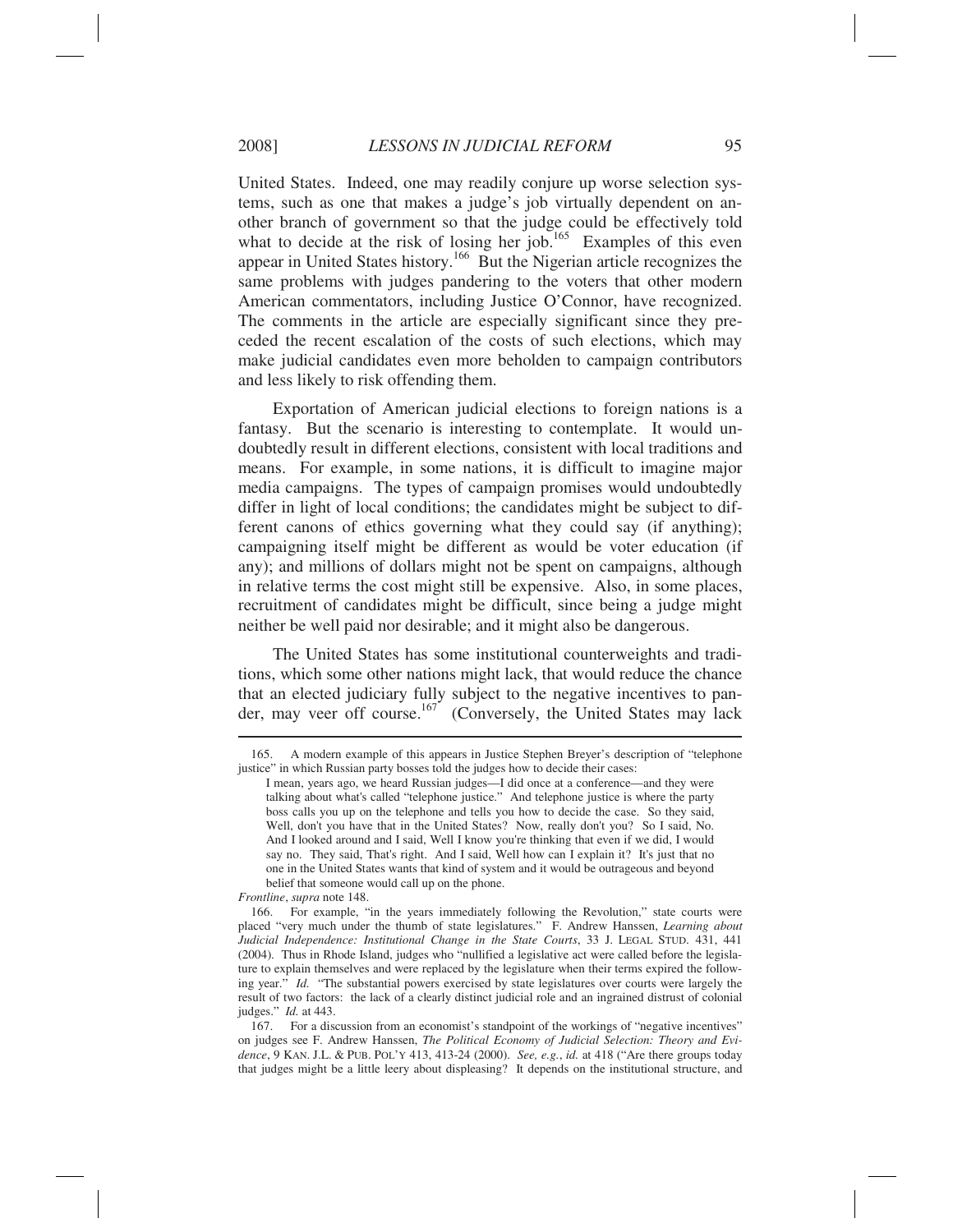United States. Indeed, one may readily conjure up worse selection systems, such as one that makes a judge's job virtually dependent on another branch of government so that the judge could be effectively told what to decide at the risk of losing her job.[165] Examples of this even appear in United States history.[166] But the Nigerian article recognizes the same problems with judges pandering to the voters that other modern American commentators, including Justice O'Connor, have recognized. The comments in the article are especially significant since they preceded the recent escalation of the costs of such elections, which may make judicial candidates even more beholden to campaign contributors and less likely to risk offending them.

Exportation of American judicial elections to foreign nations is a fantasy. But the scenario is interesting to contemplate. It would undoubtedly result in different elections, consistent with local traditions and means. For example, in some nations, it is difficult to imagine major media campaigns. The types of campaign promises would undoubtedly differ in light of local conditions; the candidates might be subject to different canons of ethics governing what they could say (if anything); campaigning itself might be different as would be voter education (if any); and millions of dollars might not be spent on campaigns, although in relative terms the cost might still be expensive. Also, in some places, recruitment of candidates might be difficult, since being a judge might neither be well paid nor desirable; and it might also be dangerous.

The United States has some institutional counterweights and traditions, which some other nations might lack, that would reduce the chance that an elected judiciary fully subject to the negative incentives to pander, may veer off course.[167] (Conversely, the United States may lack

---

165. A modern example of this appears in Justice Stephen Breyer's description of "telephone justice" in which Russian party bosses told the judges how to decide their cases:

> I mean, years ago, we heard Russian judges—I did once at a conference—and they were talking about what's called "telephone justice." And telephone justice is where the party boss calls you up on the telephone and tells you how to decide the case. So they said, Well, don't you have that in the United States? Now, really don't you? So I said, No. And I looked around and I said, Well I know you're thinking that even if we did, I would say no. They said, That's right. And I said, Well how can I explain it? It's just that no one in the United States wants that kind of system and it would be outrageous and beyond belief that someone would call up on the phone.

*Frontline*, *supra* note 148.

166. For example, "in the years immediately following the Revolution," state courts were placed "very much under the thumb of state legislatures." F. Andrew Hanssen, *Learning about Judicial Independence: Institutional Change in the State Courts*, 33 J. LEGAL STUD. 431, 441 (2004). Thus in Rhode Island, judges who "nullified a legislative act were called before the legislature to explain themselves and were replaced by the legislature when their terms expired the following year." *Id.* "The substantial powers exercised by state legislatures over courts were largely the result of two factors: the lack of a clearly distinct judicial role and an ingrained distrust of colonial judges." *Id.* at 443.

167. For a discussion from an economist's standpoint of the workings of "negative incentives" on judges see F. Andrew Hanssen, *The Political Economy of Judicial Selection: Theory and Evidence*, 9 KAN. J.L. & PUB. POL'Y 413, 413-24 (2000). *See, e.g.*, *id.* at 418 ("Are there groups today that judges might be a little leery about displeasing? It depends on the institutional structure, and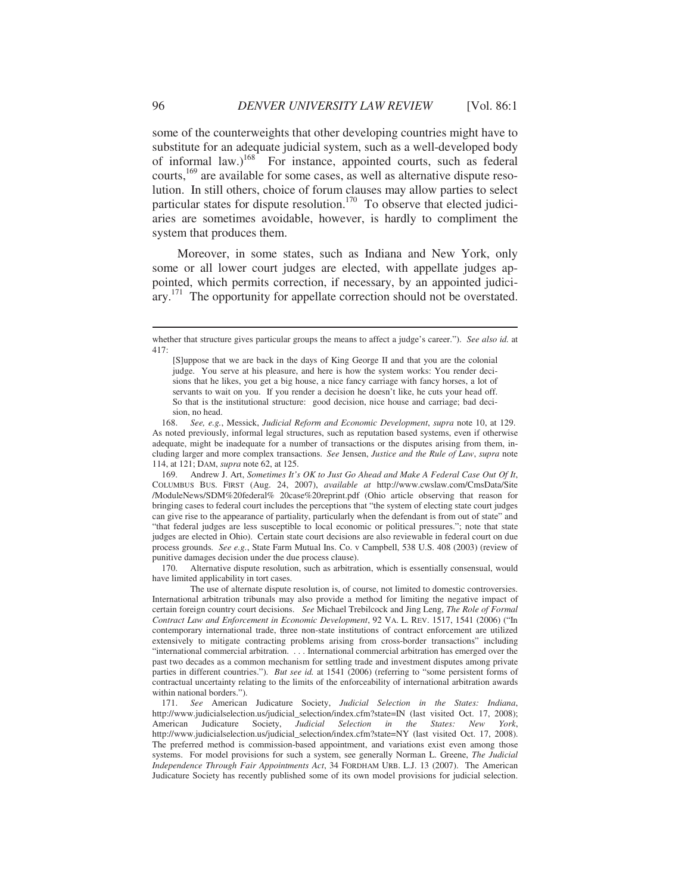some of the counterweights that other developing countries might have to substitute for an adequate judicial system, such as a well-developed body of informal law.)[168] For instance, appointed courts, such as federal courts,[169] are available for some cases, as well as alternative dispute resolution. In still others, choice of forum clauses may allow parties to select particular states for dispute resolution.[170] To observe that elected judiciaries are sometimes avoidable, however, is hardly to compliment the system that produces them.

Moreover, in some states, such as Indiana and New York, only some or all lower court judges are elected, with appellate judges appointed, which permits correction, if necessary, by an appointed judiciary.[171] The opportunity for appellate correction should not be overstated.

---

whether that structure gives particular groups the means to affect a judge's career."). *See also id.* at 417:

> [S]uppose that we are back in the days of King George II and that you are the colonial judge. You serve at his pleasure, and here is how the system works: You render decisions that he likes, you get a big house, a nice fancy carriage with fancy horses, a lot of servants to wait on you. If you render a decision he doesn't like, he cuts your head off. So that is the institutional structure: good decision, nice house and carriage; bad decision, no head.

168. *See, e.g.*, Messick, *Judicial Reform and Economic Development*, *supra* note 10, at 129. As noted previously, informal legal structures, such as reputation based systems, even if otherwise adequate, might be inadequate for a number of transactions or the disputes arising from them, including larger and more complex transactions. *See* Jensen, *Justice and the Rule of Law*, *supra* note 114, at 121; DAM, *supra* note 62, at 125.

169. Andrew J. Art, *Sometimes It's OK to Just Go Ahead and Make A Federal Case Out Of It*, COLUMBUS BUS. FIRST (Aug. 24, 2007), *available at* http://www.cwslaw.com/CmsData/Site/ModuleNews/SDM%20federal% 20case%20reprint.pdf (Ohio article observing that reason for bringing cases to federal court includes the perceptions that "the system of electing state court judges can give rise to the appearance of partiality, particularly when the defendant is from out of state" and "that federal judges are less susceptible to local economic or political pressures."; note that state judges are elected in Ohio). Certain state court decisions are also reviewable in federal court on due process grounds. *See e.g.*, State Farm Mutual Ins. Co. v Campbell, 538 U.S. 408 (2003) (review of punitive damages decision under the due process clause).

170. Alternative dispute resolution, such as arbitration, which is essentially consensual, would have limited applicability in tort cases.

The use of alternate dispute resolution is, of course, not limited to domestic controversies. International arbitration tribunals may also provide a method for limiting the negative impact of certain foreign country court decisions. *See* Michael Trebilcock and Jing Leng, *The Role of Formal Contract Law and Enforcement in Economic Development*, 92 VA. L. REV. 1517, 1541 (2006) ("In contemporary international trade, three non-state institutions of contract enforcement are utilized extensively to mitigate contracting problems arising from cross-border transactions" including "international commercial arbitration. . . . International commercial arbitration has emerged over the past two decades as a common mechanism for settling trade and investment disputes among private parties in different countries."). *But see id.* at 1541 (2006) (referring to "some persistent forms of contractual uncertainty relating to the limits of the enforceability of international arbitration awards within national borders.").

171. *See* American Judicature Society, *Judicial Selection in the States: Indiana*, http://www.judicialselection.us/judicial_selection/index.cfm?state=IN (last visited Oct. 17, 2008); American Judicature Society, *Judicial Selection in the States: New York*, http://www.judicialselection.us/judicial_selection/index.cfm?state=NY (last visited Oct. 17, 2008). The preferred method is commission-based appointment, and variations exist even among those systems. For model provisions for such a system, see generally Norman L. Greene, *The Judicial Independence Through Fair Appointments Act*, 34 FORDHAM URB. L.J. 13 (2007). The American Judicature Society has recently published some of its own model provisions for judicial selection.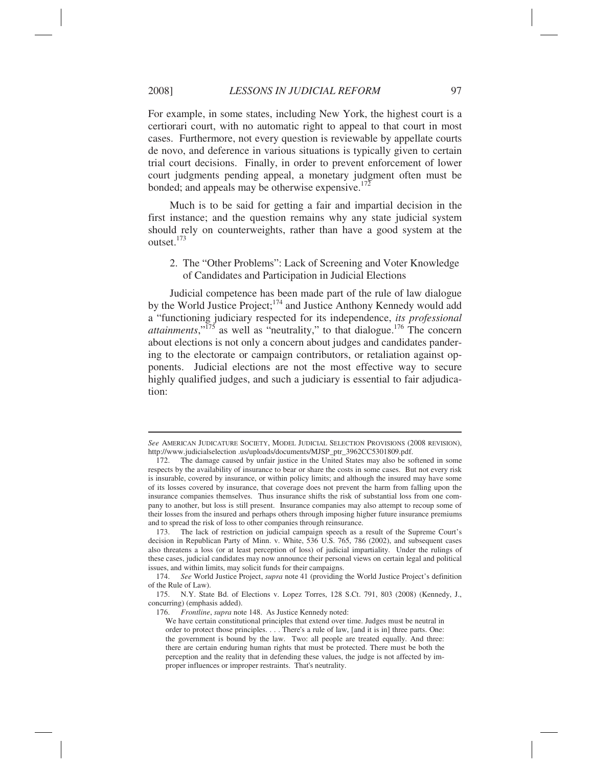For example, in some states, including New York, the highest court is a certiorari court, with no automatic right to appeal to that court in most cases. Furthermore, not every question is reviewable by appellate courts de novo, and deference in various situations is typically given to certain trial court decisions. Finally, in order to prevent enforcement of lower court judgments pending appeal, a monetary judgment often must be bonded; and appeals may be otherwise expensive.[172]

Much is to be said for getting a fair and impartial decision in the first instance; and the question remains why any state judicial system should rely on counterweights, rather than have a good system at the outset.[173]

### 2. The "Other Problems": Lack of Screening and Voter Knowledge of Candidates and Participation in Judicial Elections

Judicial competence has been made part of the rule of law dialogue by the World Justice Project;[174] and Justice Anthony Kennedy would add a "functioning judiciary respected for its independence, *its professional attainments*,"[175] as well as "neutrality," to that dialogue.[176] The concern about elections is not only a concern about judges and candidates pandering to the electorate or campaign contributors, or retaliation against opponents. Judicial elections are not the most effective way to secure highly qualified judges, and such a judiciary is essential to fair adjudication:

---

*See* AMERICAN JUDICATURE SOCIETY, MODEL JUDICIAL SELECTION PROVISIONS (2008 REVISION), http://www.judicialselection .us/uploads/documents/MJSP_ptr_3962CC5301809.pdf.

172. The damage caused by unfair justice in the United States may also be softened in some respects by the availability of insurance to bear or share the costs in some cases. But not every risk is insurable, covered by insurance, or within policy limits; and although the insured may have some of its losses covered by insurance, that coverage does not prevent the harm from falling upon the insurance companies themselves. Thus insurance shifts the risk of substantial loss from one company to another, but loss is still present. Insurance companies may also attempt to recoup some of their losses from the insured and perhaps others through imposing higher future insurance premiums and to spread the risk of loss to other companies through reinsurance.

173. The lack of restriction on judicial campaign speech as a result of the Supreme Court's decision in Republican Party of Minn. v. White, 536 U.S. 765, 786 (2002), and subsequent cases also threatens a loss (or at least perception of loss) of judicial impartiality. Under the rulings of these cases, judicial candidates may now announce their personal views on certain legal and political issues, and within limits, may solicit funds for their campaigns.

174. *See* World Justice Project, *supra* note 41 (providing the World Justice Project's definition of the Rule of Law).

175. N.Y. State Bd. of Elections v. Lopez Torres, 128 S.Ct. 791, 803 (2008) (Kennedy, J., concurring) (emphasis added).

176. *Frontline*, *supra* note 148. As Justice Kennedy noted:

> We have certain constitutional principles that extend over time. Judges must be neutral in order to protect those principles. . . . There's a rule of law, [and it is in] three parts. One: the government is bound by the law. Two: all people are treated equally. And three: there are certain enduring human rights that must be protected. There must be both the perception and the reality that in defending these values, the judge is not affected by improper influences or improper restraints. That's neutrality.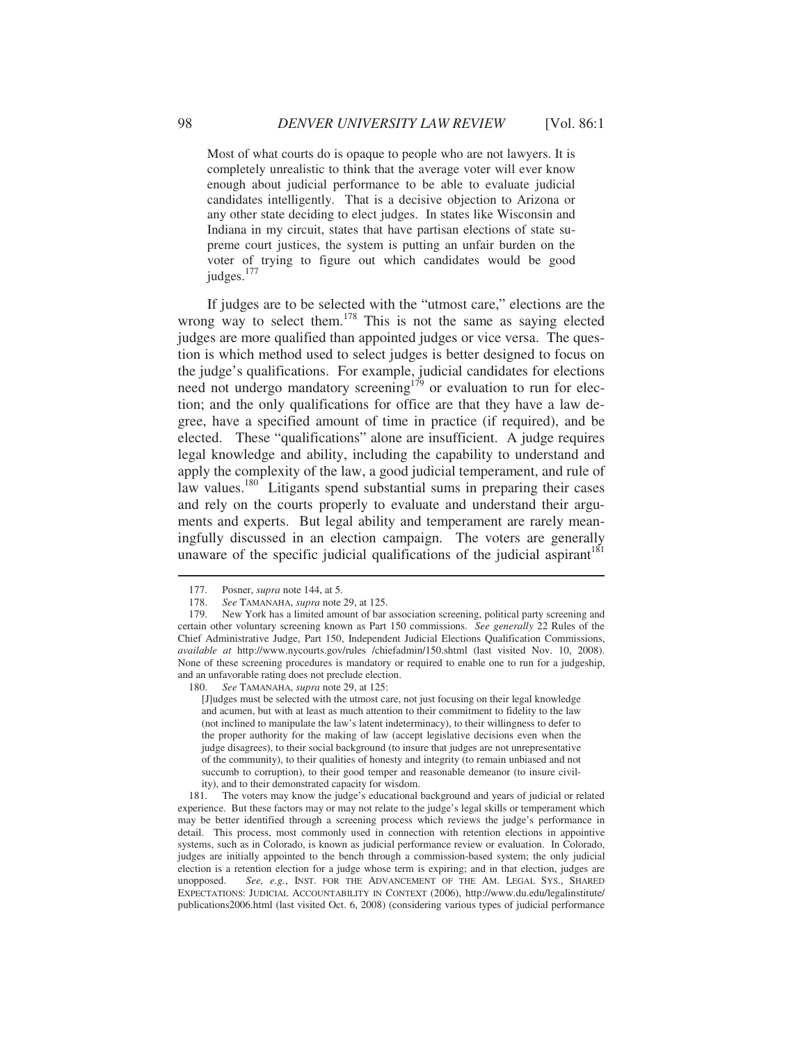> Most of what courts do is opaque to people who are not lawyers. It is completely unrealistic to think that the average voter will ever know enough about judicial performance to be able to evaluate judicial candidates intelligently. That is a decisive objection to Arizona or any other state deciding to elect judges. In states like Wisconsin and Indiana in my circuit, states that have partisan elections of state supreme court justices, the system is putting an unfair burden on the voter of trying to figure out which candidates would be good judges.[177]

If judges are to be selected with the "utmost care," elections are the wrong way to select them.[178] This is not the same as saying elected judges are more qualified than appointed judges or vice versa. The question is which method used to select judges is better designed to focus on the judge's qualifications. For example, judicial candidates for elections need not undergo mandatory screening[179] or evaluation to run for election; and the only qualifications for office are that they have a law degree, have a specified amount of time in practice (if required), and be elected. These "qualifications" alone are insufficient. A judge requires legal knowledge and ability, including the capability to understand and apply the complexity of the law, a good judicial temperament, and rule of law values.[180] Litigants spend substantial sums in preparing their cases and rely on the courts properly to evaluate and understand their arguments and experts. But legal ability and temperament are rarely meaningfully discussed in an election campaign. The voters are generally unaware of the specific judicial qualifications of the judicial aspirant[181]

---

177. Posner, *supra* note 144, at 5.

178. *See* TAMANAHA, *supra* note 29, at 125.

179. New York has a limited amount of bar association screening, political party screening and certain other voluntary screening known as Part 150 commissions. *See generally* 22 Rules of the Chief Administrative Judge, Part 150, Independent Judicial Elections Qualification Commissions, *available at* http://www.nycourts.gov/rules /chiefadmin/150.shtml (last visited Nov. 10, 2008). None of these screening procedures is mandatory or required to enable one to run for a judgeship, and an unfavorable rating does not preclude election.

180. *See* TAMANAHA, *supra* note 29, at 125:

> [J]udges must be selected with the utmost care, not just focusing on their legal knowledge and acumen, but with at least as much attention to their commitment to fidelity to the law (not inclined to manipulate the law's latent indeterminacy), to their willingness to defer to the proper authority for the making of law (accept legislative decisions even when the judge disagrees), to their social background (to insure that judges are not unrepresentative of the community), to their qualities of honesty and integrity (to remain unbiased and not succumb to corruption), to their good temper and reasonable demeanor (to insure civility), and to their demonstrated capacity for wisdom.

181. The voters may know the judge's educational background and years of judicial or related experience. But these factors may or may not relate to the judge's legal skills or temperament which may be better identified through a screening process which reviews the judge's performance in detail. This process, most commonly used in connection with retention elections in appointive systems, such as in Colorado, is known as judicial performance review or evaluation. In Colorado, judges are initially appointed to the bench through a commission-based system; the only judicial election is a retention election for a judge whose term is expiring; and in that election, judges are unopposed. *See, e.g.*, INST. FOR THE ADVANCEMENT OF THE AM. LEGAL SYS., SHARED EXPECTATIONS: JUDICIAL ACCOUNTABILITY IN CONTEXT (2006), http://www.du.edu/legalinstitute/publications2006.html (last visited Oct. 6, 2008) (considering various types of judicial performance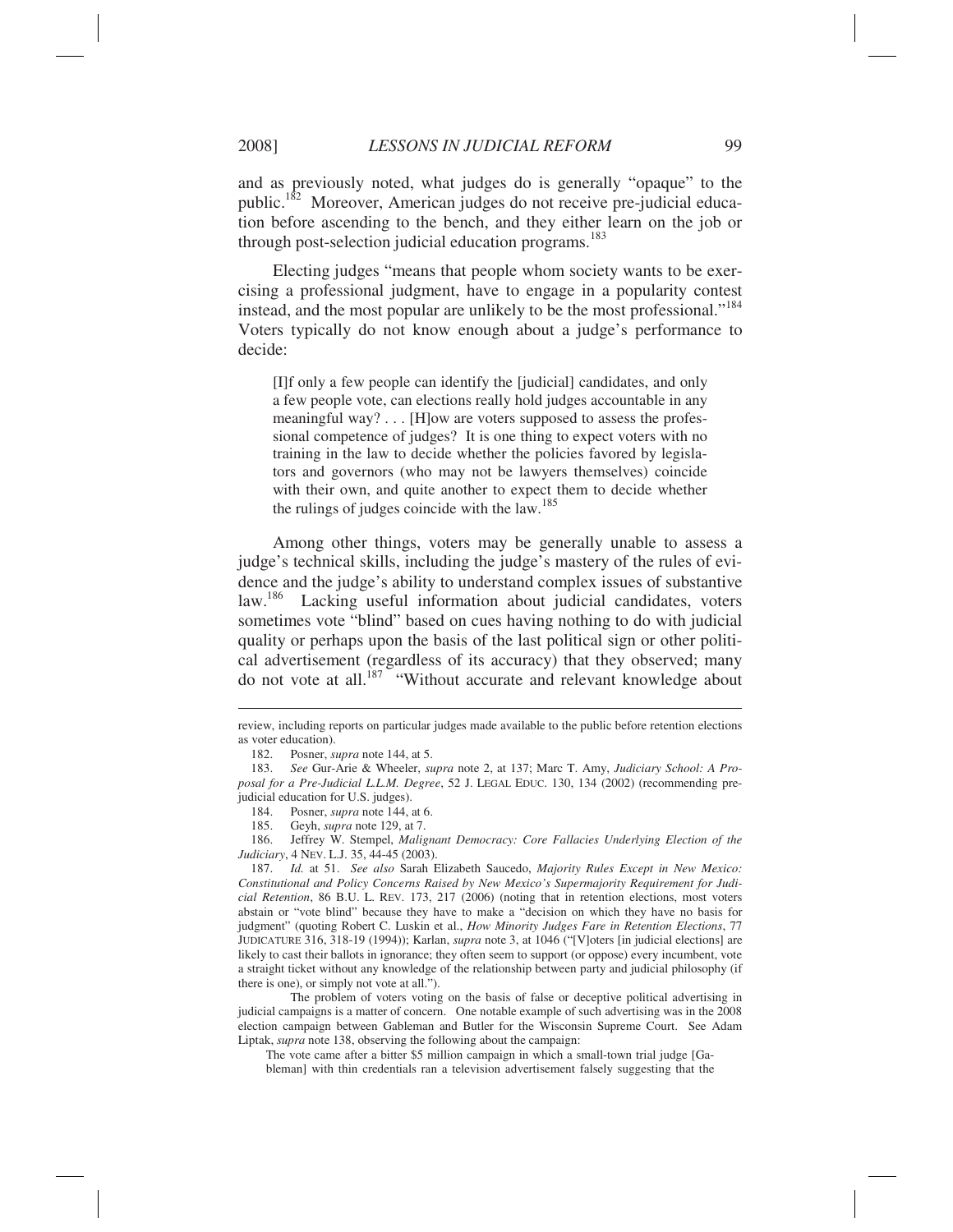and as previously noted, what judges do is generally "opaque" to the public.[182] Moreover, American judges do not receive pre-judicial education before ascending to the bench, and they either learn on the job or through post-selection judicial education programs.[183]

Electing judges "means that people whom society wants to be exercising a professional judgment, have to engage in a popularity contest instead, and the most popular are unlikely to be the most professional."[184] Voters typically do not know enough about a judge's performance to decide:

> [I]f only a few people can identify the [judicial] candidates, and only a few people vote, can elections really hold judges accountable in any meaningful way? . . . [H]ow are voters supposed to assess the professional competence of judges? It is one thing to expect voters with no training in the law to decide whether the policies favored by legislators and governors (who may not be lawyers themselves) coincide with their own, and quite another to expect them to decide whether the rulings of judges coincide with the law.[185]

Among other things, voters may be generally unable to assess a judge's technical skills, including the judge's mastery of the rules of evidence and the judge's ability to understand complex issues of substantive law.[186] Lacking useful information about judicial candidates, voters sometimes vote "blind" based on cues having nothing to do with judicial quality or perhaps upon the basis of the last political sign or other political advertisement (regardless of its accuracy) that they observed; many do not vote at all.[187] "Without accurate and relevant knowledge about

---

review, including reports on particular judges made available to the public before retention elections as voter education).

182. Posner, *supra* note 144, at 5.

183. *See* Gur-Arie & Wheeler, *supra* note 2, at 137; Marc T. Amy, *Judiciary School: A Proposal for a Pre-Judicial L.L.M. Degree*, 52 J. LEGAL EDUC. 130, 134 (2002) (recommending pre-judicial education for U.S. judges).

184. Posner, *supra* note 144, at 6.

185. Geyh, *supra* note 129, at 7.

186. Jeffrey W. Stempel, *Malignant Democracy: Core Fallacies Underlying Election of the Judiciary*, 4 NEV. L.J. 35, 44-45 (2003).

187. *Id.* at 51. *See also* Sarah Elizabeth Saucedo, *Majority Rules Except in New Mexico: Constitutional and Policy Concerns Raised by New Mexico's Supermajority Requirement for Judicial Retention*, 86 B.U. L. REV. 173, 217 (2006) (noting that in retention elections, most voters abstain or "vote blind" because they have to make a "decision on which they have no basis for judgment" (quoting Robert C. Luskin et al., *How Minority Judges Fare in Retention Elections*, 77 JUDICATURE 316, 318-19 (1994)); Karlan, *supra* note 3, at 1046 ("[V]oters [in judicial elections] are likely to cast their ballots in ignorance; they often seem to support (or oppose) every incumbent, vote a straight ticket without any knowledge of the relationship between party and judicial philosophy (if there is one), or simply not vote at all.").

The problem of voters voting on the basis of false or deceptive political advertising in judicial campaigns is a matter of concern. One notable example of such advertising was in the 2008 election campaign between Gableman and Butler for the Wisconsin Supreme Court. See Adam Liptak, *supra* note 138, observing the following about the campaign:

> The vote came after a bitter $5 million campaign in which a small-town trial judge [Gableman] with thin credentials ran a television advertisement falsely suggesting that the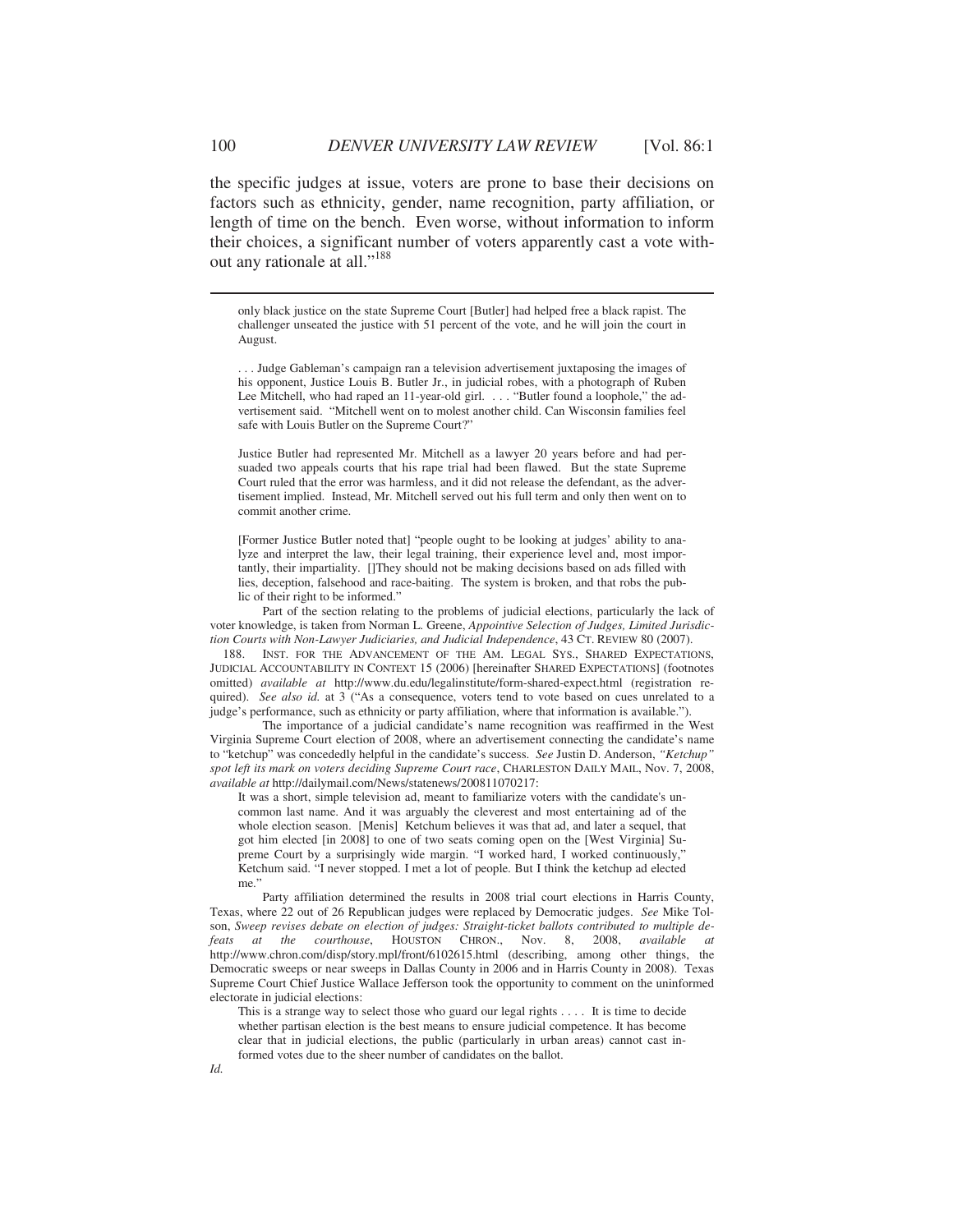the specific judges at issue, voters are prone to base their decisions on factors such as ethnicity, gender, name recognition, party affiliation, or length of time on the bench. Even worse, without information to inform their choices, a significant number of voters apparently cast a vote without any rationale at all."[188]

---

> only black justice on the state Supreme Court [Butler] had helped free a black rapist. The challenger unseated the justice with 51 percent of the vote, and he will join the court in August.
>
> . . . Judge Gableman's campaign ran a television advertisement juxtaposing the images of his opponent, Justice Louis B. Butler Jr., in judicial robes, with a photograph of Ruben Lee Mitchell, who had raped an 11-year-old girl. . . . "Butler found a loophole," the advertisement said. "Mitchell went on to molest another child. Can Wisconsin families feel safe with Louis Butler on the Supreme Court?"
>
> Justice Butler had represented Mr. Mitchell as a lawyer 20 years before and had persuaded two appeals courts that his rape trial had been flawed. But the state Supreme Court ruled that the error was harmless, and it did not release the defendant, as the advertisement implied. Instead, Mr. Mitchell served out his full term and only then went on to commit another crime.
>
> [Former Justice Butler noted that] "people ought to be looking at judges' ability to analyze and interpret the law, their legal training, their experience level and, most importantly, their impartiality. []They should not be making decisions based on ads filled with lies, deception, falsehood and race-baiting. The system is broken, and that robs the public of their right to be informed."

Part of the section relating to the problems of judicial elections, particularly the lack of voter knowledge, is taken from Norman L. Greene, *Appointive Selection of Judges, Limited Jurisdiction Courts with Non-Lawyer Judiciaries, and Judicial Independence*, 43 CT. REVIEW 80 (2007).

188. INST. FOR THE ADVANCEMENT OF THE AM. LEGAL SYS., SHARED EXPECTATIONS, JUDICIAL ACCOUNTABILITY IN CONTEXT 15 (2006) [hereinafter SHARED EXPECTATIONS] (footnotes omitted) *available at* http://www.du.edu/legalinstitute/form-shared-expect.html (registration required). *See also id.* at 3 ("As a consequence, voters tend to vote based on cues unrelated to a judge's performance, such as ethnicity or party affiliation, where that information is available.").

The importance of a judicial candidate's name recognition was reaffirmed in the West Virginia Supreme Court election of 2008, where an advertisement connecting the candidate's name to "ketchup" was concededly helpful in the candidate's success. *See* Justin D. Anderson, *"Ketchup" spot left its mark on voters deciding Supreme Court race*, CHARLESTON DAILY MAIL, Nov. 7, 2008, *available at* http://dailymail.com/News/statenews/200811070217:

> It was a short, simple television ad, meant to familiarize voters with the candidate's uncommon last name. And it was arguably the cleverest and most entertaining ad of the whole election season. [Menis] Ketchum believes it was that ad, and later a sequel, that got him elected [in 2008] to one of two seats coming open on the [West Virginia] Supreme Court by a surprisingly wide margin. "I worked hard, I worked continuously," Ketchum said. "I never stopped. I met a lot of people. But I think the ketchup ad elected me."

Party affiliation determined the results in 2008 trial court elections in Harris County, Texas, where 22 out of 26 Republican judges were replaced by Democratic judges. *See* Mike Tolson, *Sweep revises debate on election of judges: Straight-ticket ballots contributed to multiple defeats at the courthouse*, HOUSTON CHRON., Nov. 8, 2008, *available at* http://www.chron.com/disp/story.mpl/front/6102615.html (describing, among other things, the Democratic sweeps or near sweeps in Dallas County in 2006 and in Harris County in 2008). Texas Supreme Court Chief Justice Wallace Jefferson took the opportunity to comment on the uninformed electorate in judicial elections:

> This is a strange way to select those who guard our legal rights . . . . It is time to decide whether partisan election is the best means to ensure judicial competence. It has become clear that in judicial elections, the public (particularly in urban areas) cannot cast informed votes due to the sheer number of candidates on the ballot.

*Id.*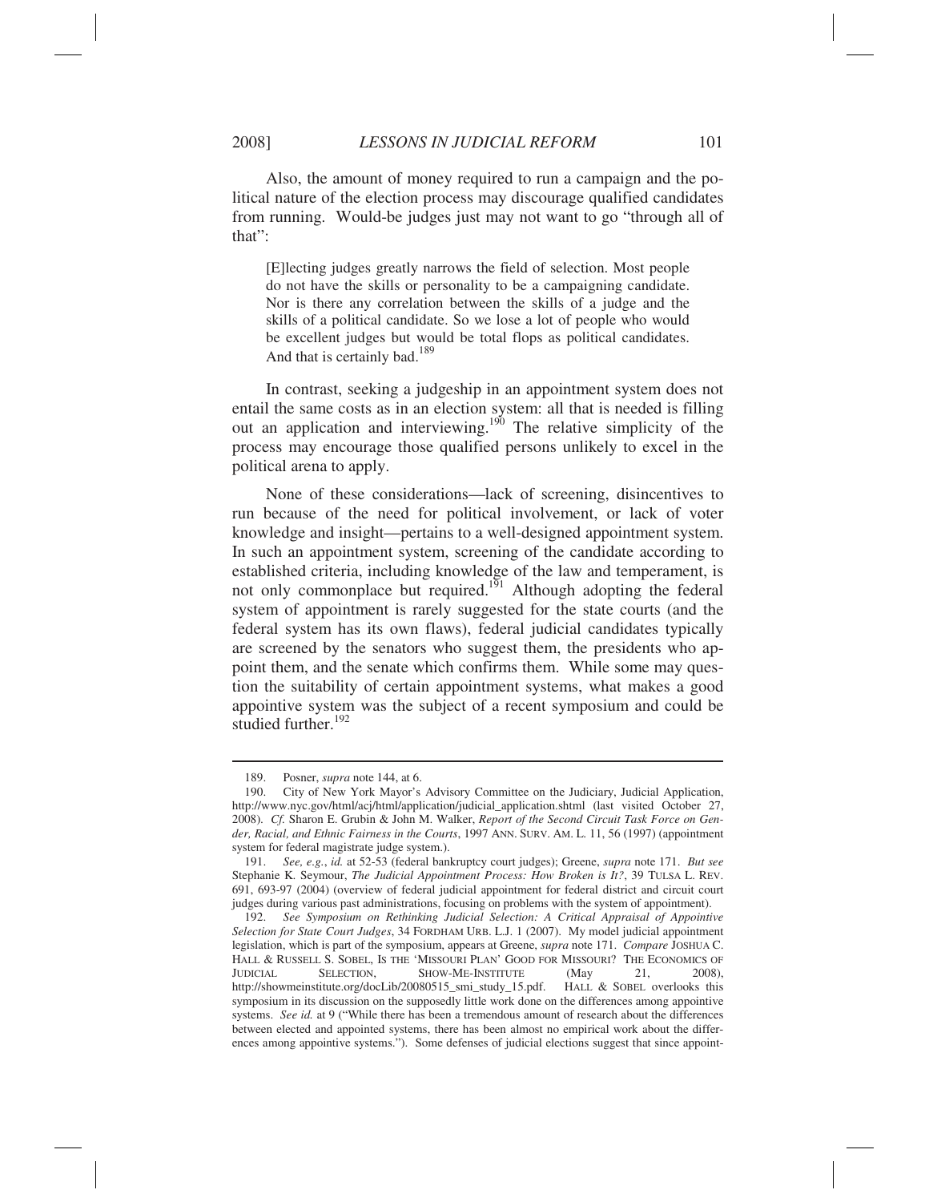Also, the amount of money required to run a campaign and the political nature of the election process may discourage qualified candidates from running. Would-be judges just may not want to go "through all of that":

> [E]lecting judges greatly narrows the field of selection. Most people do not have the skills or personality to be a campaigning candidate. Nor is there any correlation between the skills of a judge and the skills of a political candidate. So we lose a lot of people who would be excellent judges but would be total flops as political candidates. And that is certainly bad.[189]

In contrast, seeking a judgeship in an appointment system does not entail the same costs as in an election system: all that is needed is filling out an application and interviewing.[190] The relative simplicity of the process may encourage those qualified persons unlikely to excel in the political arena to apply.

None of these considerations—lack of screening, disincentives to run because of the need for political involvement, or lack of voter knowledge and insight—pertains to a well-designed appointment system. In such an appointment system, screening of the candidate according to established criteria, including knowledge of the law and temperament, is not only commonplace but required.[191] Although adopting the federal system of appointment is rarely suggested for the state courts (and the federal system has its own flaws), federal judicial candidates typically are screened by the senators who suggest them, the presidents who appoint them, and the senate which confirms them. While some may question the suitability of certain appointment systems, what makes a good appointive system was the subject of a recent symposium and could be studied further.[192]

---

189. Posner, *supra* note 144, at 6.

190. City of New York Mayor's Advisory Committee on the Judiciary, Judicial Application, http://www.nyc.gov/html/acj/html/application/judicial_application.shtml (last visited October 27, 2008). *Cf.* Sharon E. Grubin & John M. Walker, *Report of the Second Circuit Task Force on Gender, Racial, and Ethnic Fairness in the Courts*, 1997 ANN. SURV. AM. L. 11, 56 (1997) (appointment system for federal magistrate judge system.).

191. *See, e.g.*, *id.* at 52-53 (federal bankruptcy court judges); Greene, *supra* note 171. *But see* Stephanie K. Seymour, *The Judicial Appointment Process: How Broken is It?*, 39 TULSA L. REV. 691, 693-97 (2004) (overview of federal judicial appointment for federal district and circuit court judges during various past administrations, focusing on problems with the system of appointment).

192. *See Symposium on Rethinking Judicial Selection: A Critical Appraisal of Appointive Selection for State Court Judges*, 34 FORDHAM URB. L.J. 1 (2007). My model judicial appointment legislation, which is part of the symposium, appears at Greene, *supra* note 171. *Compare* JOSHUA C. HALL & RUSSELL S. SOBEL, IS THE 'MISSOURI PLAN' GOOD FOR MISSOURI? THE ECONOMICS OF JUDICIAL SELECTION, SHOW-ME-INSTITUTE (May 21, 2008), http://showmeinstitute.org/docLib/20080515_smi_study_15.pdf. HALL & SOBEL overlooks this symposium in its discussion on the supposedly little work done on the differences among appointive systems. *See id.* at 9 ("While there has been a tremendous amount of research about the differences between elected and appointed systems, there has been almost no empirical work about the differences among appointive systems."). Some defenses of judicial elections suggest that since appoint-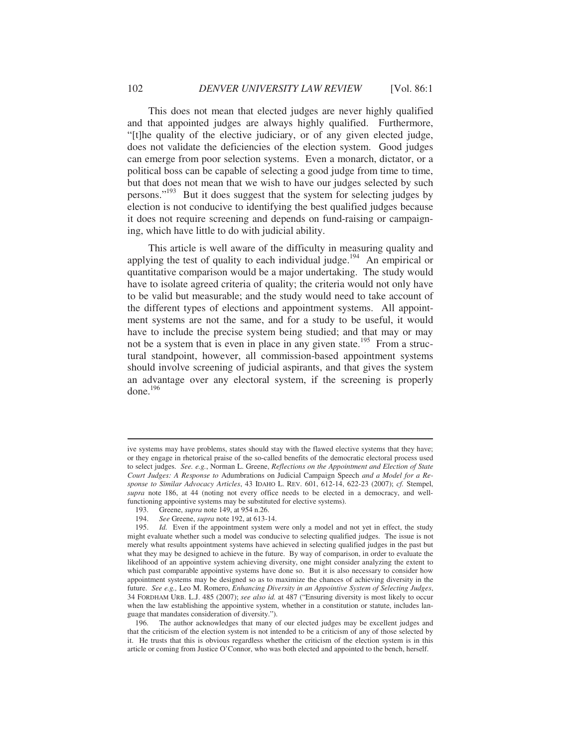This does not mean that elected judges are never highly qualified and that appointed judges are always highly qualified. Furthermore, "[t]he quality of the elective judiciary, or of any given elected judge, does not validate the deficiencies of the election system. Good judges can emerge from poor selection systems. Even a monarch, dictator, or a political boss can be capable of selecting a good judge from time to time, but that does not mean that we wish to have our judges selected by such persons."[193] But it does suggest that the system for selecting judges by election is not conducive to identifying the best qualified judges because it does not require screening and depends on fund-raising or campaigning, which have little to do with judicial ability.

This article is well aware of the difficulty in measuring quality and applying the test of quality to each individual judge.[194] An empirical or quantitative comparison would be a major undertaking. The study would have to isolate agreed criteria of quality; the criteria would not only have to be valid but measurable; and the study would need to take account of the different types of elections and appointment systems. All appointment systems are not the same, and for a study to be useful, it would have to include the precise system being studied; and that may or may not be a system that is even in place in any given state.[195] From a structural standpoint, however, all commission-based appointment systems should involve screening of judicial aspirants, and that gives the system an advantage over any electoral system, if the screening is properly done.[196]

---

ive systems may have problems, states should stay with the flawed elective systems that they have; or they engage in rhetorical praise of the so-called benefits of the democratic electoral process used to select judges. *See. e.g.*, Norman L. Greene, *Reflections on the Appointment and Election of State Court Judges: A Response to* Adumbrations on Judicial Campaign Speech *and a Model for a Response to Similar Advocacy Articles*, 43 IDAHO L. REV. 601, 612-14, 622-23 (2007); *cf.* Stempel, *supra* note 186, at 44 (noting not every office needs to be elected in a democracy, and well-functioning appointive systems may be substituted for elective systems).

193. Greene, *supra* note 149, at 954 n.26.

194. *See* Greene, *supra* note 192, at 613-14.

195. *Id.* Even if the appointment system were only a model and not yet in effect, the study might evaluate whether such a model was conducive to selecting qualified judges. The issue is not merely what results appointment systems have achieved in selecting qualified judges in the past but what they may be designed to achieve in the future. By way of comparison, in order to evaluate the likelihood of an appointive system achieving diversity, one might consider analyzing the extent to which past comparable appointive systems have done so. But it is also necessary to consider how appointment systems may be designed so as to maximize the chances of achieving diversity in the future. *See e.g.,* Leo M. Romero, *Enhancing Diversity in an Appointive System of Selecting Judges*, 34 FORDHAM URB. L.J. 485 (2007); *see also id.* at 487 ("Ensuring diversity is most likely to occur when the law establishing the appointive system, whether in a constitution or statute, includes language that mandates consideration of diversity.").

196. The author acknowledges that many of our elected judges may be excellent judges and that the criticism of the election system is not intended to be a criticism of any of those selected by it. He trusts that this is obvious regardless whether the criticism of the election system is in this article or coming from Justice O'Connor, who was both elected and appointed to the bench, herself.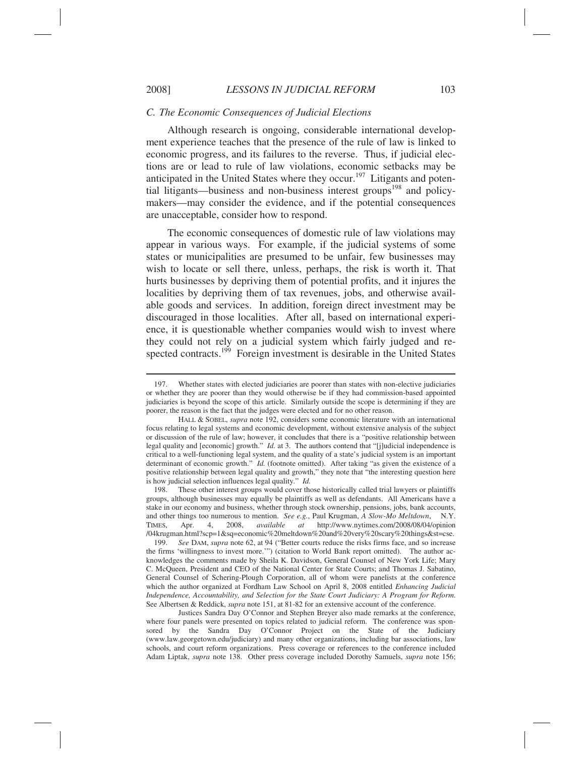### C. The Economic Consequences of Judicial Elections

Although research is ongoing, considerable international development experience teaches that the presence of the rule of law is linked to economic progress, and its failures to the reverse. Thus, if judicial elections are or lead to rule of law violations, economic setbacks may be anticipated in the United States where they occur.[197] Litigants and potential litigants—business and non-business interest groups[198] and policymakers—may consider the evidence, and if the potential consequences are unacceptable, consider how to respond.

The economic consequences of domestic rule of law violations may appear in various ways. For example, if the judicial systems of some states or municipalities are presumed to be unfair, few businesses may wish to locate or sell there, unless, perhaps, the risk is worth it. That hurts businesses by depriving them of potential profits, and it injures the localities by depriving them of tax revenues, jobs, and otherwise available goods and services. In addition, foreign direct investment may be discouraged in those localities. After all, based on international experience, it is questionable whether companies would wish to invest where they could not rely on a judicial system which fairly judged and respected contracts.[199] Foreign investment is desirable in the United States

---

197. Whether states with elected judiciaries are poorer than states with non-elective judiciaries or whether they are poorer than they would otherwise be if they had commission-based appointed judiciaries is beyond the scope of this article. Similarly outside the scope is determining if they are poorer, the reason is the fact that the judges were elected and for no other reason.

HALL & SOBEL, *supra* note 192, considers some economic literature with an international focus relating to legal systems and economic development, without extensive analysis of the subject or discussion of the rule of law; however, it concludes that there is a "positive relationship between legal quality and [economic] growth." *Id.* at 3. The authors contend that "[j]udicial independence is critical to a well-functioning legal system, and the quality of a state's judicial system is an important determinant of economic growth." *Id.* (footnote omitted). After taking "as given the existence of a positive relationship between legal quality and growth," they note that "the interesting question here is how judicial selection influences legal quality." *Id.*

198. These other interest groups would cover those historically called trial lawyers or plaintiffs groups, although businesses may equally be plaintiffs as well as defendants. All Americans have a stake in our economy and business, whether through stock ownership, pensions, jobs, bank accounts, and other things too numerous to mention. *See e.g.*, Paul Krugman, *A Slow-Mo Meltdown*, N.Y. TIMES, Apr. 4, 2008, *available at* http://www.nytimes.com/2008/08/04/opinion/04krugman.html?scp=1&sq=economic%20meltdown%20and%20very%20scary%20things&st=cse.

199. *See* DAM, *supra* note 62, at 94 ("Better courts reduce the risks firms face, and so increase the firms 'willingness to invest more.'") (citation to World Bank report omitted). The author acknowledges the comments made by Sheila K. Davidson, General Counsel of New York Life; Mary C. McQueen, President and CEO of the National Center for State Courts; and Thomas J. Sabatino, General Counsel of Schering-Plough Corporation, all of whom were panelists at the conference which the author organized at Fordham Law School on April 8, 2008 entitled *Enhancing Judicial Independence, Accountability, and Selection for the State Court Judiciary: A Program for Reform.* See Albertsen & Reddick, *supra* note 151, at 81-82 for an extensive account of the conference.

Justices Sandra Day O'Connor and Stephen Breyer also made remarks at the conference, where four panels were presented on topics related to judicial reform. The conference was sponsored by the Sandra Day O'Connor Project on the State of the Judiciary (www.law.georgetown.edu/judiciary) and many other organizations, including bar associations, law schools, and court reform organizations. Press coverage or references to the conference included Adam Liptak, *supra* note 138. Other press coverage included Dorothy Samuels, *supra* note 156;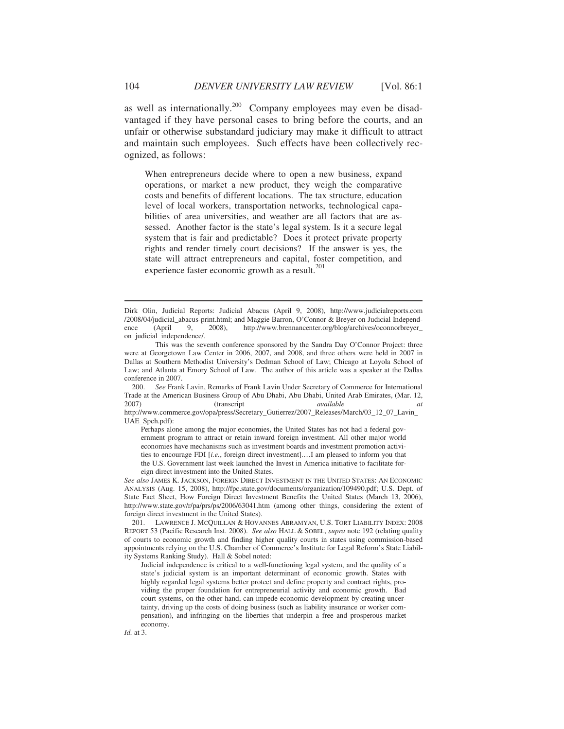as well as internationally.[200] Company employees may even be disadvantaged if they have personal cases to bring before the courts, and an unfair or otherwise substandard judiciary may make it difficult to attract and maintain such employees. Such effects have been collectively recognized, as follows:

> When entrepreneurs decide where to open a new business, expand operations, or market a new product, they weigh the comparative costs and benefits of different locations. The tax structure, education level of local workers, transportation networks, technological capabilities of area universities, and weather are all factors that are assessed. Another factor is the state's legal system. Is it a secure legal system that is fair and predictable? Does it protect private property rights and render timely court decisions? If the answer is yes, the state will attract entrepreneurs and capital, foster competition, and experience faster economic growth as a result.[201]

---

Dirk Olin, Judicial Reports: Judicial Abacus (April 9, 2008), http://www.judicialreports.com/2008/04/judicial_abacus-print.html; and Maggie Barron, O'Connor & Breyer on Judicial Independence (April 9, 2008), http://www.brennancenter.org/blog/archives/oconnorbreyer_on_judicial_independence/.

This was the seventh conference sponsored by the Sandra Day O'Connor Project: three were at Georgetown Law Center in 2006, 2007, and 2008, and three others were held in 2007 in Dallas at Southern Methodist University's Dedman School of Law; Chicago at Loyola School of Law; and Atlanta at Emory School of Law. The author of this article was a speaker at the Dallas conference in 2007.

200. *See* Frank Lavin, Remarks of Frank Lavin Under Secretary of Commerce for International Trade at the American Business Group of Abu Dhabi, Abu Dhabi, United Arab Emirates, (Mar. 12, 2007) (transcript *available at* http://www.commerce.gov/opa/press/Secretary_Gutierrez/2007_Releases/March/03_12_07_Lavin_UAE_Spch.pdf):

> Perhaps alone among the major economies, the United States has not had a federal government program to attract or retain inward foreign investment. All other major world economies have mechanisms such as investment boards and investment promotion activities to encourage FDI [*i.e.*, foreign direct investment].…I am pleased to inform you that the U.S. Government last week launched the Invest in America initiative to facilitate foreign direct investment into the United States.

*See also* JAMES K. JACKSON, FOREIGN DIRECT INVESTMENT IN THE UNITED STATES: AN ECONOMIC ANALYSIS (Aug. 15, 2008), http://fpc.state.gov/documents/organization/109490.pdf; U.S. Dept. of State Fact Sheet, How Foreign Direct Investment Benefits the United States (March 13, 2006), http://www.state.gov/r/pa/prs/ps/2006/63041.htm (among other things, considering the extent of foreign direct investment in the United States).

201. LAWRENCE J. MCQUILLAN & HOVANNES ABRAMYAN, U.S. TORT LIABILITY INDEX: 2008 REPORT 53 (Pacific Research Inst. 2008). *See also* HALL & SOBEL, *supra* note 192 (relating quality of courts to economic growth and finding higher quality courts in states using commission-based appointments relying on the U.S. Chamber of Commerce's Institute for Legal Reform's State Liability Systems Ranking Study). Hall & Sobel noted:

> Judicial independence is critical to a well-functioning legal system, and the quality of a state's judicial system is an important determinant of economic growth. States with highly regarded legal systems better protect and define property and contract rights, providing the proper foundation for entrepreneurial activity and economic growth. Bad court systems, on the other hand, can impede economic development by creating uncertainty, driving up the costs of doing business (such as liability insurance or worker compensation), and infringing on the liberties that underpin a free and prosperous market economy.

*Id.* at 3.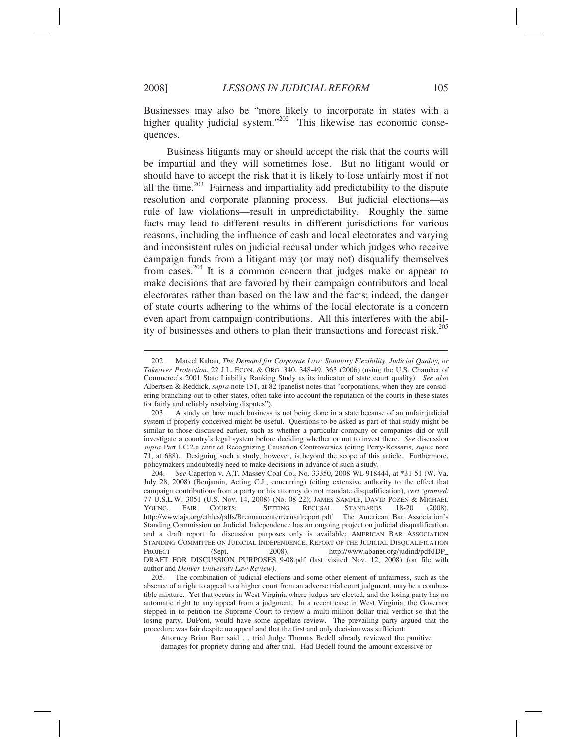Businesses may also be "more likely to incorporate in states with a higher quality judicial system."[202] This likewise has economic consequences.

Business litigants may or should accept the risk that the courts will be impartial and they will sometimes lose. But no litigant would or should have to accept the risk that it is likely to lose unfairly most if not all the time.[203] Fairness and impartiality add predictability to the dispute resolution and corporate planning process. But judicial elections—as rule of law violations—result in unpredictability. Roughly the same facts may lead to different results in different jurisdictions for various reasons, including the influence of cash and local electorates and varying and inconsistent rules on judicial recusal under which judges who receive campaign funds from a litigant may (or may not) disqualify themselves from cases.[204] It is a common concern that judges make or appear to make decisions that are favored by their campaign contributors and local electorates rather than based on the law and the facts; indeed, the danger of state courts adhering to the whims of the local electorate is a concern even apart from campaign contributions. All this interferes with the ability of businesses and others to plan their transactions and forecast risk.[205]

---

202. Marcel Kahan, *The Demand for Corporate Law: Statutory Flexibility, Judicial Quality, or Takeover Protection*, 22 J.L. ECON. & ORG. 340, 348-49, 363 (2006) (using the U.S. Chamber of Commerce's 2001 State Liability Ranking Study as its indicator of state court quality). *See also* Albertsen & Reddick, *supra* note 151, at 82 (panelist notes that "corporations, when they are considering branching out to other states, often take into account the reputation of the courts in these states for fairly and reliably resolving disputes").

203. A study on how much business is not being done in a state because of an unfair judicial system if properly conceived might be useful. Questions to be asked as part of that study might be similar to those discussed earlier, such as whether a particular company or companies did or will investigate a country's legal system before deciding whether or not to invest there. *See* discussion *supra* Part I.C.2.a entitled Recognizing Causation Controversies (citing Perry-Kessaris, *supra* note 71, at 688). Designing such a study, however, is beyond the scope of this article. Furthermore, policymakers undoubtedly need to make decisions in advance of such a study.

204. *See* Caperton v. A.T. Massey Coal Co., No. 33350, 2008 WL 918444, at *31-51 (W. Va. July 28, 2008) (Benjamin, Acting C.J., concurring) (citing extensive authority to the effect that campaign contributions from a party or his attorney do not mandate disqualification), *cert. granted*, 77 U.S.L.W. 3051 (U.S. Nov. 14, 2008) (No. 08-22); JAMES SAMPLE, DAVID POZEN & MICHAEL YOUNG, FAIR COURTS: SETTING RECUSAL STANDARDS 18-20 (2008), http://www.ajs.org/ethics/pdfs/Brennancenterrecusalreport.pdf. The American Bar Association's Standing Commission on Judicial Independence has an ongoing project on judicial disqualification, and a draft report for discussion purposes only is available; AMERICAN BAR ASSOCIATION STANDING COMMITTEE ON JUDICIAL INDEPENDENCE, REPORT OF THE JUDICIAL DISQUALIFICATION PROJECT (Sept. 2008), http://www.abanet.org/judind/pdf/JDP_DRAFT_FOR_DISCUSSION_PURPOSES_9-08.pdf (last visited Nov. 12, 2008) (on file with author and *Denver University Law Review*).

205. The combination of judicial elections and some other element of unfairness, such as the absence of a right to appeal to a higher court from an adverse trial court judgment, may be a combustible mixture. Yet that occurs in West Virginia where judges are elected, and the losing party has no automatic right to any appeal from a judgment. In a recent case in West Virginia, the Governor stepped in to petition the Supreme Court to review a multi-million dollar trial verdict so that the losing party, DuPont, would have some appellate review. The prevailing party argued that the procedure was fair despite no appeal and that the first and only decision was sufficient:

> Attorney Brian Barr said … trial Judge Thomas Bedell already reviewed the punitive damages for propriety during and after trial. Had Bedell found the amount excessive or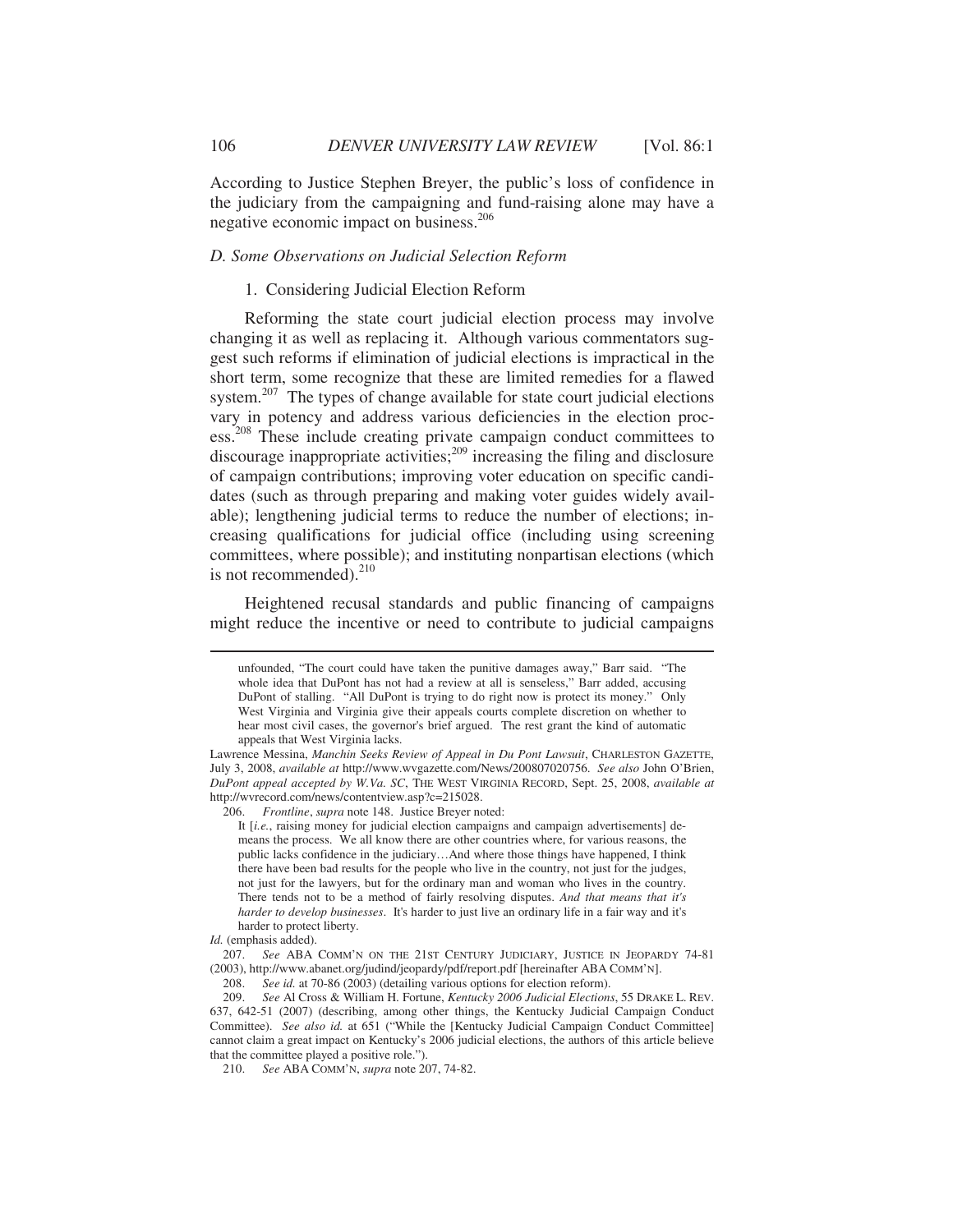According to Justice Stephen Breyer, the public's loss of confidence in the judiciary from the campaigning and fund-raising alone may have a negative economic impact on business.[206]

### *D. Some Observations on Judicial Selection Reform*

#### 1. Considering Judicial Election Reform

Reforming the state court judicial election process may involve changing it as well as replacing it. Although various commentators suggest such reforms if elimination of judicial elections is impractical in the short term, some recognize that these are limited remedies for a flawed system.[207] The types of change available for state court judicial elections vary in potency and address various deficiencies in the election process.[208] These include creating private campaign conduct committees to discourage inappropriate activities;[209] increasing the filing and disclosure of campaign contributions; improving voter education on specific candidates (such as through preparing and making voter guides widely available); lengthening judicial terms to reduce the number of elections; increasing qualifications for judicial office (including using screening committees, where possible); and instituting nonpartisan elections (which is not recommended).[210]

Heightened recusal standards and public financing of campaigns might reduce the incentive or need to contribute to judicial campaigns

---

> unfounded, "The court could have taken the punitive damages away," Barr said. "The whole idea that DuPont has not had a review at all is senseless," Barr added, accusing DuPont of stalling. "All DuPont is trying to do right now is protect its money." Only West Virginia and Virginia give their appeals courts complete discretion on whether to hear most civil cases, the governor's brief argued. The rest grant the kind of automatic appeals that West Virginia lacks.

Lawrence Messina, *Manchin Seeks Review of Appeal in Du Pont Lawsuit*, CHARLESTON GAZETTE, July 3, 2008, *available at* http://www.wvgazette.com/News/200807020756. *See also* John O'Brien, *DuPont appeal accepted by W.Va. SC*, THE WEST VIRGINIA RECORD, Sept. 25, 2008, *available at* http://wvrecord.com/news/contentview.asp?c=215028.

206. *Frontline*, *supra* note 148. Justice Breyer noted:

> It [*i.e.*, raising money for judicial election campaigns and campaign advertisements] demeans the process. We all know there are other countries where, for various reasons, the public lacks confidence in the judiciary…And where those things have happened, I think there have been bad results for the people who live in the country, not just for the judges, not just for the lawyers, but for the ordinary man and woman who lives in the country. There tends not to be a method of fairly resolving disputes. *And that means that it's harder to develop businesses*. It's harder to just live an ordinary life in a fair way and it's harder to protect liberty.

*Id.* (emphasis added).

207. *See* ABA COMM'N ON THE 21ST CENTURY JUDICIARY, JUSTICE IN JEOPARDY 74-81 (2003), http://www.abanet.org/judind/jeopardy/pdf/report.pdf [hereinafter ABA COMM'N].

208. *See id.* at 70-86 (2003) (detailing various options for election reform).

209. *See* Al Cross & William H. Fortune, *Kentucky 2006 Judicial Elections*, 55 DRAKE L. REV. 637, 642-51 (2007) (describing, among other things, the Kentucky Judicial Campaign Conduct Committee). *See also id.* at 651 ("While the [Kentucky Judicial Campaign Conduct Committee] cannot claim a great impact on Kentucky's 2006 judicial elections, the authors of this article believe that the committee played a positive role.").

210. *See* ABA COMM'N, *supra* note 207, 74-82.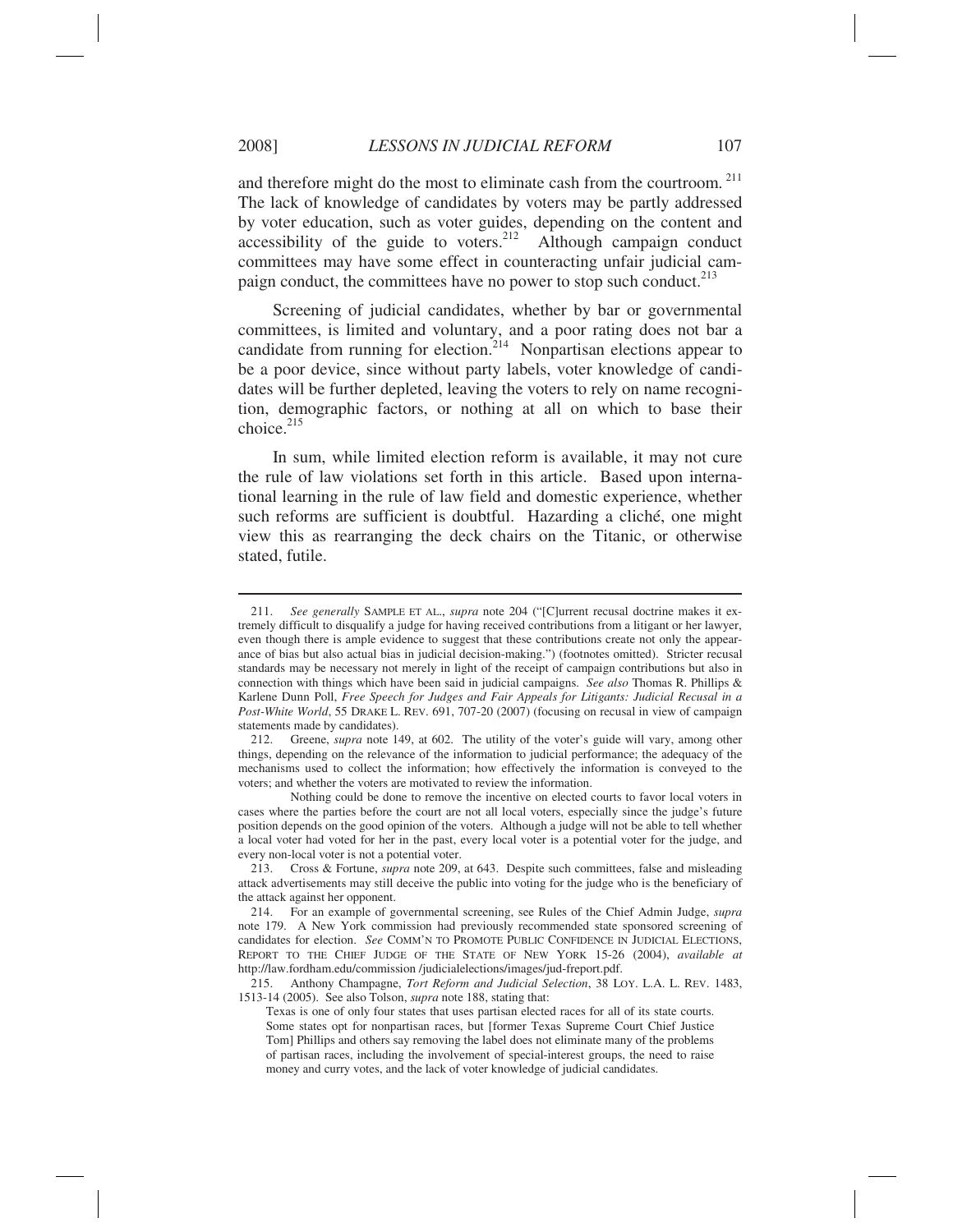and therefore might do the most to eliminate cash from the courtroom.[211] The lack of knowledge of candidates by voters may be partly addressed by voter education, such as voter guides, depending on the content and accessibility of the guide to voters.[212] Although campaign conduct committees may have some effect in counteracting unfair judicial campaign conduct, the committees have no power to stop such conduct.[213]

Screening of judicial candidates, whether by bar or governmental committees, is limited and voluntary, and a poor rating does not bar a candidate from running for election.[214] Nonpartisan elections appear to be a poor device, since without party labels, voter knowledge of candidates will be further depleted, leaving the voters to rely on name recognition, demographic factors, or nothing at all on which to base their choice.[215]

In sum, while limited election reform is available, it may not cure the rule of law violations set forth in this article. Based upon international learning in the rule of law field and domestic experience, whether such reforms are sufficient is doubtful. Hazarding a cliché, one might view this as rearranging the deck chairs on the Titanic, or otherwise stated, futile.

---

211. *See generally* SAMPLE ET AL., *supra* note 204 ("[C]urrent recusal doctrine makes it extremely difficult to disqualify a judge for having received contributions from a litigant or her lawyer, even though there is ample evidence to suggest that these contributions create not only the appearance of bias but also actual bias in judicial decision-making.") (footnotes omitted). Stricter recusal standards may be necessary not merely in light of the receipt of campaign contributions but also in connection with things which have been said in judicial campaigns. *See also* Thomas R. Phillips & Karlene Dunn Poll, *Free Speech for Judges and Fair Appeals for Litigants: Judicial Recusal in a Post-White World*, 55 DRAKE L. REV. 691, 707-20 (2007) (focusing on recusal in view of campaign statements made by candidates).

212. Greene, *supra* note 149, at 602. The utility of the voter's guide will vary, among other things, depending on the relevance of the information to judicial performance; the adequacy of the mechanisms used to collect the information; how effectively the information is conveyed to the voters; and whether the voters are motivated to review the information.

Nothing could be done to remove the incentive on elected courts to favor local voters in cases where the parties before the court are not all local voters, especially since the judge's future position depends on the good opinion of the voters. Although a judge will not be able to tell whether a local voter had voted for her in the past, every local voter is a potential voter for the judge, and every non-local voter is not a potential voter.

213. Cross & Fortune, *supra* note 209, at 643. Despite such committees, false and misleading attack advertisements may still deceive the public into voting for the judge who is the beneficiary of the attack against her opponent.

214. For an example of governmental screening, see Rules of the Chief Admin Judge, *supra* note 179. A New York commission had previously recommended state sponsored screening of candidates for election. *See* COMM'N TO PROMOTE PUBLIC CONFIDENCE IN JUDICIAL ELECTIONS, REPORT TO THE CHIEF JUDGE OF THE STATE OF NEW YORK 15-26 (2004), *available at* http://law.fordham.edu/commission /judicialelections/images/jud-freport.pdf.

215. Anthony Champagne, *Tort Reform and Judicial Selection*, 38 LOY. L.A. L. REV. 1483, 1513-14 (2005). See also Tolson, *supra* note 188, stating that:

> Texas is one of only four states that uses partisan elected races for all of its state courts. Some states opt for nonpartisan races, but [former Texas Supreme Court Chief Justice Tom] Phillips and others say removing the label does not eliminate many of the problems of partisan races, including the involvement of special-interest groups, the need to raise money and curry votes, and the lack of voter knowledge of judicial candidates.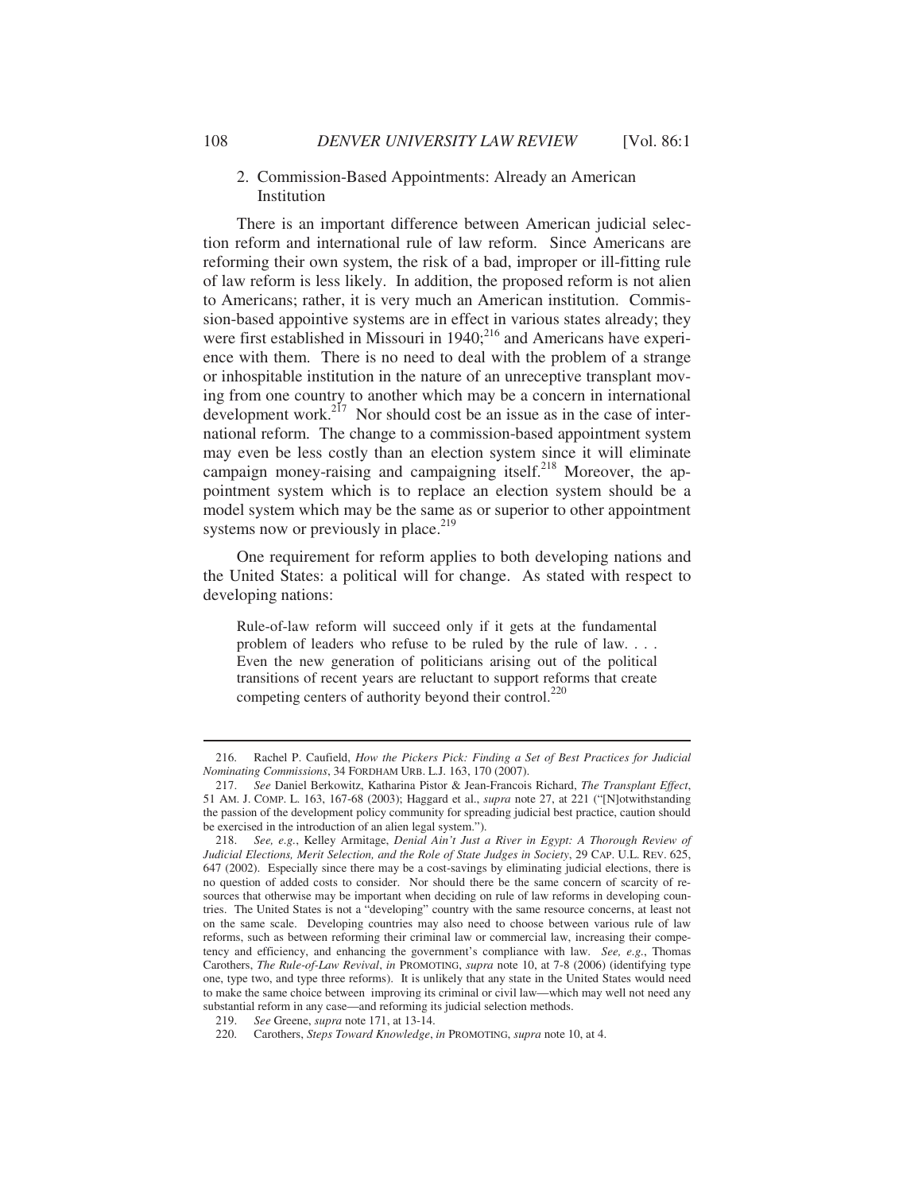### 2. Commission-Based Appointments: Already an American Institution

There is an important difference between American judicial selection reform and international rule of law reform. Since Americans are reforming their own system, the risk of a bad, improper or ill-fitting rule of law reform is less likely. In addition, the proposed reform is not alien to Americans; rather, it is very much an American institution. Commission-based appointive systems are in effect in various states already; they were first established in Missouri in 1940;[216] and Americans have experience with them. There is no need to deal with the problem of a strange or inhospitable institution in the nature of an unreceptive transplant moving from one country to another which may be a concern in international development work.[217] Nor should cost be an issue as in the case of international reform. The change to a commission-based appointment system may even be less costly than an election system since it will eliminate campaign money-raising and campaigning itself.[218] Moreover, the appointment system which is to replace an election system should be a model system which may be the same as or superior to other appointment systems now or previously in place.[219]

One requirement for reform applies to both developing nations and the United States: a political will for change. As stated with respect to developing nations:

> Rule-of-law reform will succeed only if it gets at the fundamental problem of leaders who refuse to be ruled by the rule of law. . . . Even the new generation of politicians arising out of the political transitions of recent years are reluctant to support reforms that create competing centers of authority beyond their control.[220]

---

216. Rachel P. Caufield, *How the Pickers Pick: Finding a Set of Best Practices for Judicial Nominating Commissions*, 34 FORDHAM URB. L.J. 163, 170 (2007).

217. *See* Daniel Berkowitz, Katharina Pistor & Jean-Francois Richard, *The Transplant Effect*, 51 AM. J. COMP. L. 163, 167-68 (2003); Haggard et al., *supra* note 27, at 221 ("[N]otwithstanding the passion of the development policy community for spreading judicial best practice, caution should be exercised in the introduction of an alien legal system.").

218. *See, e.g.*, Kelley Armitage, *Denial Ain't Just a River in Egypt: A Thorough Review of Judicial Elections, Merit Selection, and the Role of State Judges in Society*, 29 CAP. U.L. REV. 625, 647 (2002). Especially since there may be a cost-savings by eliminating judicial elections, there is no question of added costs to consider. Nor should there be the same concern of scarcity of resources that otherwise may be important when deciding on rule of law reforms in developing countries. The United States is not a "developing" country with the same resource concerns, at least not on the same scale. Developing countries may also need to choose between various rule of law reforms, such as between reforming their criminal law or commercial law, increasing their competency and efficiency, and enhancing the government's compliance with law. *See, e.g.*, Thomas Carothers, *The Rule-of-Law Revival*, *in* PROMOTING, *supra* note 10, at 7-8 (2006) (identifying type one, type two, and type three reforms). It is unlikely that any state in the United States would need to make the same choice between improving its criminal or civil law—which may well not need any substantial reform in any case—and reforming its judicial selection methods.

219. *See* Greene, *supra* note 171, at 13-14.

220. Carothers, *Steps Toward Knowledge*, *in* PROMOTING, *supra* note 10, at 4.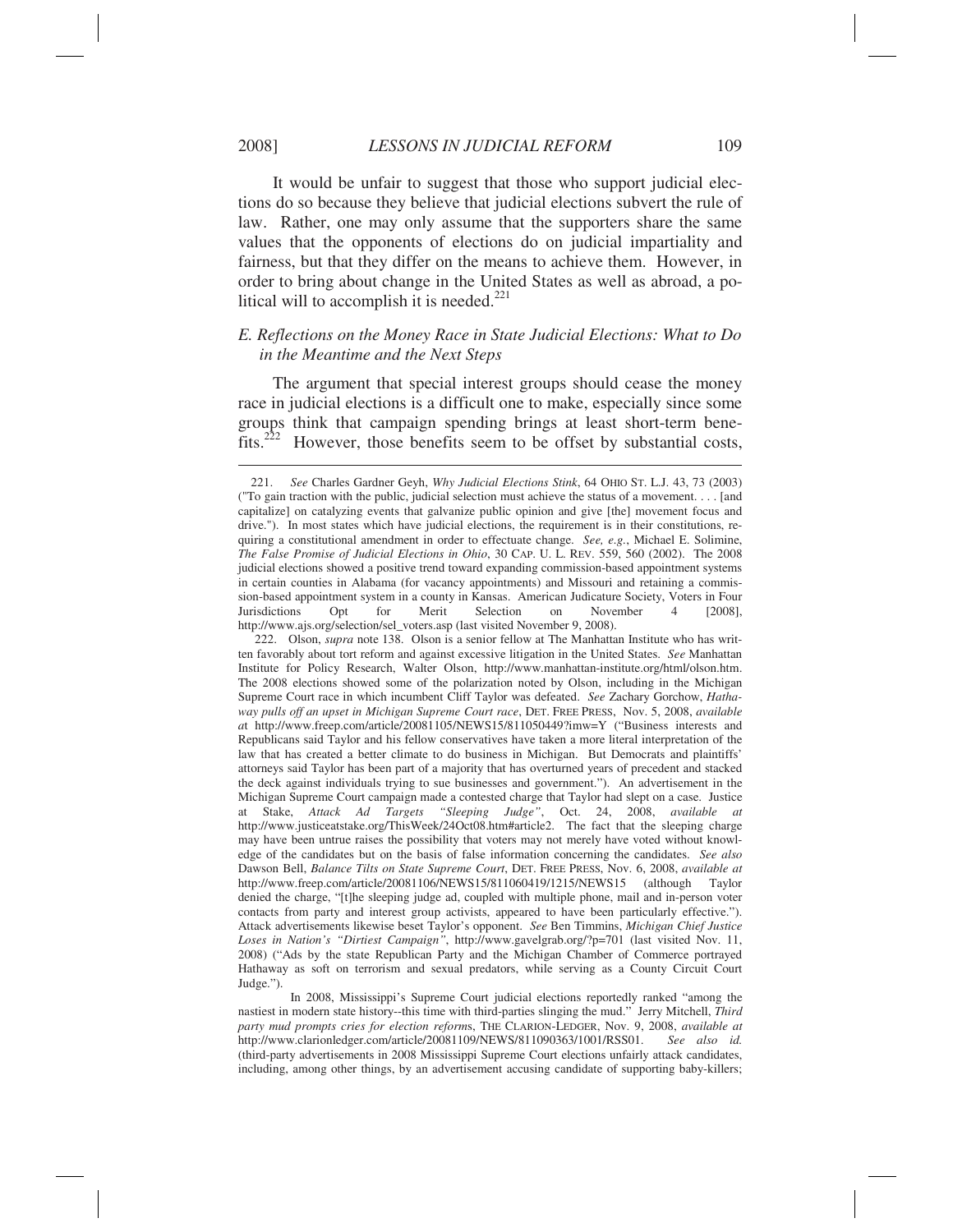It would be unfair to suggest that those who support judicial elections do so because they believe that judicial elections subvert the rule of law. Rather, one may only assume that the supporters share the same values that the opponents of elections do on judicial impartiality and fairness, but that they differ on the means to achieve them. However, in order to bring about change in the United States as well as abroad, a political will to accomplish it is needed.[221]

### *E. Reflections on the Money Race in State Judicial Elections: What to Do in the Meantime and the Next Steps*

The argument that special interest groups should cease the money race in judicial elections is a difficult one to make, especially since some groups think that campaign spending brings at least short-term benefits.[222] However, those benefits seem to be offset by substantial costs,

---

221. *See* Charles Gardner Geyh, *Why Judicial Elections Stink*, 64 OHIO ST. L.J. 43, 73 (2003) ("To gain traction with the public, judicial selection must achieve the status of a movement. . . . [and capitalize] on catalyzing events that galvanize public opinion and give [the] movement focus and drive."). In most states which have judicial elections, the requirement is in their constitutions, requiring a constitutional amendment in order to effectuate change. *See, e.g.*, Michael E. Solimine, *The False Promise of Judicial Elections in Ohio*, 30 CAP. U. L. REV. 559, 560 (2002). The 2008 judicial elections showed a positive trend toward expanding commission-based appointment systems in certain counties in Alabama (for vacancy appointments) and Missouri and retaining a commission-based appointment system in a county in Kansas. American Judicature Society, Voters in Four Jurisdictions Opt for Merit Selection on November 4 [2008], http://www.ajs.org/selection/sel_voters.asp (last visited November 9, 2008).

222. Olson, *supra* note 138. Olson is a senior fellow at The Manhattan Institute who has written favorably about tort reform and against excessive litigation in the United States. *See* Manhattan Institute for Policy Research, Walter Olson, http://www.manhattan-institute.org/html/olson.htm. The 2008 elections showed some of the polarization noted by Olson, including in the Michigan Supreme Court race in which incumbent Cliff Taylor was defeated. *See* Zachary Gorchow, *Hathaway pulls off an upset in Michigan Supreme Court race*, DET. FREE PRESS, Nov. 5, 2008, *available at* http://www.freep.com/article/20081105/NEWS15/811050449?imw=Y ("Business interests and Republicans said Taylor and his fellow conservatives have taken a more literal interpretation of the law that has created a better climate to do business in Michigan. But Democrats and plaintiffs' attorneys said Taylor has been part of a majority that has overturned years of precedent and stacked the deck against individuals trying to sue businesses and government."). An advertisement in the Michigan Supreme Court campaign made a contested charge that Taylor had slept on a case. Justice at Stake, *Attack Ad Targets "Sleeping Judge"*, Oct. 24, 2008, *available at* http://www.justiceatstake.org/ThisWeek/24Oct08.htm#article2. The fact that the sleeping charge may have been untrue raises the possibility that voters may not merely have voted without knowledge of the candidates but on the basis of false information concerning the candidates. *See also* Dawson Bell, *Balance Tilts on State Supreme Court*, DET. FREE PRESS, Nov. 6, 2008, *available at* http://www.freep.com/article/20081106/NEWS15/811060419/1215/NEWS15 (although Taylor denied the charge, "[t]he sleeping judge ad, coupled with multiple phone, mail and in-person voter contacts from party and interest group activists, appeared to have been particularly effective."). Attack advertisements likewise beset Taylor's opponent. *See* Ben Timmins, *Michigan Chief Justice Loses in Nation's "Dirtiest Campaign"*, http://www.gavelgrab.org/?p=701 (last visited Nov. 11, 2008) ("Ads by the state Republican Party and the Michigan Chamber of Commerce portrayed Hathaway as soft on terrorism and sexual predators, while serving as a County Circuit Court Judge.").

In 2008, Mississippi's Supreme Court judicial elections reportedly ranked "among the nastiest in modern state history--this time with third-parties slinging the mud." Jerry Mitchell, *Third party mud prompts cries for election reforms*, THE CLARION-LEDGER, Nov. 9, 2008, *available at* http://www.clarionledger.com/article/20081109/NEWS/811090363/1001/RSS01. *See also id.* (third-party advertisements in 2008 Mississippi Supreme Court elections unfairly attack candidates, including, among other things, by an advertisement accusing candidate of supporting baby-killers;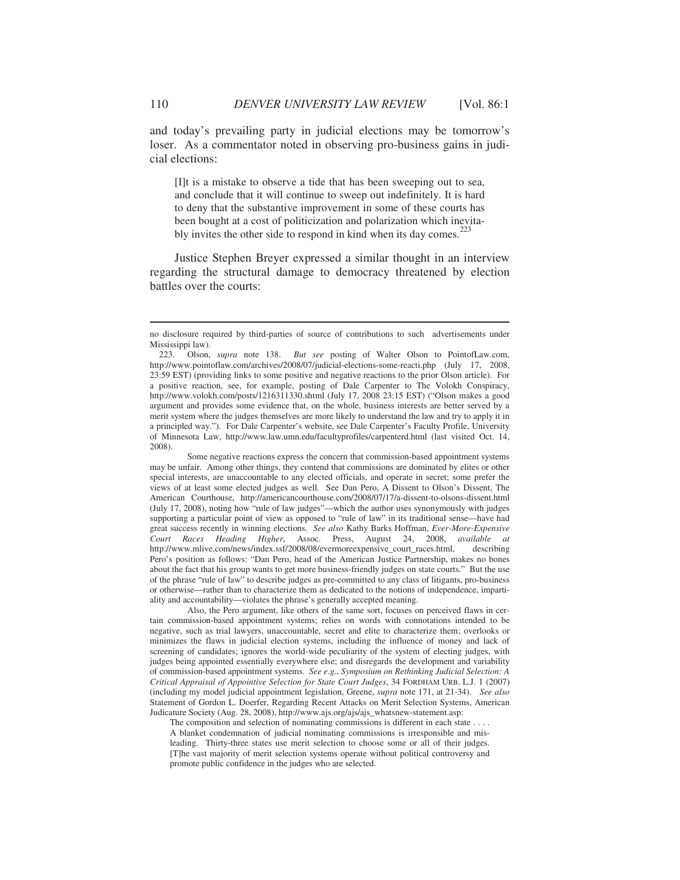and today's prevailing party in judicial elections may be tomorrow's loser. As a commentator noted in observing pro-business gains in judicial elections:

> [I]t is a mistake to observe a tide that has been sweeping out to sea, and conclude that it will continue to sweep out indefinitely. It is hard to deny that the substantive improvement in some of these courts has been bought at a cost of politicization and polarization which inevitably invites the other side to respond in kind when its day comes.[223]

Justice Stephen Breyer expressed a similar thought in an interview regarding the structural damage to democracy threatened by election battles over the courts:

---

no disclosure required by third-parties of source of contributions to such advertisements under Mississippi law).

223. Olson, *supra* note 138. *But see* posting of Walter Olson to PointofLaw.com, http://www.pointoflaw.com/archives/2008/07/judicial-elections-some-reacti.php (July 17, 2008, 23:59 EST) (providing links to some positive and negative reactions to the prior Olson article). For a positive reaction, see, for example, posting of Dale Carpenter to The Volokh Conspiracy, http://www.volokh.com/posts/1216311330.shtml (July 17, 2008 23:15 EST) ("Olson makes a good argument and provides some evidence that, on the whole, business interests are better served by a merit system where the judges themselves are more likely to understand the law and try to apply it in a principled way."). For Dale Carpenter's website, see Dale Carpenter's Faculty Profile, University of Minnesota Law, http://www.law.umn.edu/facultyprofiles/carpenterd.html (last visited Oct. 14, 2008).

Some negative reactions express the concern that commission-based appointment systems may be unfair. Among other things, they contend that commissions are dominated by elites or other special interests, are unaccountable to any elected officials, and operate in secret; some prefer the views of at least some elected judges as well. See Dan Pero, A Dissent to Olson's Dissent, The American Courthouse, http://americancourthouse.com/2008/07/17/a-dissent-to-olsons-dissent.html (July 17, 2008), noting how "rule of law judges"—which the author uses synonymously with judges supporting a particular point of view as opposed to "rule of law" in its traditional sense—have had great success recently in winning elections. *See also* Kathy Barks Hoffman, *Ever-More-Expensive Court Races Heading Higher*, Assoc. Press, August 24, 2008, *available at* http://www.mlive.com/news/index.ssf/2008/08/evermoreexpensive_court_races.html, describing Pero's position as follows: "Dan Pero, head of the American Justice Partnership, makes no bones about the fact that his group wants to get more business-friendly judges on state courts." But the use of the phrase "rule of law" to describe judges as pre-committed to any class of litigants, pro-business or otherwise—rather than to characterize them as dedicated to the notions of independence, impartiality and accountability—violates the phrase's generally accepted meaning.

Also, the Pero argument, like others of the same sort, focuses on perceived flaws in certain commission-based appointment systems; relies on words with connotations intended to be negative, such as trial lawyers, unaccountable, secret and elite to characterize them; overlooks or minimizes the flaws in judicial election systems, including the influence of money and lack of screening of candidates; ignores the world-wide peculiarity of the system of electing judges, with judges being appointed essentially everywhere else; and disregards the development and variability of commission-based appointment systems. *See e.g.*, *Symposium on Rethinking Judicial Selection: A Critical Appraisal of Appointive Selection for State Court Judges*, 34 FORDHAM URB. L.J. 1 (2007) (including my model judicial appointment legislation, Greene, *supra* note 171, at 21-34). *See also* Statement of Gordon L. Doerfer, Regarding Recent Attacks on Merit Selection Systems, American Judicature Society (Aug. 28, 2008), http://www.ajs.org/ajs/ajs_whatsnew-statement.asp:

> The composition and selection of nominating commissions is different in each state . . . . A blanket condemnation of judicial nominating commissions is irresponsible and misleading. Thirty-three states use merit selection to choose some or all of their judges. [T]he vast majority of merit selection systems operate without political controversy and promote public confidence in the judges who are selected.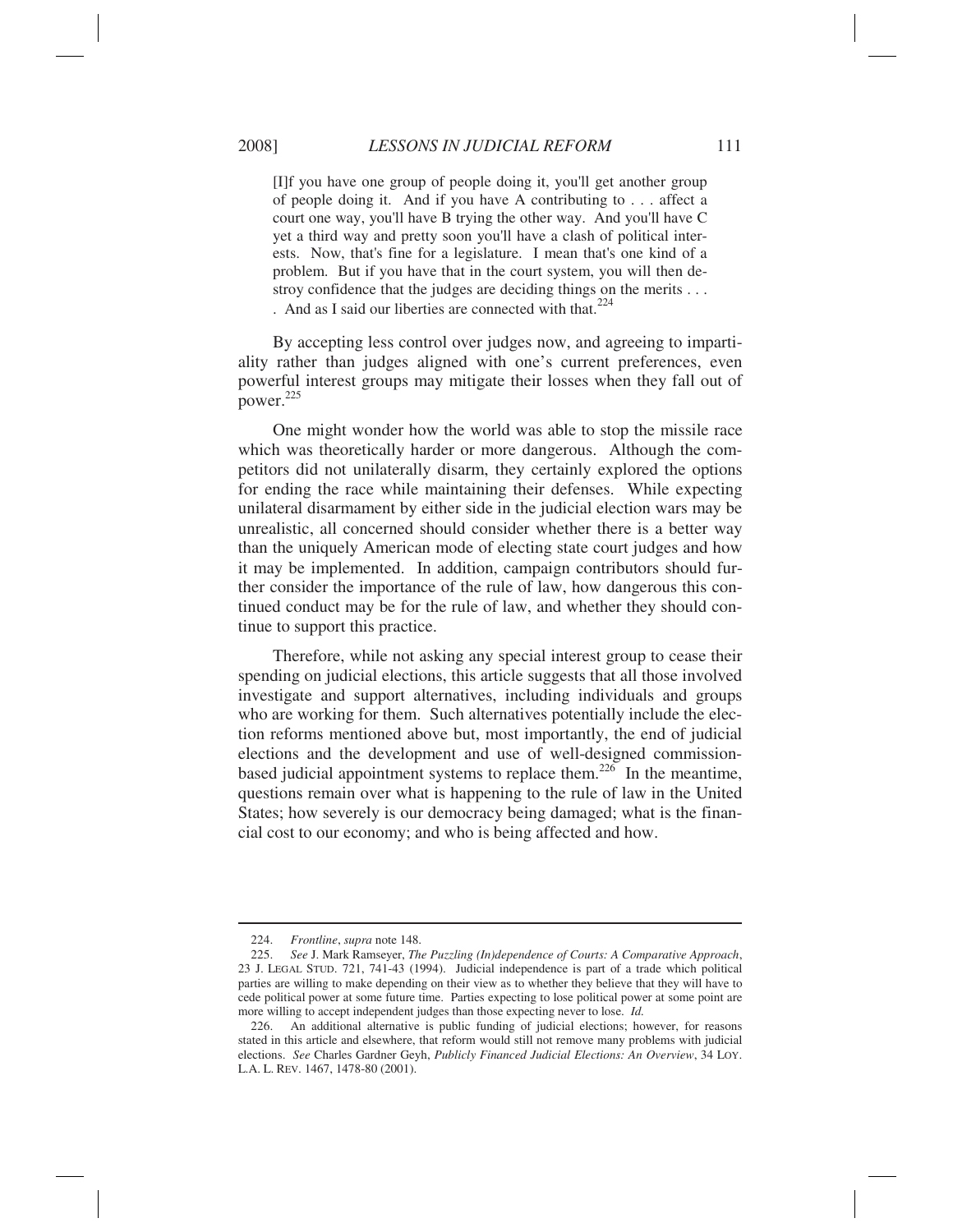> [I]f you have one group of people doing it, you'll get another group of people doing it. And if you have A contributing to . . . affect a court one way, you'll have B trying the other way. And you'll have C yet a third way and pretty soon you'll have a clash of political interests. Now, that's fine for a legislature. I mean that's one kind of a problem. But if you have that in the court system, you will then destroy confidence that the judges are deciding things on the merits . . . . And as I said our liberties are connected with that.[224]

By accepting less control over judges now, and agreeing to impartiality rather than judges aligned with one's current preferences, even powerful interest groups may mitigate their losses when they fall out of power.[225]

One might wonder how the world was able to stop the missile race which was theoretically harder or more dangerous. Although the competitors did not unilaterally disarm, they certainly explored the options for ending the race while maintaining their defenses. While expecting unilateral disarmament by either side in the judicial election wars may be unrealistic, all concerned should consider whether there is a better way than the uniquely American mode of electing state court judges and how it may be implemented. In addition, campaign contributors should further consider the importance of the rule of law, how dangerous this continued conduct may be for the rule of law, and whether they should continue to support this practice.

Therefore, while not asking any special interest group to cease their spending on judicial elections, this article suggests that all those involved investigate and support alternatives, including individuals and groups who are working for them. Such alternatives potentially include the election reforms mentioned above but, most importantly, the end of judicial elections and the development and use of well-designed commission-based judicial appointment systems to replace them.[226] In the meantime, questions remain over what is happening to the rule of law in the United States; how severely is our democracy being damaged; what is the financial cost to our economy; and who is being affected and how.

---

224. *Frontline*, *supra* note 148.

225. *See* J. Mark Ramseyer, *The Puzzling (In)dependence of Courts: A Comparative Approach*, 23 J. LEGAL STUD. 721, 741-43 (1994). Judicial independence is part of a trade which political parties are willing to make depending on their view as to whether they believe that they will have to cede political power at some future time. Parties expecting to lose political power at some point are more willing to accept independent judges than those expecting never to lose. *Id.*

226. An additional alternative is public funding of judicial elections; however, for reasons stated in this article and elsewhere, that reform would still not remove many problems with judicial elections. *See* Charles Gardner Geyh, *Publicly Financed Judicial Elections: An Overview*, 34 LOY. L.A. L. REV. 1467, 1478-80 (2001).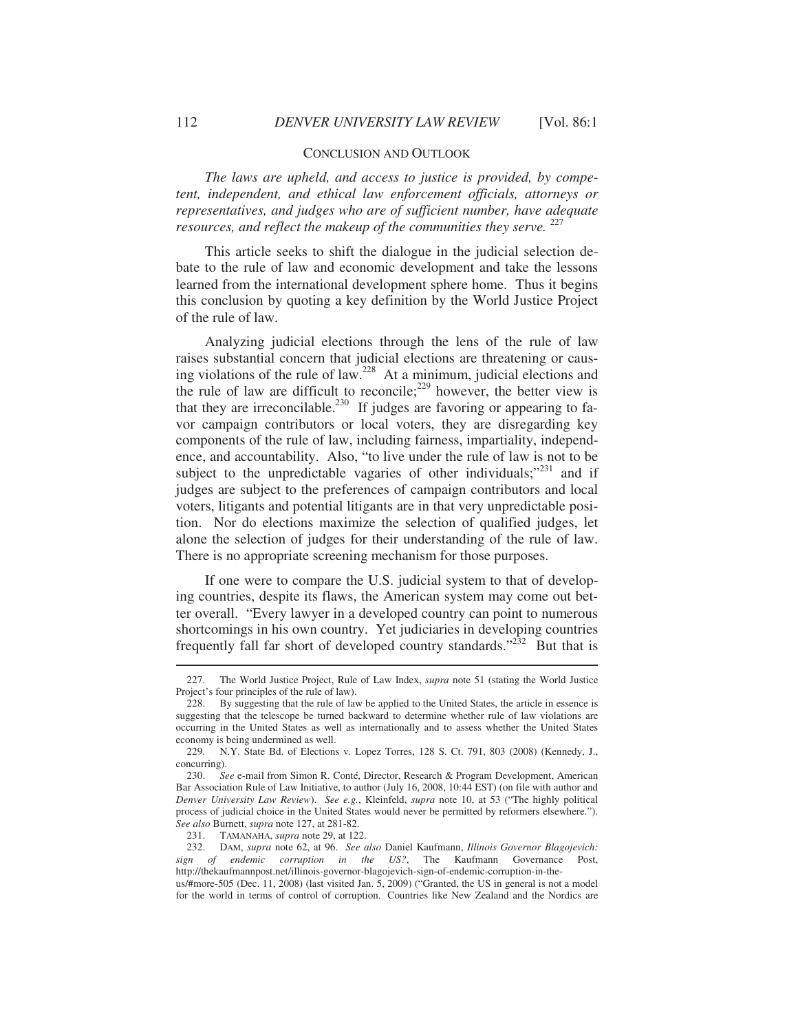## CONCLUSION AND OUTLOOK

*The laws are upheld, and access to justice is provided, by competent, independent, and ethical law enforcement officials, attorneys or representatives, and judges who are of sufficient number, have adequate resources, and reflect the makeup of the communities they serve.* [227]

This article seeks to shift the dialogue in the judicial selection debate to the rule of law and economic development and take the lessons learned from the international development sphere home. Thus it begins this conclusion by quoting a key definition by the World Justice Project of the rule of law.

Analyzing judicial elections through the lens of the rule of law raises substantial concern that judicial elections are threatening or causing violations of the rule of law.[228] At a minimum, judicial elections and the rule of law are difficult to reconcile;[229] however, the better view is that they are irreconcilable.[230] If judges are favoring or appearing to favor campaign contributors or local voters, they are disregarding key components of the rule of law, including fairness, impartiality, independence, and accountability. Also, "to live under the rule of law is not to be subject to the unpredictable vagaries of other individuals;"[231] and if judges are subject to the preferences of campaign contributors and local voters, litigants and potential litigants are in that very unpredictable position. Nor do elections maximize the selection of qualified judges, let alone the selection of judges for their understanding of the rule of law. There is no appropriate screening mechanism for those purposes.

If one were to compare the U.S. judicial system to that of developing countries, despite its flaws, the American system may come out better overall. "Every lawyer in a developed country can point to numerous shortcomings in his own country. Yet judiciaries in developing countries frequently fall far short of developed country standards."[232] But that is

---

227. The World Justice Project, Rule of Law Index, *supra* note 51 (stating the World Justice Project's four principles of the rule of law).

228. By suggesting that the rule of law be applied to the United States, the article in essence is suggesting that the telescope be turned backward to determine whether rule of law violations are occurring in the United States as well as internationally and to assess whether the United States economy is being undermined as well.

229. N.Y. State Bd. of Elections v. Lopez Torres, 128 S. Ct. 791, 803 (2008) (Kennedy, J., concurring).

230. *See* e-mail from Simon R. Conté, Director, Research & Program Development, American Bar Association Rule of Law Initiative, to author (July 16, 2008, 10:44 EST) (on file with author and *Denver University Law Review*). *See e.g.*, Kleinfeld, *supra* note 10, at 53 ("The highly political process of judicial choice in the United States would never be permitted by reformers elsewhere."). *See also* Burnett, *supra* note 127, at 281-82.

231. TAMANAHA, *supra* note 29, at 122.

232. DAM, *supra* note 62, at 96. *See also* Daniel Kaufmann, *Illinois Governor Blagojevich: sign of endemic corruption in the US?*, The Kaufmann Governance Post, http://thekaufmannpost.net/illinois-governor-blagojevich-sign-of-endemic-corruption-in-the-us/#more-505 (Dec. 11, 2008) (last visited Jan. 5, 2009) ("Granted, the US in general is not a model for the world in terms of control of corruption. Countries like New Zealand and the Nordics are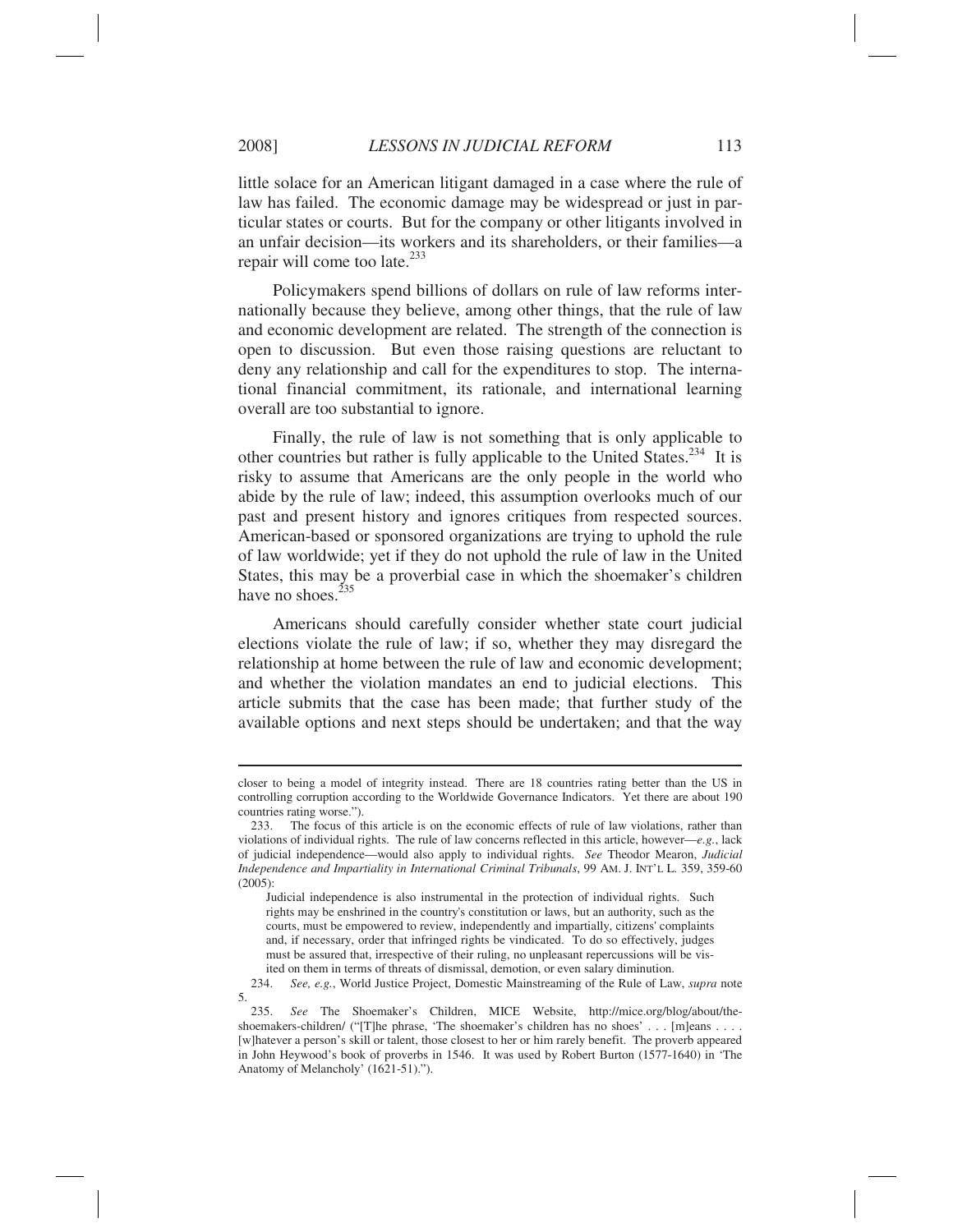little solace for an American litigant damaged in a case where the rule of law has failed. The economic damage may be widespread or just in particular states or courts. But for the company or other litigants involved in an unfair decision—its workers and its shareholders, or their families—a repair will come too late.[233]

Policymakers spend billions of dollars on rule of law reforms internationally because they believe, among other things, that the rule of law and economic development are related. The strength of the connection is open to discussion. But even those raising questions are reluctant to deny any relationship and call for the expenditures to stop. The international financial commitment, its rationale, and international learning overall are too substantial to ignore.

Finally, the rule of law is not something that is only applicable to other countries but rather is fully applicable to the United States.[234] It is risky to assume that Americans are the only people in the world who abide by the rule of law; indeed, this assumption overlooks much of our past and present history and ignores critiques from respected sources. American-based or sponsored organizations are trying to uphold the rule of law worldwide; yet if they do not uphold the rule of law in the United States, this may be a proverbial case in which the shoemaker's children have no shoes.[235]

Americans should carefully consider whether state court judicial elections violate the rule of law; if so, whether they may disregard the relationship at home between the rule of law and economic development; and whether the violation mandates an end to judicial elections. This article submits that the case has been made; that further study of the available options and next steps should be undertaken; and that the way

---

closer to being a model of integrity instead. There are 18 countries rating better than the US in controlling corruption according to the Worldwide Governance Indicators. Yet there are about 190 countries rating worse.").

233. The focus of this article is on the economic effects of rule of law violations, rather than violations of individual rights. The rule of law concerns reflected in this article, however—*e.g.*, lack of judicial independence—would also apply to individual rights. *See* Theodor Meron, *Judicial Independence and Impartiality in International Criminal Tribunals*, 99 AM. J. INT'L L. 359, 359-60 (2005):

> Judicial independence is also instrumental in the protection of individual rights. Such rights may be enshrined in the country's constitution or laws, but an authority, such as the courts, must be empowered to review, independently and impartially, citizens' complaints and, if necessary, order that infringed rights be vindicated. To do so effectively, judges must be assured that, irrespective of their ruling, no unpleasant repercussions will be visited on them in terms of threats of dismissal, demotion, or even salary diminution.

234. *See, e.g.*, World Justice Project, Domestic Mainstreaming of the Rule of Law, *supra* note 5.

235. *See* The Shoemaker's Children, MICE Website, http://mice.org/blog/about/the-shoemakers-children/ ("[T]he phrase, 'The shoemaker's children has no shoes' . . . [m]eans . . . . [w]hatever a person's skill or talent, those closest to her or him rarely benefit. The proverb appeared in John Heywood's book of proverbs in 1546. It was used by Robert Burton (1577-1640) in 'The Anatomy of Melancholy' (1621-51).").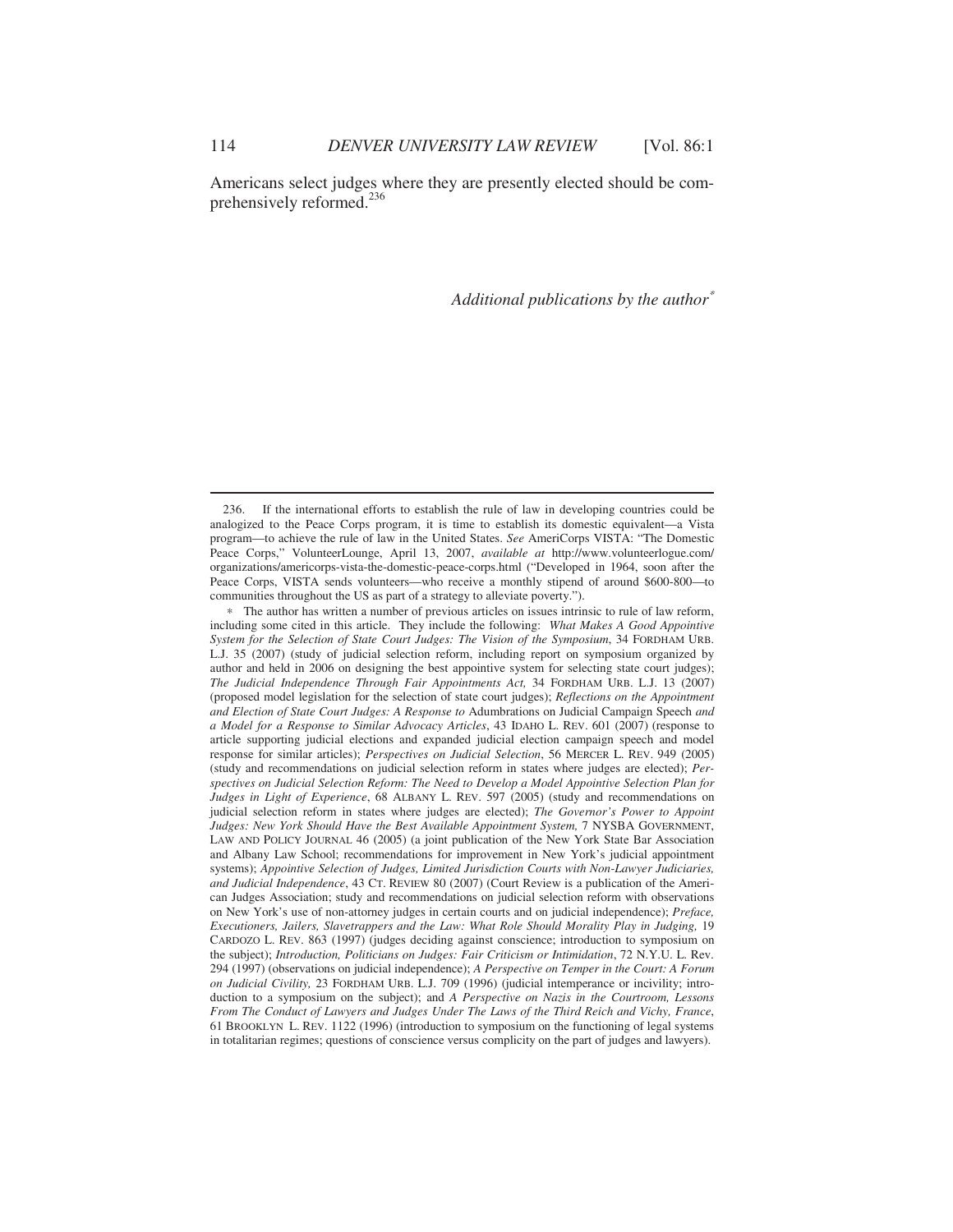Americans select judges where they are presently elected should be comprehensively reformed.[236]

*Additional publications by the author*[*]

---

236. If the international efforts to establish the rule of law in developing countries could be analogized to the Peace Corps program, it is time to establish its domestic equivalent—a Vista program—to achieve the rule of law in the United States. *See* AmeriCorps VISTA: "The Domestic Peace Corps," VolunteerLounge, April 13, 2007, *available at* http://www.volunteerlogue.com/organizations/americorps-vista-the-domestic-peace-corps.html ("Developed in 1964, soon after the Peace Corps, VISTA sends volunteers—who receive a monthly stipend of around $600-800—to communities throughout the US as part of a strategy to alleviate poverty.").

\* The author has written a number of previous articles on issues intrinsic to rule of law reform, including some cited in this article. They include the following: *What Makes A Good Appointive System for the Selection of State Court Judges: The Vision of the Symposium*, 34 FORDHAM URB. L.J. 35 (2007) (study of judicial selection reform, including report on symposium organized by author and held in 2006 on designing the best appointive system for selecting state court judges); *The Judicial Independence Through Fair Appointments Act,* 34 FORDHAM URB. L.J. 13 (2007) (proposed model legislation for the selection of state court judges); *Reflections on the Appointment and Election of State Court Judges: A Response to* Adumbrations on Judicial Campaign Speech *and a Model for a Response to Similar Advocacy Articles*, 43 IDAHO L. REV. 601 (2007) (response to article supporting judicial elections and expanded judicial election campaign speech and model response for similar articles); *Perspectives on Judicial Selection*, 56 MERCER L. REV. 949 (2005) (study and recommendations on judicial selection reform in states where judges are elected); *Perspectives on Judicial Selection Reform: The Need to Develop a Model Appointive Selection Plan for Judges in Light of Experience*, 68 ALBANY L. REV. 597 (2005) (study and recommendations on judicial selection reform in states where judges are elected); *The Governor's Power to Appoint Judges: New York Should Have the Best Available Appointment System*, 7 NYSBA GOVERNMENT, LAW AND POLICY JOURNAL 46 (2005) (a joint publication of the New York State Bar Association and Albany Law School; recommendations for improvement in New York's judicial appointment systems); *Appointive Selection of Judges, Limited Jurisdiction Courts with Non-Lawyer Judiciaries, and Judicial Independence*, 43 CT. REVIEW 80 (2007) (Court Review is a publication of the American Judges Association; study and recommendations on judicial selection reform with observations on New York's use of non-attorney judges in certain courts and on judicial independence); *Preface, Executioners, Jailers, Slavetrappers and the Law: What Role Should Morality Play in Judging,* 19 CARDOZO L. REV. 863 (1997) (judges deciding against conscience; introduction to symposium on the subject); *Introduction, Politicians on Judges: Fair Criticism or Intimidation*, 72 N.Y.U. L. Rev. 294 (1997) (observations on judicial independence); *A Perspective on Temper in the Court: A Forum on Judicial Civility,* 23 FORDHAM URB. L.J. 709 (1996) (judicial intemperance or incivility; introduction to a symposium on the subject); and *A Perspective on Nazis in the Courtroom, Lessons From The Conduct of Lawyers and Judges Under The Laws of the Third Reich and Vichy, France*, 61 BROOKLYN L. REV. 1122 (1996) (introduction to symposium on the functioning of legal systems in totalitarian regimes; questions of conscience versus complicity on the part of judges and lawyers).